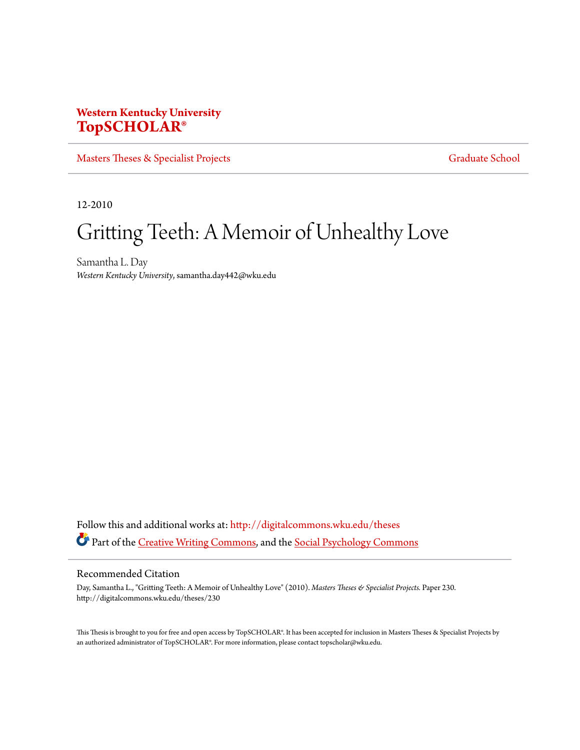**Western Kentucky University**
**TopSCHOLAR®**

Masters Theses & Specialist Projects | Graduate School

12-2010

# Gritting Teeth: A Memoir of Unhealthy Love

Samantha L. Day
*Western Kentucky University*, samantha.day442@wku.edu

Follow this and additional works at: http://digitalcommons.wku.edu/theses
Part of the Creative Writing Commons, and the Social Psychology Commons

## Recommended Citation

Day, Samantha L., "Gritting Teeth: A Memoir of Unhealthy Love" (2010). *Masters Theses & Specialist Projects.* Paper 230.
http://digitalcommons.wku.edu/theses/230

This Thesis is brought to you for free and open access by TopSCHOLAR®. It has been accepted for inclusion in Masters Theses & Specialist Projects by an authorized administrator of TopSCHOLAR®. For more information, please contact topscholar@wku.edu.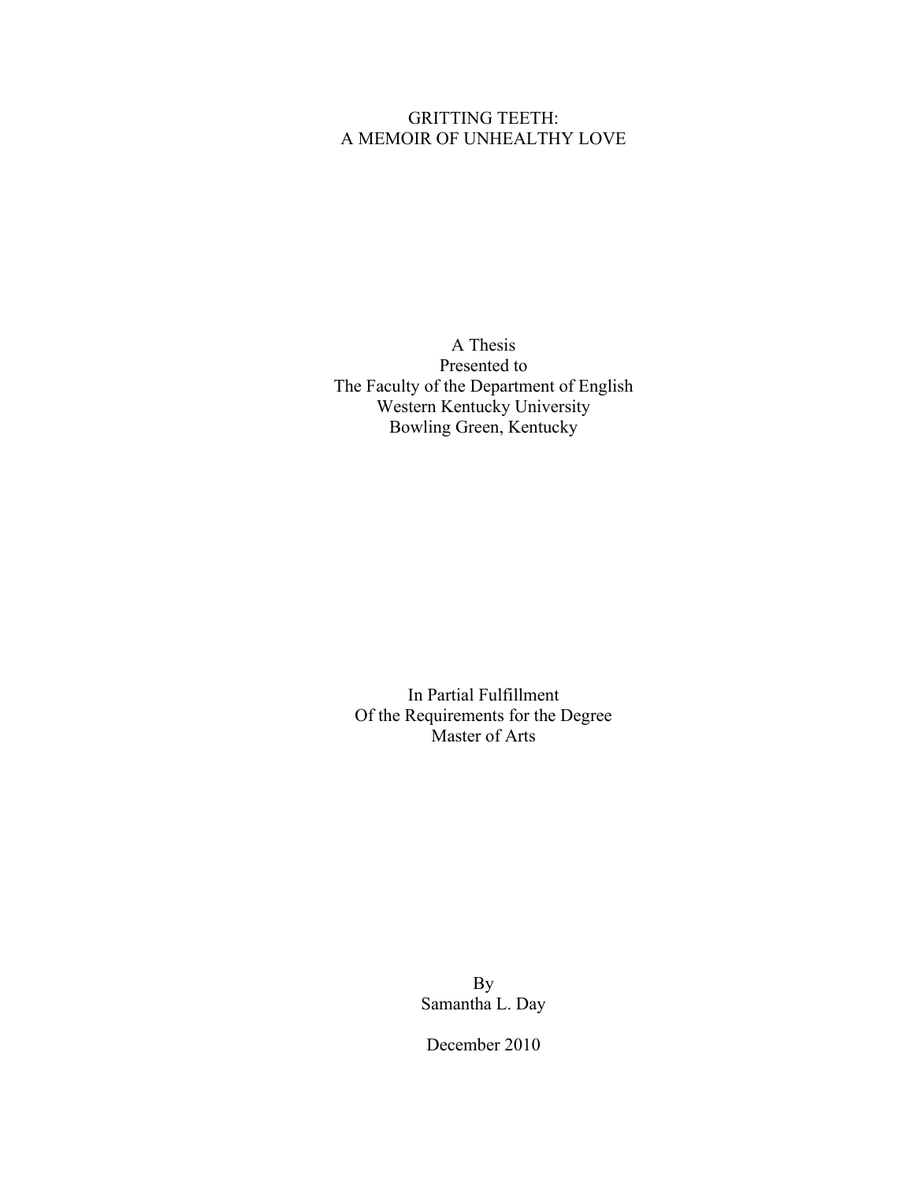# GRITTING TEETH:
# A MEMOIR OF UNHEALTHY LOVE

A Thesis
Presented to
The Faculty of the Department of English
Western Kentucky University
Bowling Green, Kentucky

In Partial Fulfillment
Of the Requirements for the Degree
Master of Arts

By
Samantha L. Day

December 2010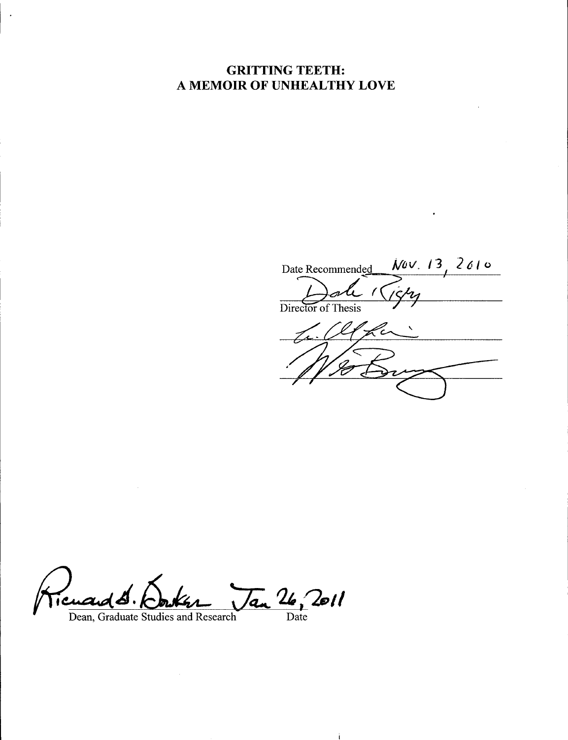**GRITTING TEETH:**
**A MEMOIR OF UNHEALTHY LOVE**

Date Recommended Nov. 13, 2010

Dale Rigby
Director of Thesis

Dean, Graduate Studies and Research — Jan 26, 2011
Date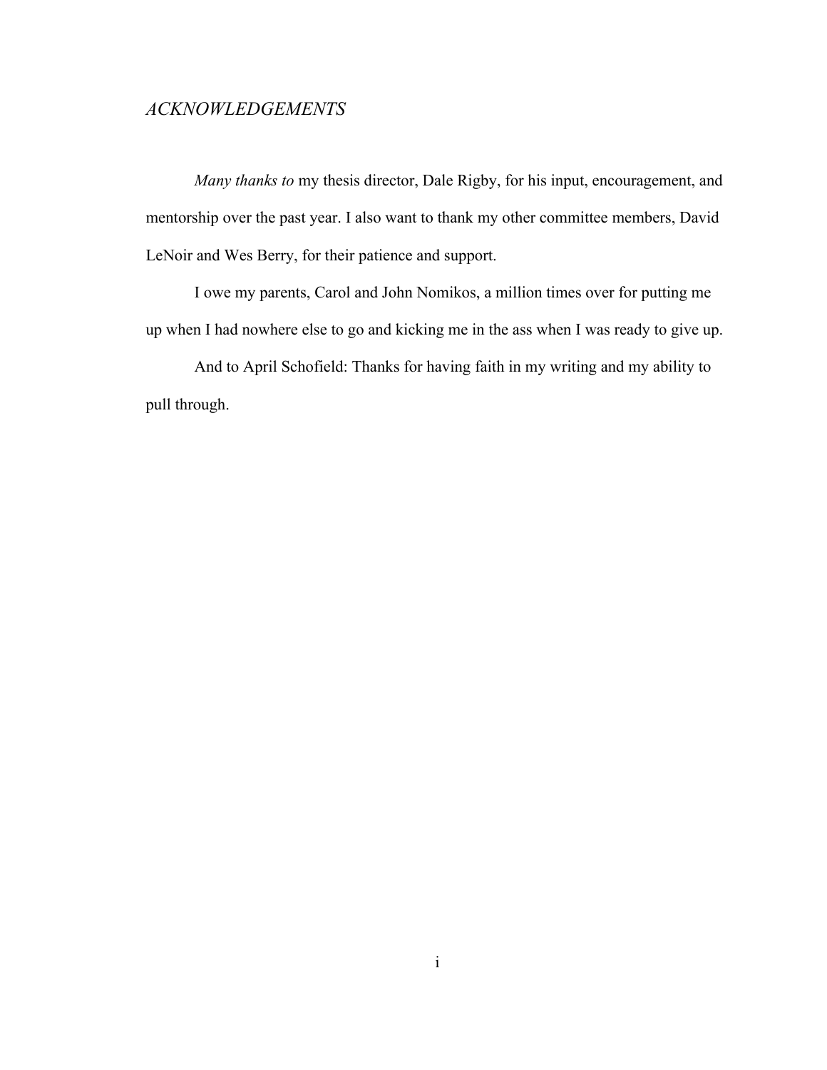# *ACKNOWLEDGEMENTS*

*Many thanks to* my thesis director, Dale Rigby, for his input, encouragement, and mentorship over the past year. I also want to thank my other committee members, David LeNoir and Wes Berry, for their patience and support.

I owe my parents, Carol and John Nomikos, a million times over for putting me up when I had nowhere else to go and kicking me in the ass when I was ready to give up.

And to April Schofield: Thanks for having faith in my writing and my ability to pull through.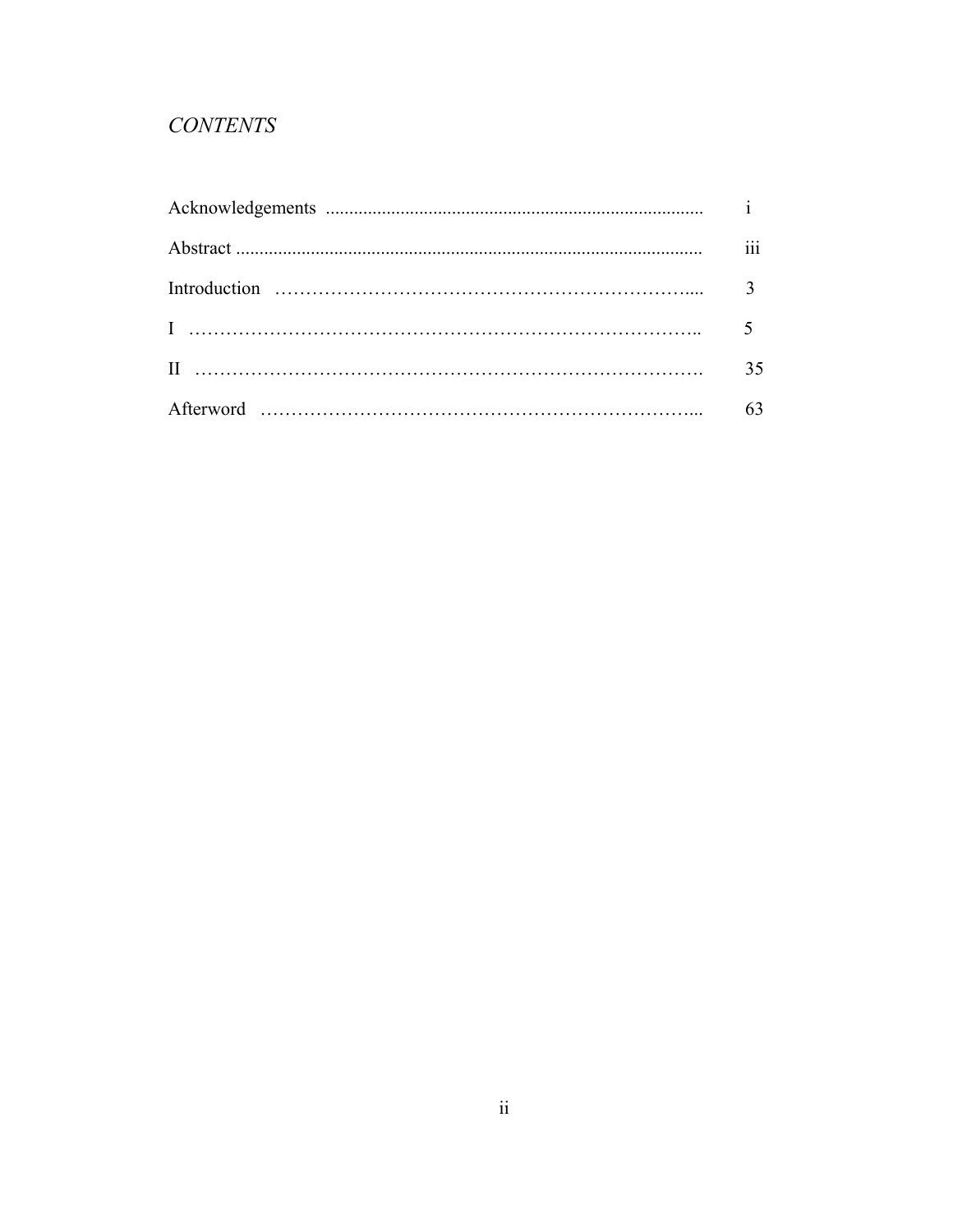## *CONTENTS*

| | |
|---|---|
| Acknowledgements | i |
| Abstract | iii |
| Introduction | 3 |
| I | 5 |
| II | 35 |
| Afterword | 63 |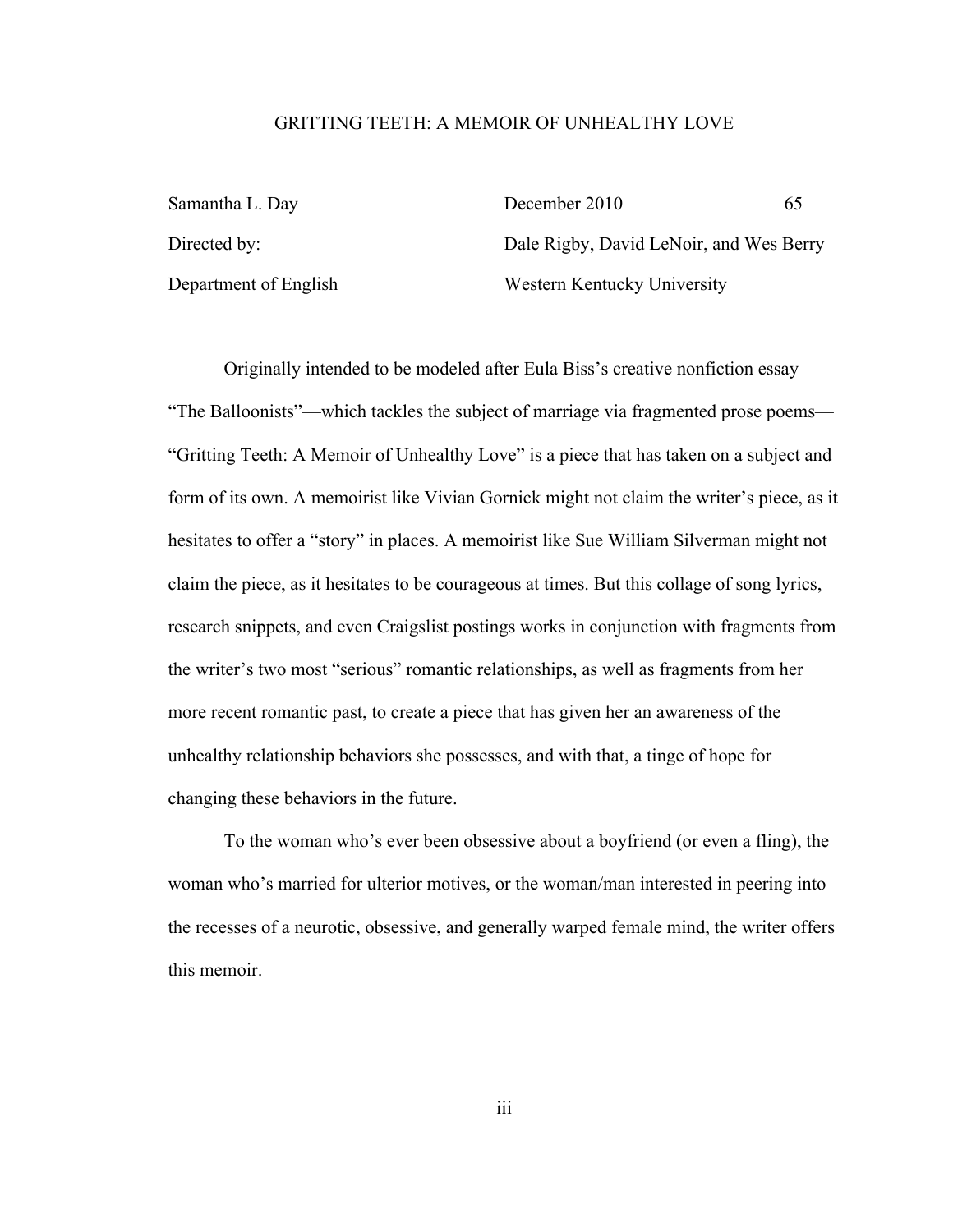# GRITTING TEETH: A MEMOIR OF UNHEALTHY LOVE

| | | |
|---|---|---|
| Samantha L. Day | December 2010 | 65 |
| Directed by: | Dale Rigby, David LeNoir, and Wes Berry | |
| Department of English | Western Kentucky University | |

Originally intended to be modeled after Eula Biss's creative nonfiction essay "The Balloonists"—which tackles the subject of marriage via fragmented prose poems—"Gritting Teeth: A Memoir of Unhealthy Love" is a piece that has taken on a subject and form of its own. A memoirist like Vivian Gornick might not claim the writer's piece, as it hesitates to offer a "story" in places. A memoirist like Sue William Silverman might not claim the piece, as it hesitates to be courageous at times. But this collage of song lyrics, research snippets, and even Craigslist postings works in conjunction with fragments from the writer's two most "serious" romantic relationships, as well as fragments from her more recent romantic past, to create a piece that has given her an awareness of the unhealthy relationship behaviors she possesses, and with that, a tinge of hope for changing these behaviors in the future.

To the woman who's ever been obsessive about a boyfriend (or even a fling), the woman who's married for ulterior motives, or the woman/man interested in peering into the recesses of a neurotic, obsessive, and generally warped female mind, the writer offers this memoir.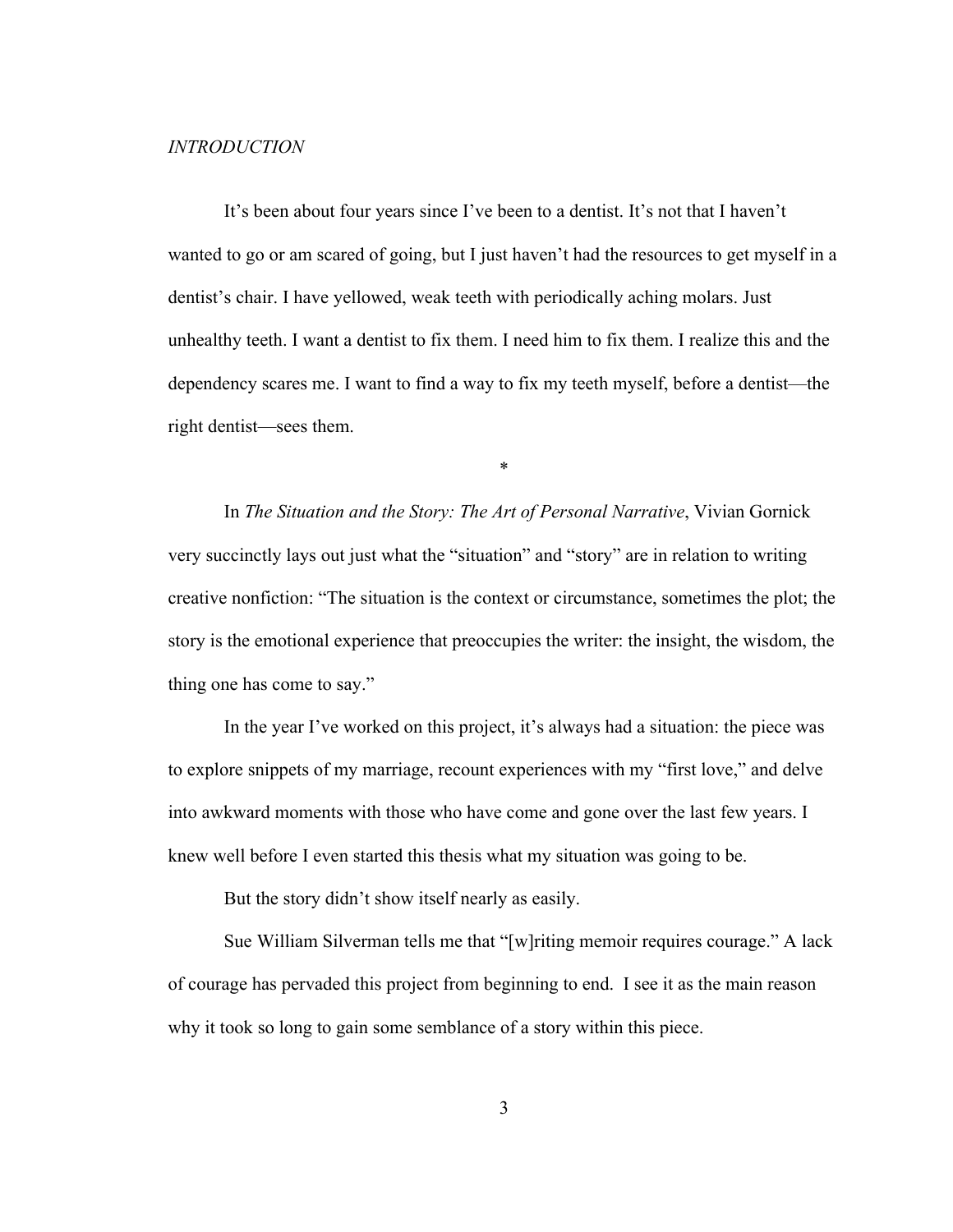*INTRODUCTION*

It's been about four years since I've been to a dentist. It's not that I haven't wanted to go or am scared of going, but I just haven't had the resources to get myself in a dentist's chair. I have yellowed, weak teeth with periodically aching molars. Just unhealthy teeth. I want a dentist to fix them. I need him to fix them. I realize this and the dependency scares me. I want to find a way to fix my teeth myself, before a dentist—the right dentist—sees them.

*

In *The Situation and the Story: The Art of Personal Narrative*, Vivian Gornick very succinctly lays out just what the "situation" and "story" are in relation to writing creative nonfiction: "The situation is the context or circumstance, sometimes the plot; the story is the emotional experience that preoccupies the writer: the insight, the wisdom, the thing one has come to say."

In the year I've worked on this project, it's always had a situation: the piece was to explore snippets of my marriage, recount experiences with my "first love," and delve into awkward moments with those who have come and gone over the last few years. I knew well before I even started this thesis what my situation was going to be.

But the story didn't show itself nearly as easily.

Sue William Silverman tells me that "[w]riting memoir requires courage." A lack of courage has pervaded this project from beginning to end. I see it as the main reason why it took so long to gain some semblance of a story within this piece.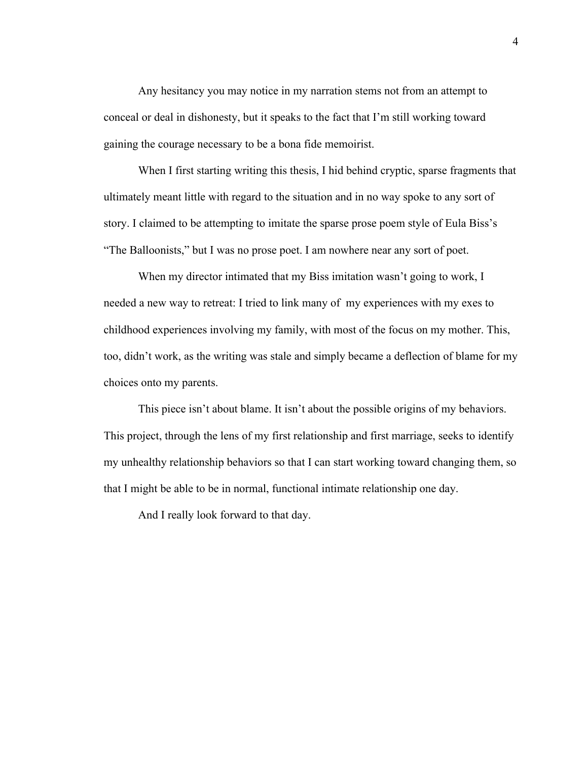Any hesitancy you may notice in my narration stems not from an attempt to conceal or deal in dishonesty, but it speaks to the fact that I'm still working toward gaining the courage necessary to be a bona fide memoirist.

When I first starting writing this thesis, I hid behind cryptic, sparse fragments that ultimately meant little with regard to the situation and in no way spoke to any sort of story. I claimed to be attempting to imitate the sparse prose poem style of Eula Biss's "The Balloonists," but I was no prose poet. I am nowhere near any sort of poet.

When my director intimated that my Biss imitation wasn't going to work, I needed a new way to retreat: I tried to link many of my experiences with my exes to childhood experiences involving my family, with most of the focus on my mother. This, too, didn't work, as the writing was stale and simply became a deflection of blame for my choices onto my parents.

This piece isn't about blame. It isn't about the possible origins of my behaviors. This project, through the lens of my first relationship and first marriage, seeks to identify my unhealthy relationship behaviors so that I can start working toward changing them, so that I might be able to be in normal, functional intimate relationship one day.

And I really look forward to that day.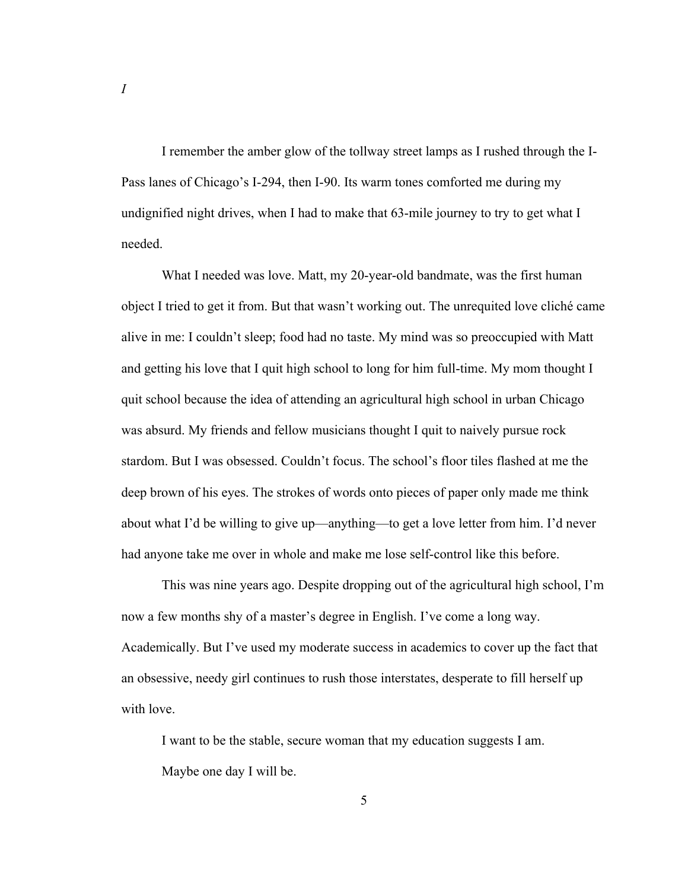*I*

I remember the amber glow of the tollway street lamps as I rushed through the I-Pass lanes of Chicago's I-294, then I-90. Its warm tones comforted me during my undignified night drives, when I had to make that 63-mile journey to try to get what I needed.

What I needed was love. Matt, my 20-year-old bandmate, was the first human object I tried to get it from. But that wasn't working out. The unrequited love cliché came alive in me: I couldn't sleep; food had no taste. My mind was so preoccupied with Matt and getting his love that I quit high school to long for him full-time. My mom thought I quit school because the idea of attending an agricultural high school in urban Chicago was absurd. My friends and fellow musicians thought I quit to naively pursue rock stardom. But I was obsessed. Couldn't focus. The school's floor tiles flashed at me the deep brown of his eyes. The strokes of words onto pieces of paper only made me think about what I'd be willing to give up—anything—to get a love letter from him. I'd never had anyone take me over in whole and make me lose self-control like this before.

This was nine years ago. Despite dropping out of the agricultural high school, I'm now a few months shy of a master's degree in English. I've come a long way. Academically. But I've used my moderate success in academics to cover up the fact that an obsessive, needy girl continues to rush those interstates, desperate to fill herself up with love.

I want to be the stable, secure woman that my education suggests I am.

Maybe one day I will be.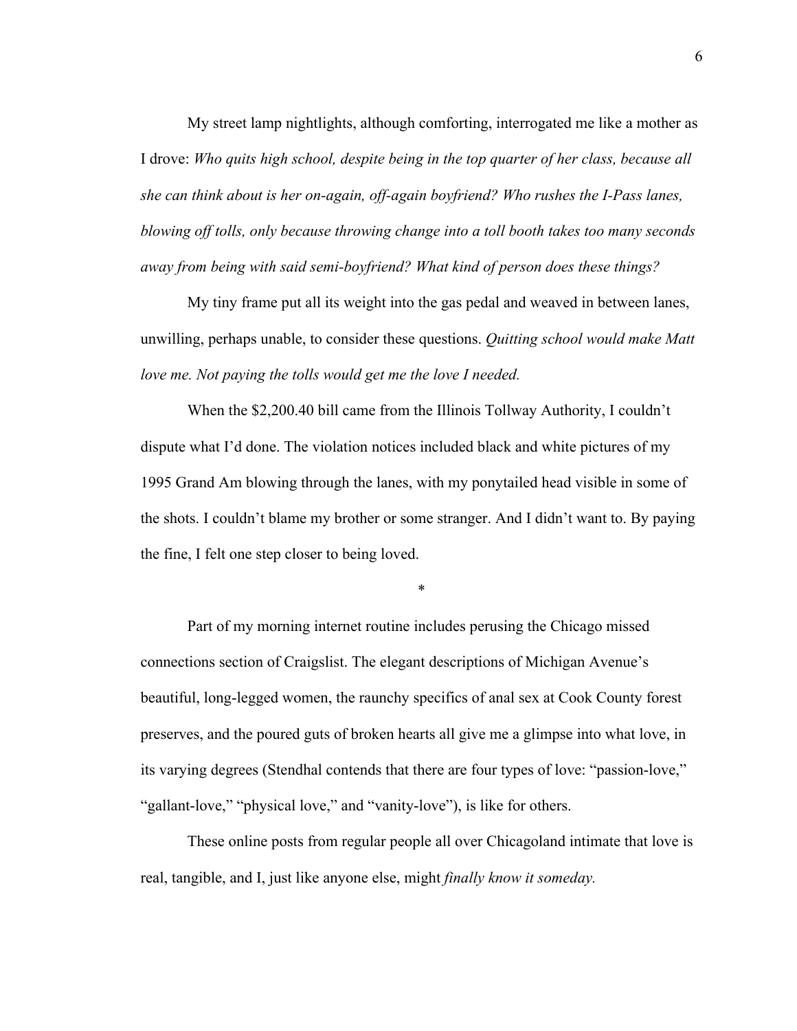My street lamp nightlights, although comforting, interrogated me like a mother as I drove: *Who quits high school, despite being in the top quarter of her class, because all she can think about is her on-again, off-again boyfriend? Who rushes the I-Pass lanes, blowing off tolls, only because throwing change into a toll booth takes too many seconds away from being with said semi-boyfriend? What kind of person does these things?*

My tiny frame put all its weight into the gas pedal and weaved in between lanes, unwilling, perhaps unable, to consider these questions. *Quitting school would make Matt love me. Not paying the tolls would get me the love I needed.*

When the $2,200.40 bill came from the Illinois Tollway Authority, I couldn't dispute what I'd done. The violation notices included black and white pictures of my 1995 Grand Am blowing through the lanes, with my ponytailed head visible in some of the shots. I couldn't blame my brother or some stranger. And I didn't want to. By paying the fine, I felt one step closer to being loved.

\*

Part of my morning internet routine includes perusing the Chicago missed connections section of Craigslist. The elegant descriptions of Michigan Avenue's beautiful, long-legged women, the raunchy specifics of anal sex at Cook County forest preserves, and the poured guts of broken hearts all give me a glimpse into what love, in its varying degrees (Stendhal contends that there are four types of love: "passion-love," "gallant-love," "physical love," and "vanity-love"), is like for others.

These online posts from regular people all over Chicagoland intimate that love is real, tangible, and I, just like anyone else, might *finally know it someday.*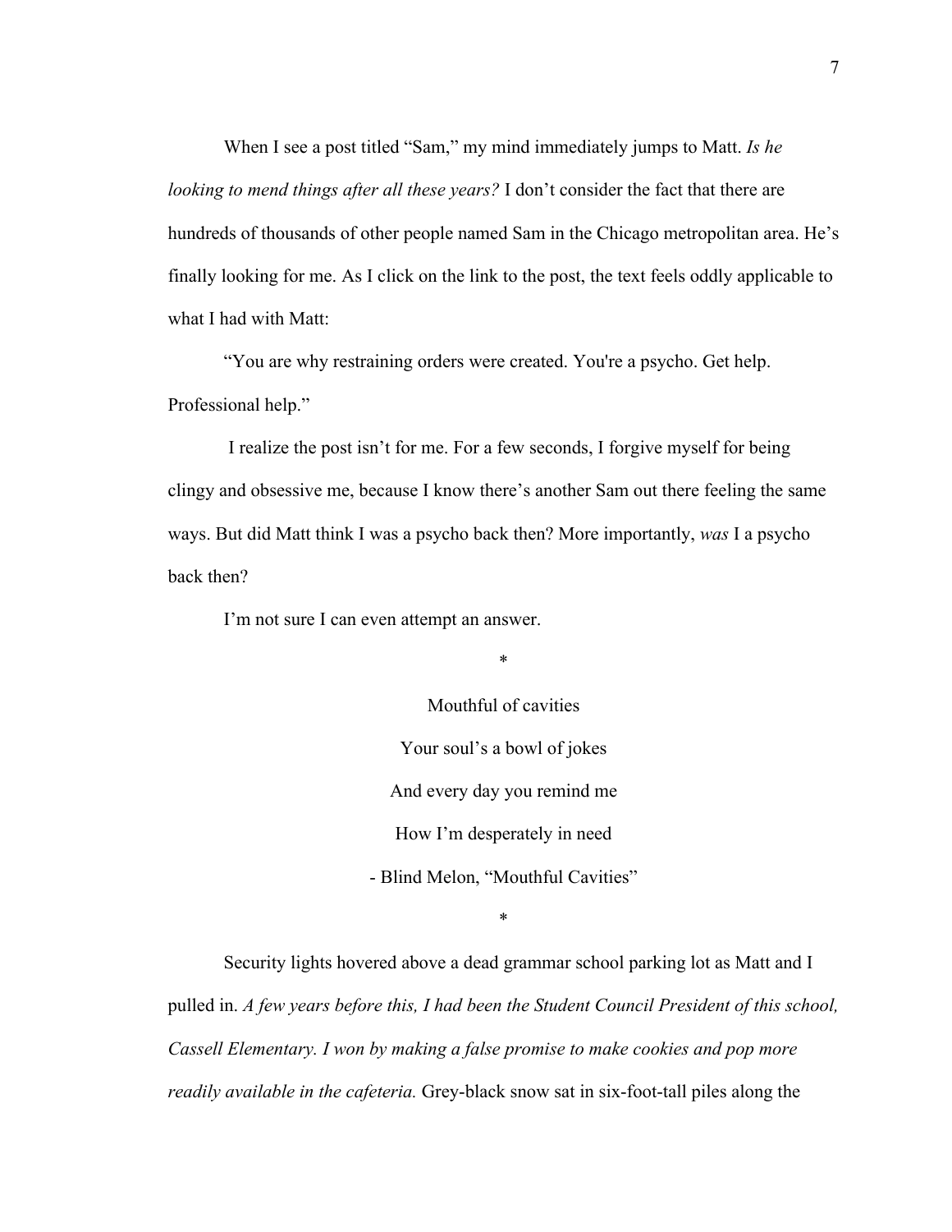When I see a post titled "Sam," my mind immediately jumps to Matt. *Is he looking to mend things after all these years?* I don't consider the fact that there are hundreds of thousands of other people named Sam in the Chicago metropolitan area. He's finally looking for me. As I click on the link to the post, the text feels oddly applicable to what I had with Matt:

"You are why restraining orders were created. You're a psycho. Get help. Professional help."

I realize the post isn't for me. For a few seconds, I forgive myself for being clingy and obsessive me, because I know there's another Sam out there feeling the same ways. But did Matt think I was a psycho back then? More importantly, *was* I a psycho back then?

I'm not sure I can even attempt an answer.

*

Mouthful of cavities

Your soul's a bowl of jokes

And every day you remind me

How I'm desperately in need

- Blind Melon, "Mouthful Cavities"

*

Security lights hovered above a dead grammar school parking lot as Matt and I pulled in. *A few years before this, I had been the Student Council President of this school, Cassell Elementary. I won by making a false promise to make cookies and pop more readily available in the cafeteria.* Grey-black snow sat in six-foot-tall piles along the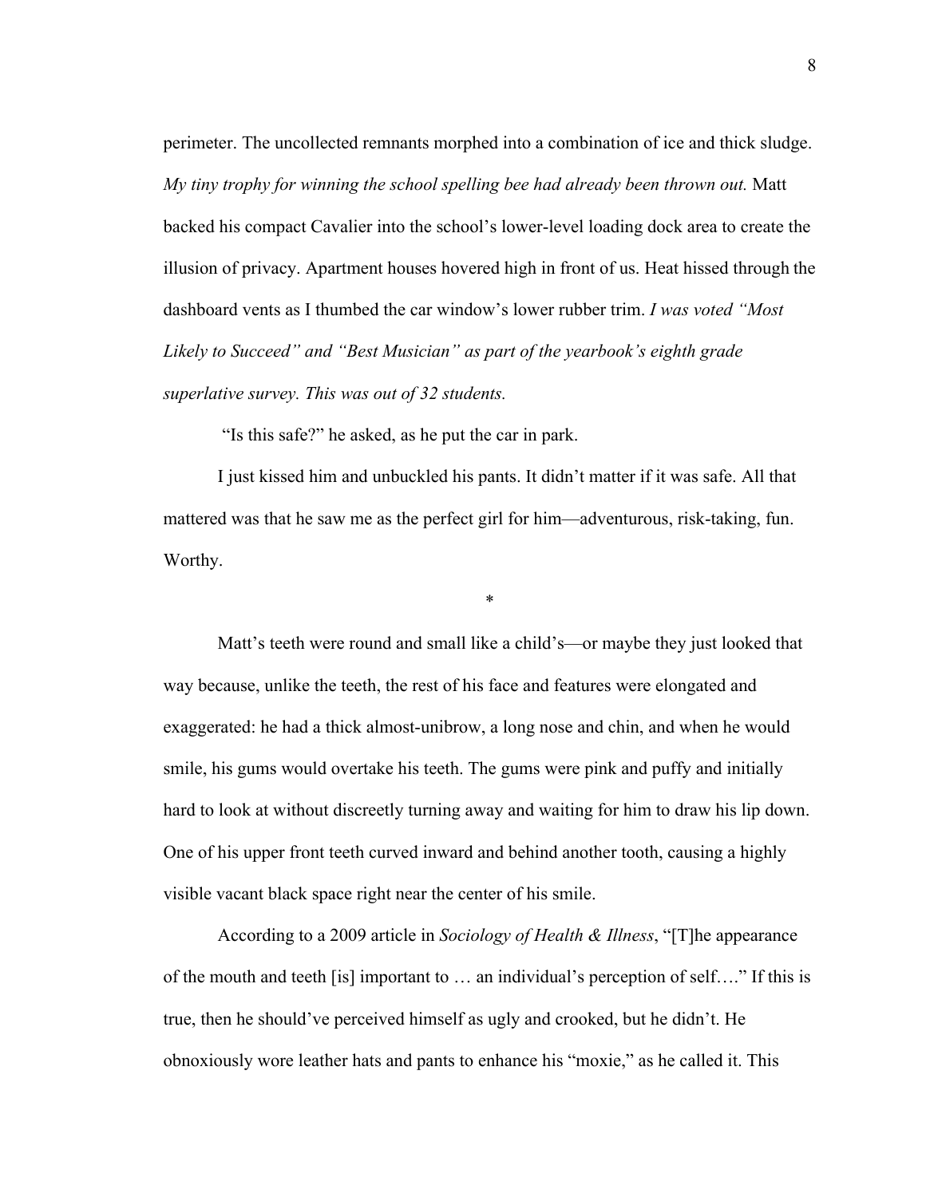perimeter. The uncollected remnants morphed into a combination of ice and thick sludge. *My tiny trophy for winning the school spelling bee had already been thrown out.* Matt backed his compact Cavalier into the school's lower-level loading dock area to create the illusion of privacy. Apartment houses hovered high in front of us. Heat hissed through the dashboard vents as I thumbed the car window's lower rubber trim. *I was voted "Most Likely to Succeed" and "Best Musician" as part of the yearbook's eighth grade superlative survey. This was out of 32 students.*

"Is this safe?" he asked, as he put the car in park.

I just kissed him and unbuckled his pants. It didn't matter if it was safe. All that mattered was that he saw me as the perfect girl for him—adventurous, risk-taking, fun. Worthy.

*

Matt's teeth were round and small like a child's—or maybe they just looked that way because, unlike the teeth, the rest of his face and features were elongated and exaggerated: he had a thick almost-unibrow, a long nose and chin, and when he would smile, his gums would overtake his teeth. The gums were pink and puffy and initially hard to look at without discreetly turning away and waiting for him to draw his lip down. One of his upper front teeth curved inward and behind another tooth, causing a highly visible vacant black space right near the center of his smile.

According to a 2009 article in *Sociology of Health & Illness*, "[T]he appearance of the mouth and teeth [is] important to … an individual's perception of self…." If this is true, then he should've perceived himself as ugly and crooked, but he didn't. He obnoxiously wore leather hats and pants to enhance his "moxie," as he called it. This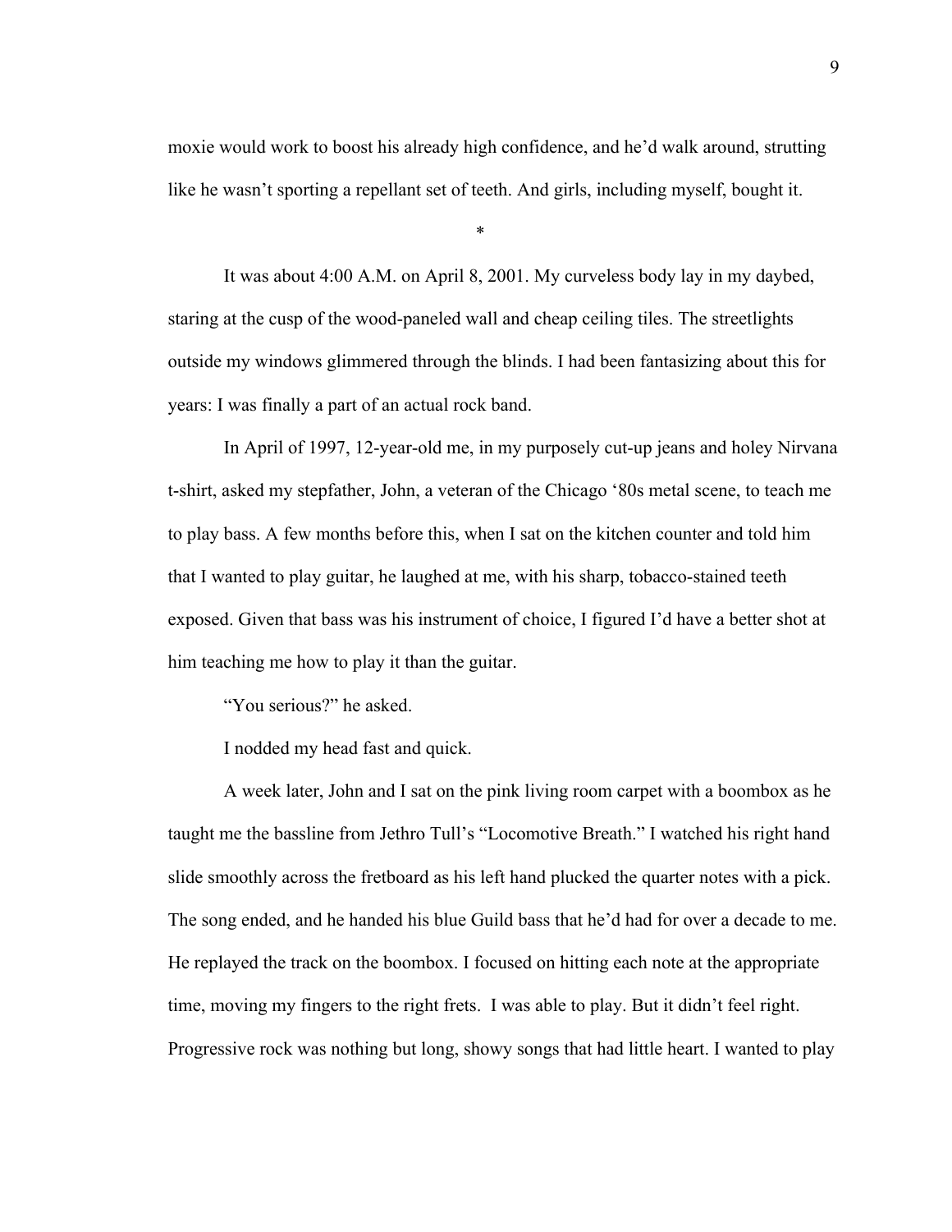moxie would work to boost his already high confidence, and he'd walk around, strutting like he wasn't sporting a repellant set of teeth. And girls, including myself, bought it.

*

It was about 4:00 A.M. on April 8, 2001. My curveless body lay in my daybed, staring at the cusp of the wood-paneled wall and cheap ceiling tiles. The streetlights outside my windows glimmered through the blinds. I had been fantasizing about this for years: I was finally a part of an actual rock band.

In April of 1997, 12-year-old me, in my purposely cut-up jeans and holey Nirvana t-shirt, asked my stepfather, John, a veteran of the Chicago '80s metal scene, to teach me to play bass. A few months before this, when I sat on the kitchen counter and told him that I wanted to play guitar, he laughed at me, with his sharp, tobacco-stained teeth exposed. Given that bass was his instrument of choice, I figured I'd have a better shot at him teaching me how to play it than the guitar.

"You serious?" he asked.

I nodded my head fast and quick.

A week later, John and I sat on the pink living room carpet with a boombox as he taught me the bassline from Jethro Tull's "Locomotive Breath." I watched his right hand slide smoothly across the fretboard as his left hand plucked the quarter notes with a pick. The song ended, and he handed his blue Guild bass that he'd had for over a decade to me. He replayed the track on the boombox. I focused on hitting each note at the appropriate time, moving my fingers to the right frets. I was able to play. But it didn't feel right. Progressive rock was nothing but long, showy songs that had little heart. I wanted to play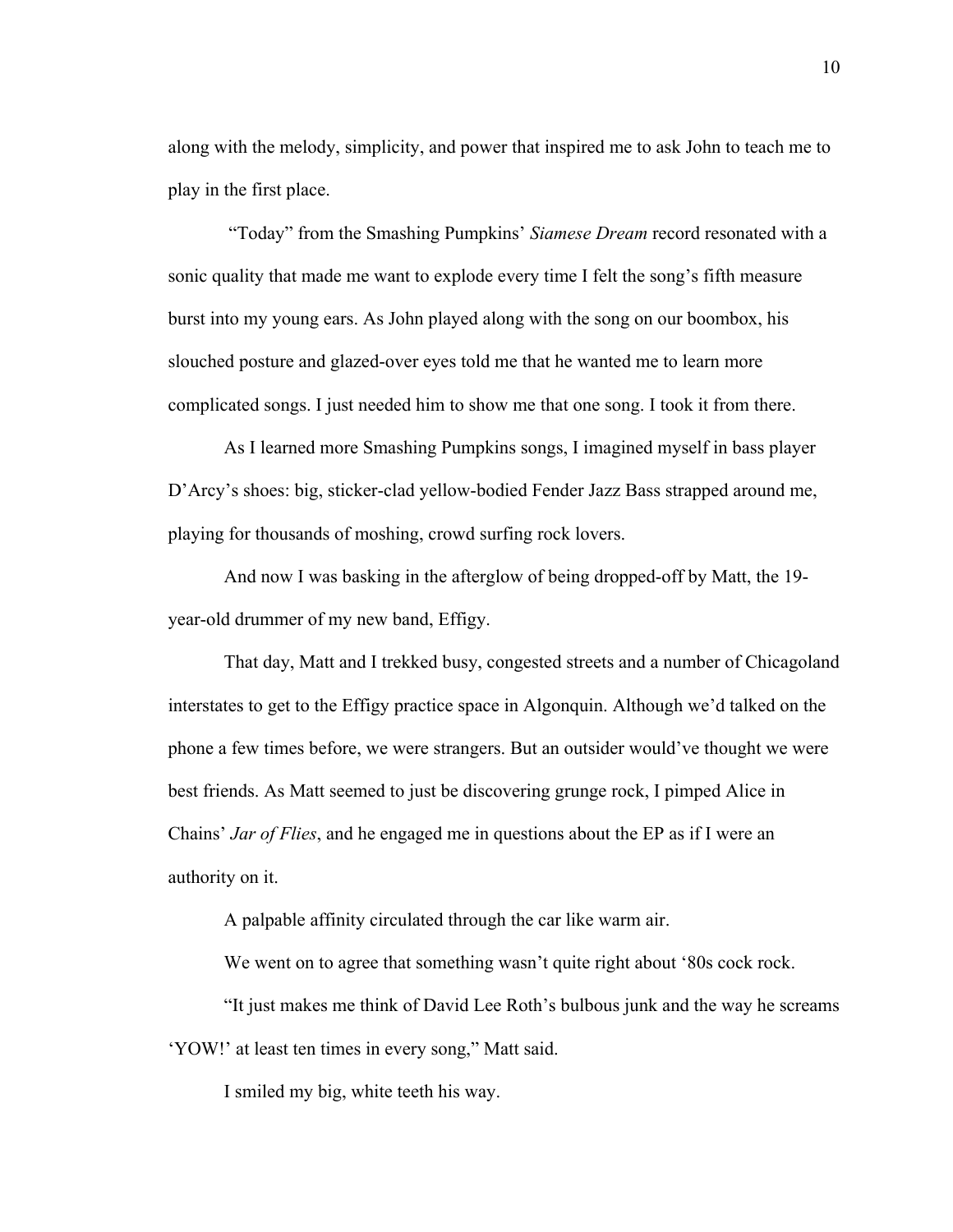along with the melody, simplicity, and power that inspired me to ask John to teach me to play in the first place.

"Today" from the Smashing Pumpkins' *Siamese Dream* record resonated with a sonic quality that made me want to explode every time I felt the song's fifth measure burst into my young ears. As John played along with the song on our boombox, his slouched posture and glazed-over eyes told me that he wanted me to learn more complicated songs. I just needed him to show me that one song. I took it from there.

As I learned more Smashing Pumpkins songs, I imagined myself in bass player D'Arcy's shoes: big, sticker-clad yellow-bodied Fender Jazz Bass strapped around me, playing for thousands of moshing, crowd surfing rock lovers.

And now I was basking in the afterglow of being dropped-off by Matt, the 19-year-old drummer of my new band, Effigy.

That day, Matt and I trekked busy, congested streets and a number of Chicagoland interstates to get to the Effigy practice space in Algonquin. Although we'd talked on the phone a few times before, we were strangers. But an outsider would've thought we were best friends. As Matt seemed to just be discovering grunge rock, I pimped Alice in Chains' *Jar of Flies*, and he engaged me in questions about the EP as if I were an authority on it.

A palpable affinity circulated through the car like warm air.

We went on to agree that something wasn't quite right about '80s cock rock.

"It just makes me think of David Lee Roth's bulbous junk and the way he screams 'YOW!' at least ten times in every song," Matt said.

I smiled my big, white teeth his way.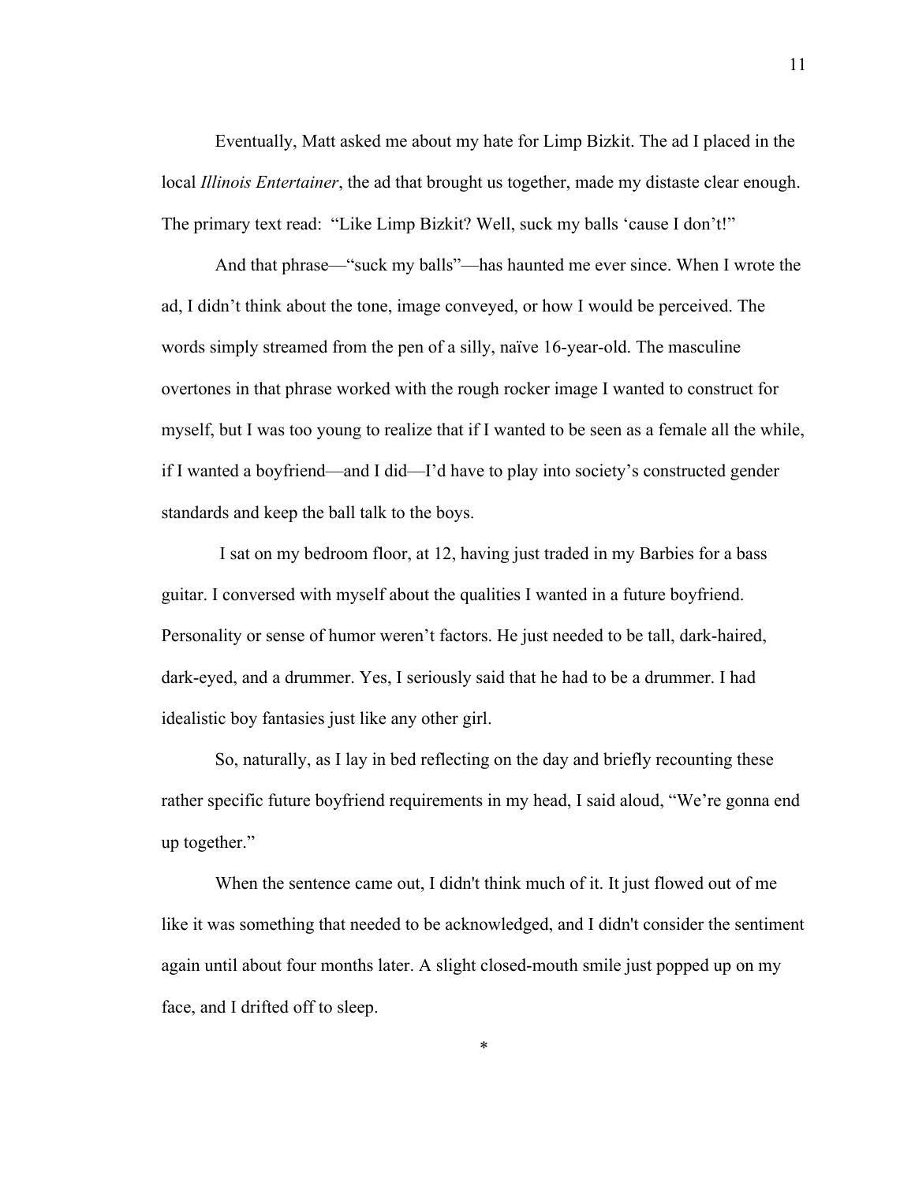Eventually, Matt asked me about my hate for Limp Bizkit. The ad I placed in the local *Illinois Entertainer*, the ad that brought us together, made my distaste clear enough. The primary text read: "Like Limp Bizkit? Well, suck my balls 'cause I don't!"

And that phrase—"suck my balls"—has haunted me ever since. When I wrote the ad, I didn't think about the tone, image conveyed, or how I would be perceived. The words simply streamed from the pen of a silly, naïve 16-year-old. The masculine overtones in that phrase worked with the rough rocker image I wanted to construct for myself, but I was too young to realize that if I wanted to be seen as a female all the while, if I wanted a boyfriend—and I did—I'd have to play into society's constructed gender standards and keep the ball talk to the boys.

I sat on my bedroom floor, at 12, having just traded in my Barbies for a bass guitar. I conversed with myself about the qualities I wanted in a future boyfriend. Personality or sense of humor weren't factors. He just needed to be tall, dark-haired, dark-eyed, and a drummer. Yes, I seriously said that he had to be a drummer. I had idealistic boy fantasies just like any other girl.

So, naturally, as I lay in bed reflecting on the day and briefly recounting these rather specific future boyfriend requirements in my head, I said aloud, "We're gonna end up together."

When the sentence came out, I didn't think much of it. It just flowed out of me like it was something that needed to be acknowledged, and I didn't consider the sentiment again until about four months later. A slight closed-mouth smile just popped up on my face, and I drifted off to sleep.

*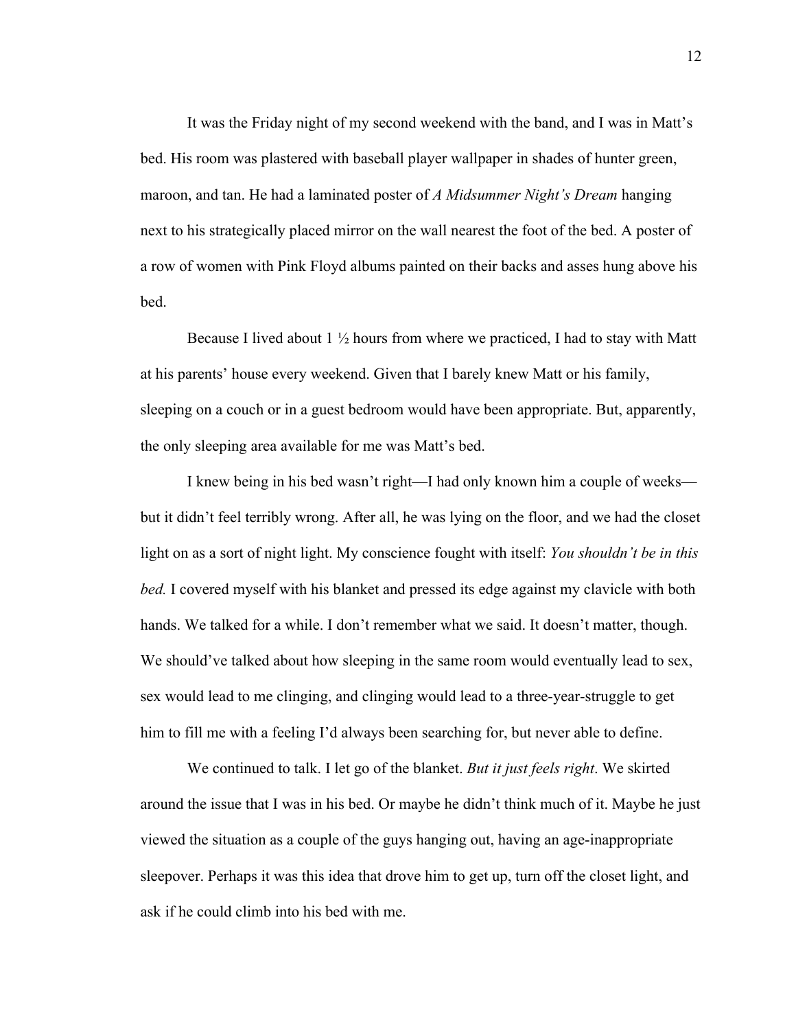It was the Friday night of my second weekend with the band, and I was in Matt's bed. His room was plastered with baseball player wallpaper in shades of hunter green, maroon, and tan. He had a laminated poster of *A Midsummer Night's Dream* hanging next to his strategically placed mirror on the wall nearest the foot of the bed. A poster of a row of women with Pink Floyd albums painted on their backs and asses hung above his bed.

Because I lived about 1 ½ hours from where we practiced, I had to stay with Matt at his parents' house every weekend. Given that I barely knew Matt or his family, sleeping on a couch or in a guest bedroom would have been appropriate. But, apparently, the only sleeping area available for me was Matt's bed.

I knew being in his bed wasn't right—I had only known him a couple of weeks—but it didn't feel terribly wrong. After all, he was lying on the floor, and we had the closet light on as a sort of night light. My conscience fought with itself: *You shouldn't be in this bed.* I covered myself with his blanket and pressed its edge against my clavicle with both hands. We talked for a while. I don't remember what we said. It doesn't matter, though. We should've talked about how sleeping in the same room would eventually lead to sex, sex would lead to me clinging, and clinging would lead to a three-year-struggle to get him to fill me with a feeling I'd always been searching for, but never able to define.

We continued to talk. I let go of the blanket. *But it just feels right*. We skirted around the issue that I was in his bed. Or maybe he didn't think much of it. Maybe he just viewed the situation as a couple of the guys hanging out, having an age-inappropriate sleepover. Perhaps it was this idea that drove him to get up, turn off the closet light, and ask if he could climb into his bed with me.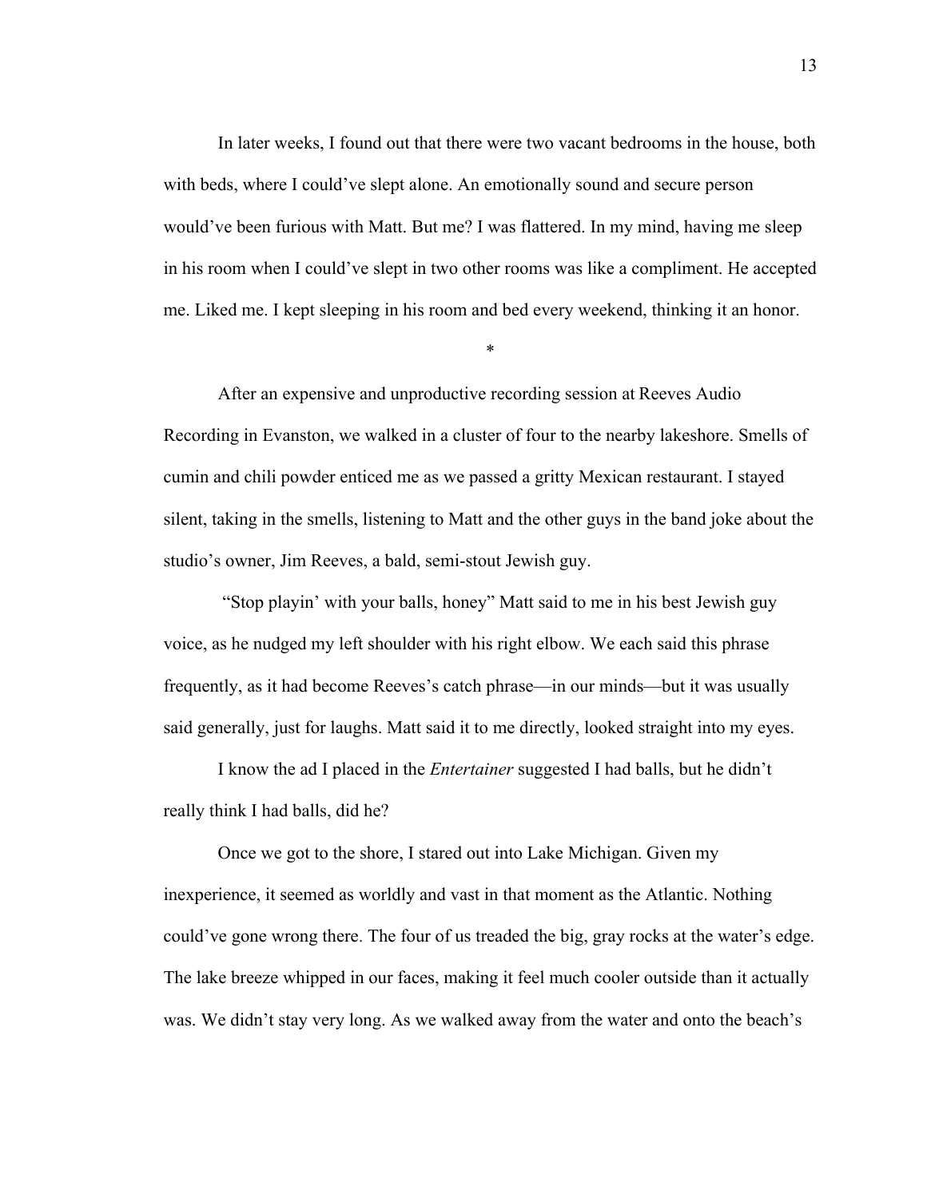In later weeks, I found out that there were two vacant bedrooms in the house, both with beds, where I could've slept alone. An emotionally sound and secure person would've been furious with Matt. But me? I was flattered. In my mind, having me sleep in his room when I could've slept in two other rooms was like a compliment. He accepted me. Liked me. I kept sleeping in his room and bed every weekend, thinking it an honor.

*

After an expensive and unproductive recording session at Reeves Audio Recording in Evanston, we walked in a cluster of four to the nearby lakeshore. Smells of cumin and chili powder enticed me as we passed a gritty Mexican restaurant. I stayed silent, taking in the smells, listening to Matt and the other guys in the band joke about the studio's owner, Jim Reeves, a bald, semi-stout Jewish guy.

"Stop playin' with your balls, honey" Matt said to me in his best Jewish guy voice, as he nudged my left shoulder with his right elbow. We each said this phrase frequently, as it had become Reeves's catch phrase—in our minds—but it was usually said generally, just for laughs. Matt said it to me directly, looked straight into my eyes.

I know the ad I placed in the *Entertainer* suggested I had balls, but he didn't really think I had balls, did he?

Once we got to the shore, I stared out into Lake Michigan. Given my inexperience, it seemed as worldly and vast in that moment as the Atlantic. Nothing could've gone wrong there. The four of us treaded the big, gray rocks at the water's edge. The lake breeze whipped in our faces, making it feel much cooler outside than it actually was. We didn't stay very long. As we walked away from the water and onto the beach's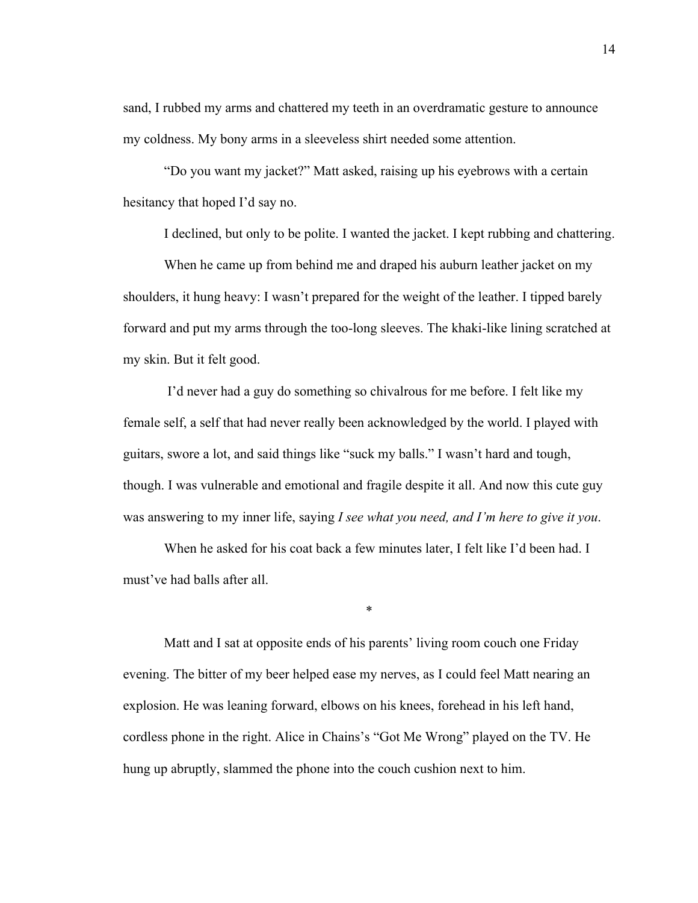sand, I rubbed my arms and chattered my teeth in an overdramatic gesture to announce my coldness. My bony arms in a sleeveless shirt needed some attention.

"Do you want my jacket?" Matt asked, raising up his eyebrows with a certain hesitancy that hoped I'd say no.

I declined, but only to be polite. I wanted the jacket. I kept rubbing and chattering.

When he came up from behind me and draped his auburn leather jacket on my shoulders, it hung heavy: I wasn't prepared for the weight of the leather. I tipped barely forward and put my arms through the too-long sleeves. The khaki-like lining scratched at my skin. But it felt good.

I'd never had a guy do something so chivalrous for me before. I felt like my female self, a self that had never really been acknowledged by the world. I played with guitars, swore a lot, and said things like "suck my balls." I wasn't hard and tough, though. I was vulnerable and emotional and fragile despite it all. And now this cute guy was answering to my inner life, saying *I see what you need, and I'm here to give it you*.

When he asked for his coat back a few minutes later, I felt like I'd been had. I must've had balls after all.

*

Matt and I sat at opposite ends of his parents' living room couch one Friday evening. The bitter of my beer helped ease my nerves, as I could feel Matt nearing an explosion. He was leaning forward, elbows on his knees, forehead in his left hand, cordless phone in the right. Alice in Chains's "Got Me Wrong" played on the TV. He hung up abruptly, slammed the phone into the couch cushion next to him.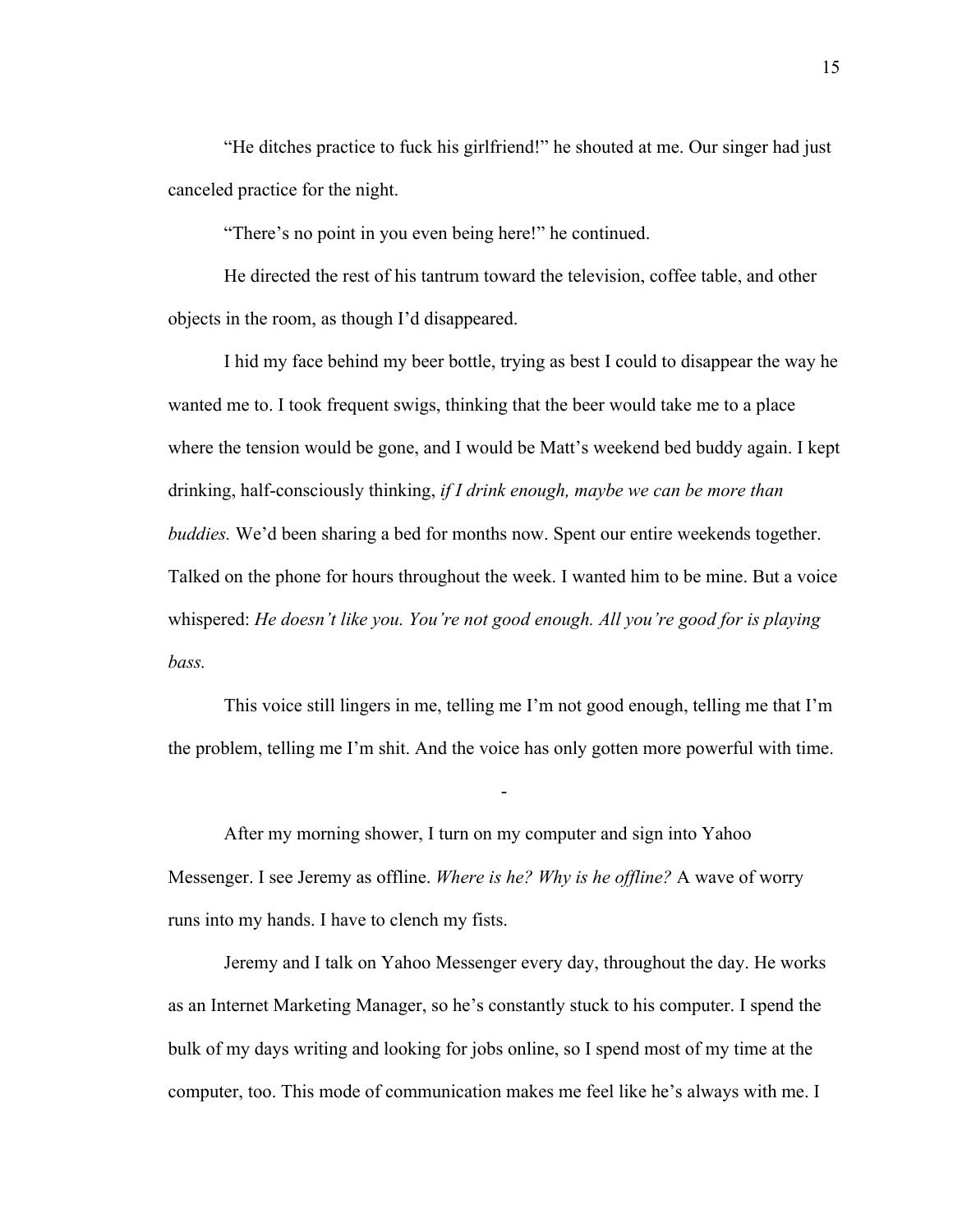"He ditches practice to fuck his girlfriend!" he shouted at me. Our singer had just canceled practice for the night.

"There's no point in you even being here!" he continued.

He directed the rest of his tantrum toward the television, coffee table, and other objects in the room, as though I'd disappeared.

I hid my face behind my beer bottle, trying as best I could to disappear the way he wanted me to. I took frequent swigs, thinking that the beer would take me to a place where the tension would be gone, and I would be Matt's weekend bed buddy again. I kept drinking, half-consciously thinking, *if I drink enough, maybe we can be more than buddies.* We'd been sharing a bed for months now. Spent our entire weekends together. Talked on the phone for hours throughout the week. I wanted him to be mine. But a voice whispered: *He doesn't like you. You're not good enough. All you're good for is playing bass.*

This voice still lingers in me, telling me I'm not good enough, telling me that I'm the problem, telling me I'm shit. And the voice has only gotten more powerful with time.

-

After my morning shower, I turn on my computer and sign into Yahoo Messenger. I see Jeremy as offline. *Where is he? Why is he offline?* A wave of worry runs into my hands. I have to clench my fists.

Jeremy and I talk on Yahoo Messenger every day, throughout the day. He works as an Internet Marketing Manager, so he's constantly stuck to his computer. I spend the bulk of my days writing and looking for jobs online, so I spend most of my time at the computer, too. This mode of communication makes me feel like he's always with me. I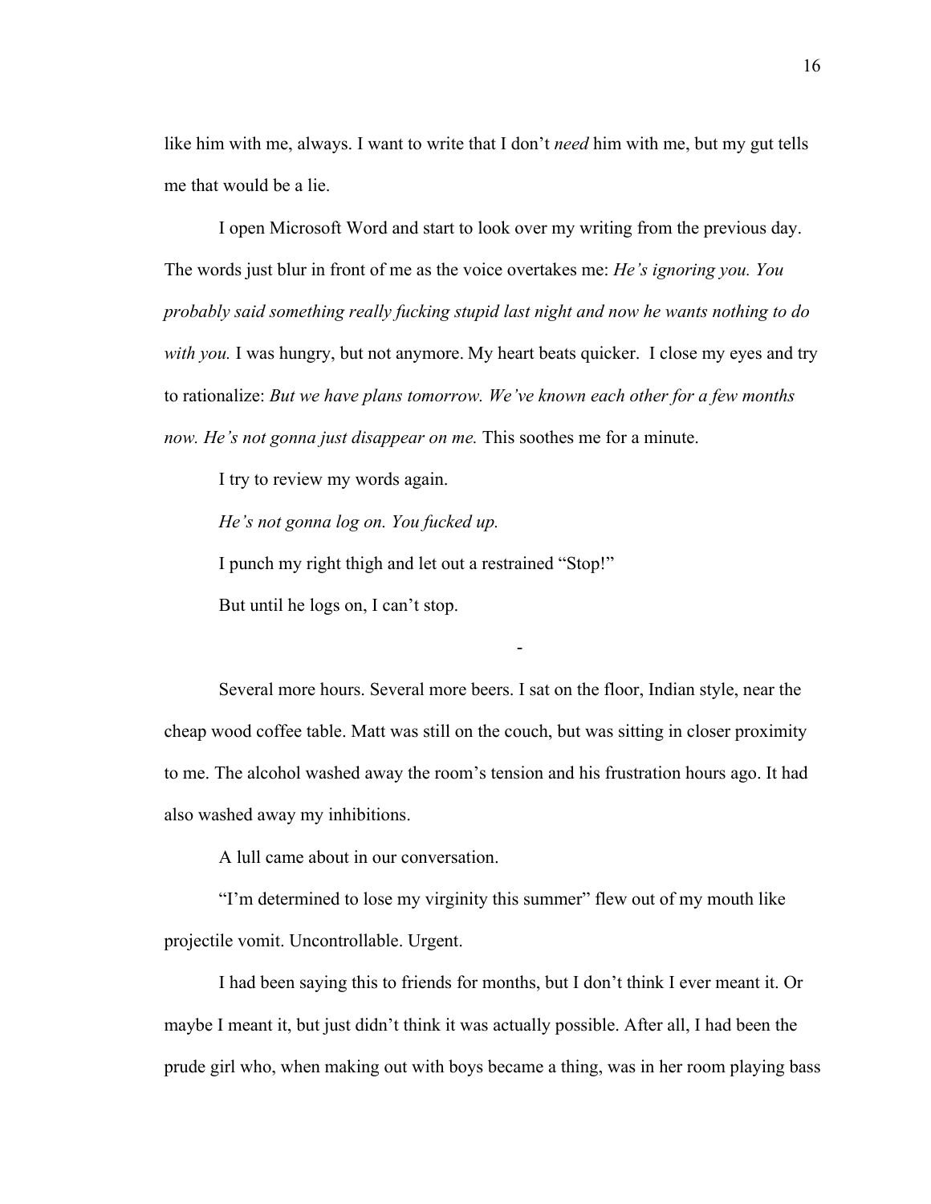like him with me, always. I want to write that I don't *need* him with me, but my gut tells me that would be a lie.

I open Microsoft Word and start to look over my writing from the previous day. The words just blur in front of me as the voice overtakes me: *He's ignoring you. You probably said something really fucking stupid last night and now he wants nothing to do with you.* I was hungry, but not anymore. My heart beats quicker. I close my eyes and try to rationalize: *But we have plans tomorrow. We've known each other for a few months now. He's not gonna just disappear on me.* This soothes me for a minute.

I try to review my words again.

*He's not gonna log on. You fucked up.*

I punch my right thigh and let out a restrained "Stop!"

But until he logs on, I can't stop.

-

Several more hours. Several more beers. I sat on the floor, Indian style, near the cheap wood coffee table. Matt was still on the couch, but was sitting in closer proximity to me. The alcohol washed away the room's tension and his frustration hours ago. It had also washed away my inhibitions.

A lull came about in our conversation.

"I'm determined to lose my virginity this summer" flew out of my mouth like projectile vomit. Uncontrollable. Urgent.

I had been saying this to friends for months, but I don't think I ever meant it. Or maybe I meant it, but just didn't think it was actually possible. After all, I had been the prude girl who, when making out with boys became a thing, was in her room playing bass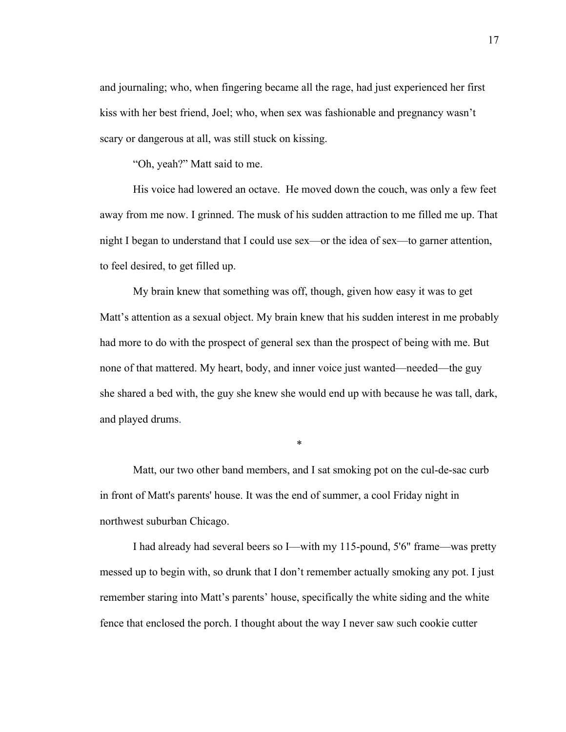and journaling; who, when fingering became all the rage, had just experienced her first kiss with her best friend, Joel; who, when sex was fashionable and pregnancy wasn't scary or dangerous at all, was still stuck on kissing.

"Oh, yeah?" Matt said to me.

His voice had lowered an octave. He moved down the couch, was only a few feet away from me now. I grinned. The musk of his sudden attraction to me filled me up. That night I began to understand that I could use sex—or the idea of sex—to garner attention, to feel desired, to get filled up.

My brain knew that something was off, though, given how easy it was to get Matt's attention as a sexual object. My brain knew that his sudden interest in me probably had more to do with the prospect of general sex than the prospect of being with me. But none of that mattered. My heart, body, and inner voice just wanted—needed—the guy she shared a bed with, the guy she knew she would end up with because he was tall, dark, and played drums.

*

Matt, our two other band members, and I sat smoking pot on the cul-de-sac curb in front of Matt's parents' house. It was the end of summer, a cool Friday night in northwest suburban Chicago.

I had already had several beers so I—with my 115-pound, 5'6" frame—was pretty messed up to begin with, so drunk that I don't remember actually smoking any pot. I just remember staring into Matt's parents' house, specifically the white siding and the white fence that enclosed the porch. I thought about the way I never saw such cookie cutter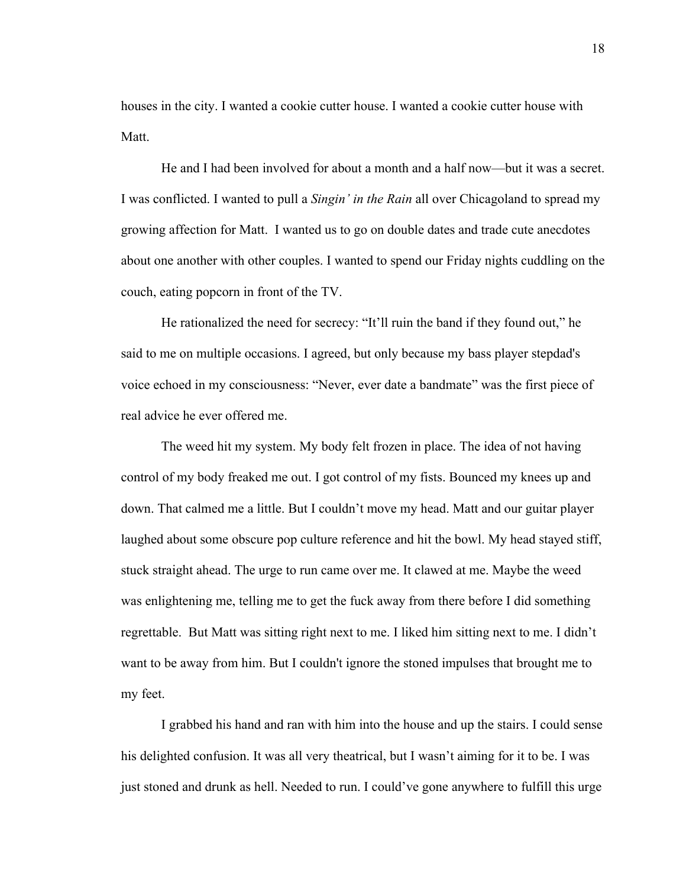houses in the city. I wanted a cookie cutter house. I wanted a cookie cutter house with Matt.

He and I had been involved for about a month and a half now—but it was a secret. I was conflicted. I wanted to pull a *Singin' in the Rain* all over Chicagoland to spread my growing affection for Matt. I wanted us to go on double dates and trade cute anecdotes about one another with other couples. I wanted to spend our Friday nights cuddling on the couch, eating popcorn in front of the TV.

He rationalized the need for secrecy: "It'll ruin the band if they found out," he said to me on multiple occasions. I agreed, but only because my bass player stepdad's voice echoed in my consciousness: "Never, ever date a bandmate" was the first piece of real advice he ever offered me.

The weed hit my system. My body felt frozen in place. The idea of not having control of my body freaked me out. I got control of my fists. Bounced my knees up and down. That calmed me a little. But I couldn't move my head. Matt and our guitar player laughed about some obscure pop culture reference and hit the bowl. My head stayed stiff, stuck straight ahead. The urge to run came over me. It clawed at me. Maybe the weed was enlightening me, telling me to get the fuck away from there before I did something regrettable. But Matt was sitting right next to me. I liked him sitting next to me. I didn't want to be away from him. But I couldn't ignore the stoned impulses that brought me to my feet.

I grabbed his hand and ran with him into the house and up the stairs. I could sense his delighted confusion. It was all very theatrical, but I wasn't aiming for it to be. I was just stoned and drunk as hell. Needed to run. I could've gone anywhere to fulfill this urge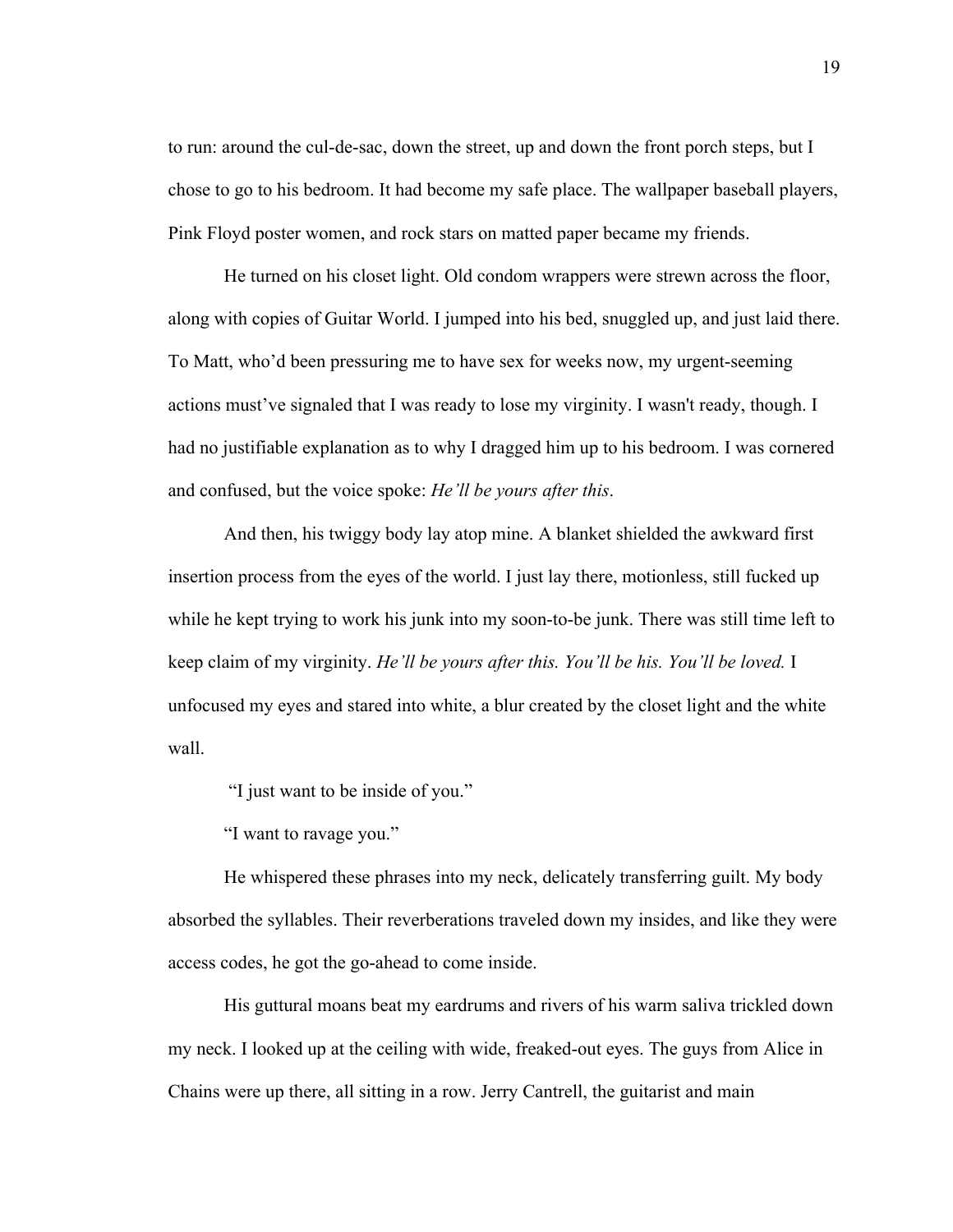to run: around the cul-de-sac, down the street, up and down the front porch steps, but I chose to go to his bedroom. It had become my safe place. The wallpaper baseball players, Pink Floyd poster women, and rock stars on matted paper became my friends.

He turned on his closet light. Old condom wrappers were strewn across the floor, along with copies of Guitar World. I jumped into his bed, snuggled up, and just laid there. To Matt, who'd been pressuring me to have sex for weeks now, my urgent-seeming actions must've signaled that I was ready to lose my virginity. I wasn't ready, though. I had no justifiable explanation as to why I dragged him up to his bedroom. I was cornered and confused, but the voice spoke: *He'll be yours after this*.

And then, his twiggy body lay atop mine. A blanket shielded the awkward first insertion process from the eyes of the world. I just lay there, motionless, still fucked up while he kept trying to work his junk into my soon-to-be junk. There was still time left to keep claim of my virginity. *He'll be yours after this. You'll be his. You'll be loved.* I unfocused my eyes and stared into white, a blur created by the closet light and the white wall.

"I just want to be inside of you."

"I want to ravage you."

He whispered these phrases into my neck, delicately transferring guilt. My body absorbed the syllables. Their reverberations traveled down my insides, and like they were access codes, he got the go-ahead to come inside.

His guttural moans beat my eardrums and rivers of his warm saliva trickled down my neck. I looked up at the ceiling with wide, freaked-out eyes. The guys from Alice in Chains were up there, all sitting in a row. Jerry Cantrell, the guitarist and main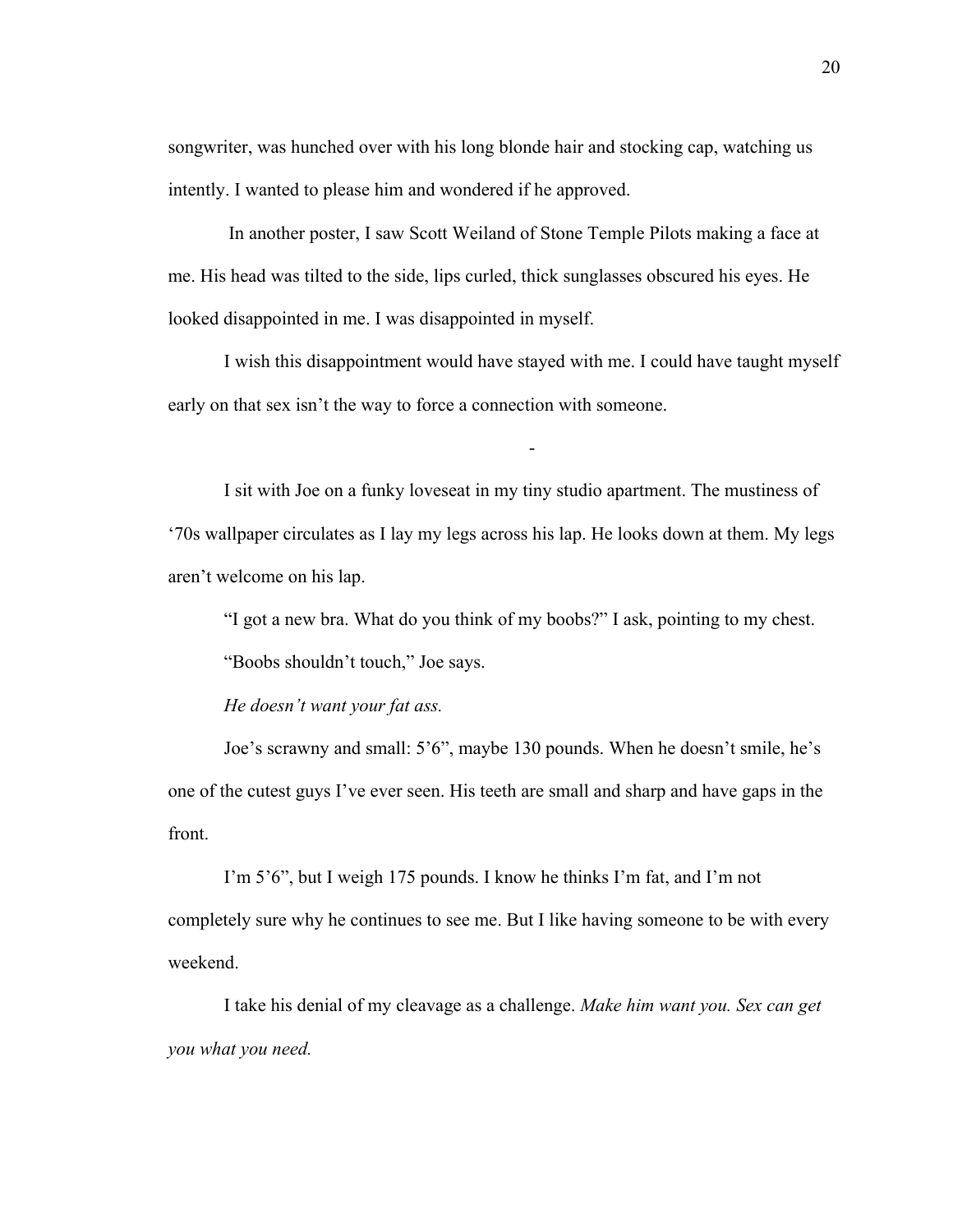songwriter, was hunched over with his long blonde hair and stocking cap, watching us intently. I wanted to please him and wondered if he approved.

In another poster, I saw Scott Weiland of Stone Temple Pilots making a face at me. His head was tilted to the side, lips curled, thick sunglasses obscured his eyes. He looked disappointed in me. I was disappointed in myself.

I wish this disappointment would have stayed with me. I could have taught myself early on that sex isn't the way to force a connection with someone.

-

I sit with Joe on a funky loveseat in my tiny studio apartment. The mustiness of '70s wallpaper circulates as I lay my legs across his lap. He looks down at them. My legs aren't welcome on his lap.

"I got a new bra. What do you think of my boobs?" I ask, pointing to my chest.

"Boobs shouldn't touch," Joe says.

*He doesn't want your fat ass.*

Joe's scrawny and small: 5'6", maybe 130 pounds. When he doesn't smile, he's one of the cutest guys I've ever seen. His teeth are small and sharp and have gaps in the front.

I'm 5'6", but I weigh 175 pounds. I know he thinks I'm fat, and I'm not completely sure why he continues to see me. But I like having someone to be with every weekend.

I take his denial of my cleavage as a challenge. *Make him want you. Sex can get you what you need.*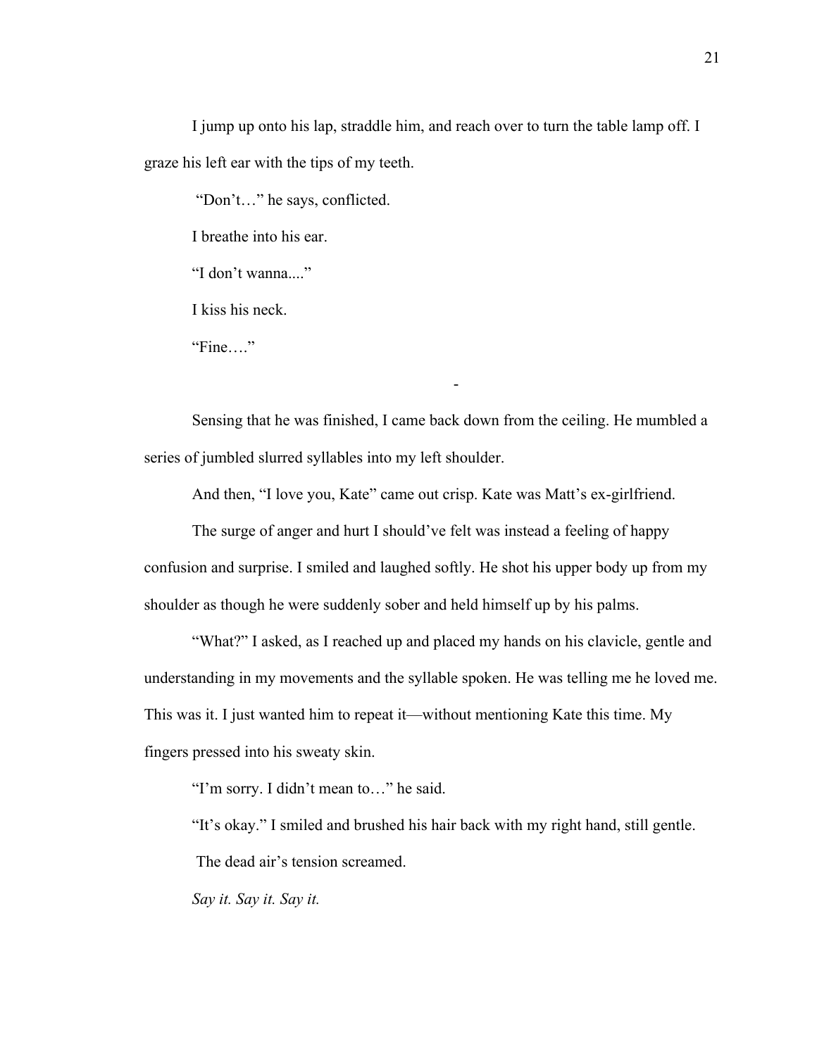I jump up onto his lap, straddle him, and reach over to turn the table lamp off. I graze his left ear with the tips of my teeth.

"Don't…" he says, conflicted.

I breathe into his ear.

"I don't wanna...."

I kiss his neck.

"Fine…."

-

Sensing that he was finished, I came back down from the ceiling. He mumbled a series of jumbled slurred syllables into my left shoulder.

And then, "I love you, Kate" came out crisp. Kate was Matt's ex-girlfriend.

The surge of anger and hurt I should've felt was instead a feeling of happy confusion and surprise. I smiled and laughed softly. He shot his upper body up from my shoulder as though he were suddenly sober and held himself up by his palms.

"What?" I asked, as I reached up and placed my hands on his clavicle, gentle and understanding in my movements and the syllable spoken. He was telling me he loved me. This was it. I just wanted him to repeat it—without mentioning Kate this time. My fingers pressed into his sweaty skin.

"I'm sorry. I didn't mean to…" he said.

"It's okay." I smiled and brushed his hair back with my right hand, still gentle.

The dead air's tension screamed.

*Say it. Say it. Say it.*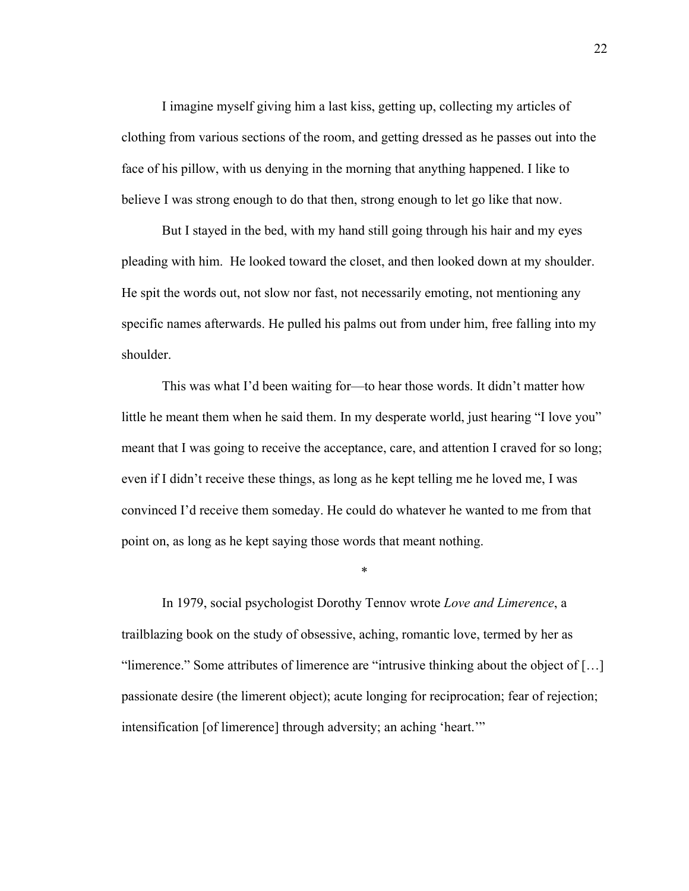I imagine myself giving him a last kiss, getting up, collecting my articles of clothing from various sections of the room, and getting dressed as he passes out into the face of his pillow, with us denying in the morning that anything happened. I like to believe I was strong enough to do that then, strong enough to let go like that now.

But I stayed in the bed, with my hand still going through his hair and my eyes pleading with him. He looked toward the closet, and then looked down at my shoulder. He spit the words out, not slow nor fast, not necessarily emoting, not mentioning any specific names afterwards. He pulled his palms out from under him, free falling into my shoulder.

This was what I'd been waiting for—to hear those words. It didn't matter how little he meant them when he said them. In my desperate world, just hearing "I love you" meant that I was going to receive the acceptance, care, and attention I craved for so long; even if I didn't receive these things, as long as he kept telling me he loved me, I was convinced I'd receive them someday. He could do whatever he wanted to me from that point on, as long as he kept saying those words that meant nothing.

*

In 1979, social psychologist Dorothy Tennov wrote *Love and Limerence*, a trailblazing book on the study of obsessive, aching, romantic love, termed by her as "limerence." Some attributes of limerence are "intrusive thinking about the object of […] passionate desire (the limerent object); acute longing for reciprocation; fear of rejection; intensification [of limerence] through adversity; an aching 'heart.'"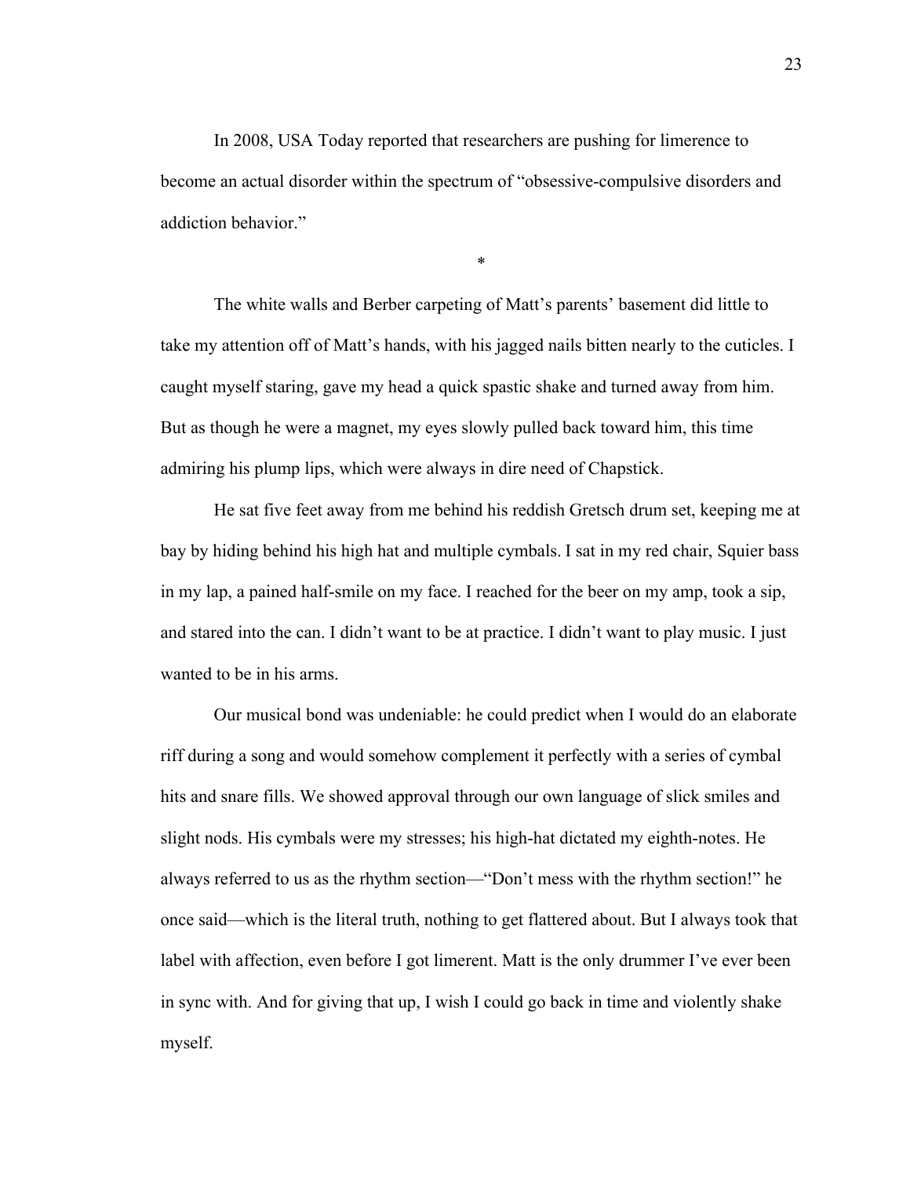In 2008, USA Today reported that researchers are pushing for limerence to become an actual disorder within the spectrum of "obsessive-compulsive disorders and addiction behavior."

*

The white walls and Berber carpeting of Matt's parents' basement did little to take my attention off of Matt's hands, with his jagged nails bitten nearly to the cuticles. I caught myself staring, gave my head a quick spastic shake and turned away from him. But as though he were a magnet, my eyes slowly pulled back toward him, this time admiring his plump lips, which were always in dire need of Chapstick.

He sat five feet away from me behind his reddish Gretsch drum set, keeping me at bay by hiding behind his high hat and multiple cymbals. I sat in my red chair, Squier bass in my lap, a pained half-smile on my face. I reached for the beer on my amp, took a sip, and stared into the can. I didn't want to be at practice. I didn't want to play music. I just wanted to be in his arms.

Our musical bond was undeniable: he could predict when I would do an elaborate riff during a song and would somehow complement it perfectly with a series of cymbal hits and snare fills. We showed approval through our own language of slick smiles and slight nods. His cymbals were my stresses; his high-hat dictated my eighth-notes. He always referred to us as the rhythm section—"Don't mess with the rhythm section!" he once said—which is the literal truth, nothing to get flattered about. But I always took that label with affection, even before I got limerent. Matt is the only drummer I've ever been in sync with. And for giving that up, I wish I could go back in time and violently shake myself.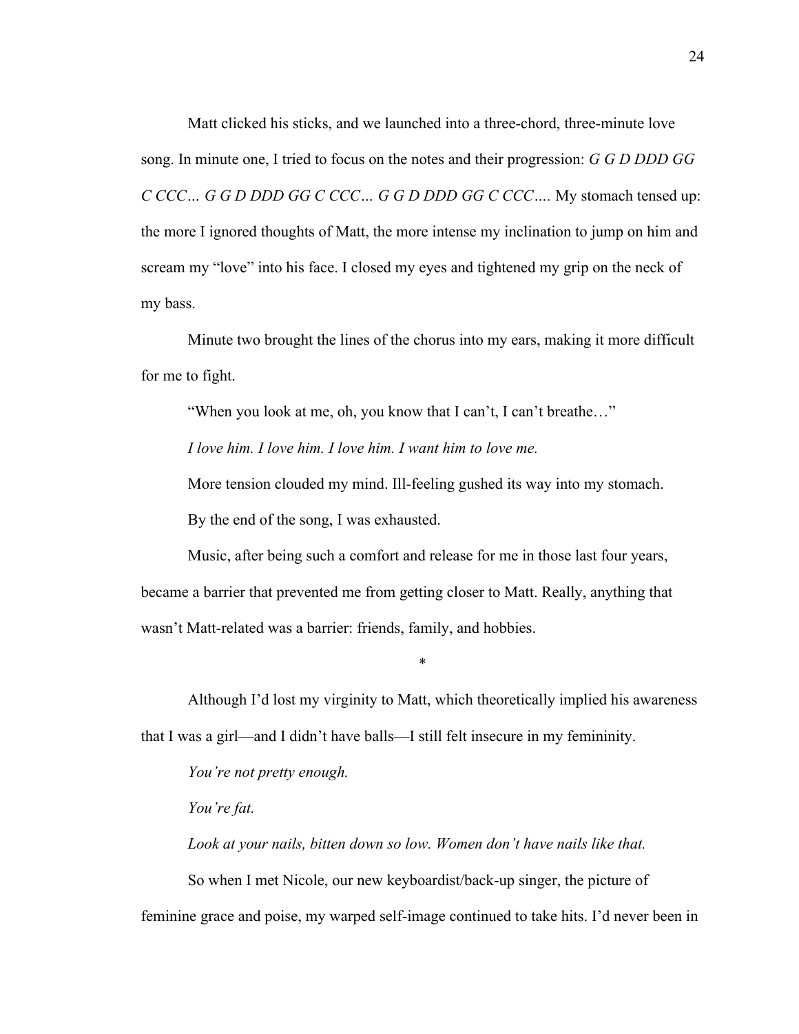Matt clicked his sticks, and we launched into a three-chord, three-minute love song. In minute one, I tried to focus on the notes and their progression: *G G D DDD GG C CCC… G G D DDD GG C CCC… G G D DDD GG C CCC….* My stomach tensed up: the more I ignored thoughts of Matt, the more intense my inclination to jump on him and scream my "love" into his face. I closed my eyes and tightened my grip on the neck of my bass.

Minute two brought the lines of the chorus into my ears, making it more difficult for me to fight.

"When you look at me, oh, you know that I can't, I can't breathe…"

*I love him. I love him. I love him. I want him to love me.*

More tension clouded my mind. Ill-feeling gushed its way into my stomach.

By the end of the song, I was exhausted.

Music, after being such a comfort and release for me in those last four years, became a barrier that prevented me from getting closer to Matt. Really, anything that wasn't Matt-related was a barrier: friends, family, and hobbies.

*

Although I'd lost my virginity to Matt, which theoretically implied his awareness that I was a girl—and I didn't have balls—I still felt insecure in my femininity.

*You're not pretty enough.*

*You're fat.*

*Look at your nails, bitten down so low. Women don't have nails like that.*

So when I met Nicole, our new keyboardist/back-up singer, the picture of feminine grace and poise, my warped self-image continued to take hits. I'd never been in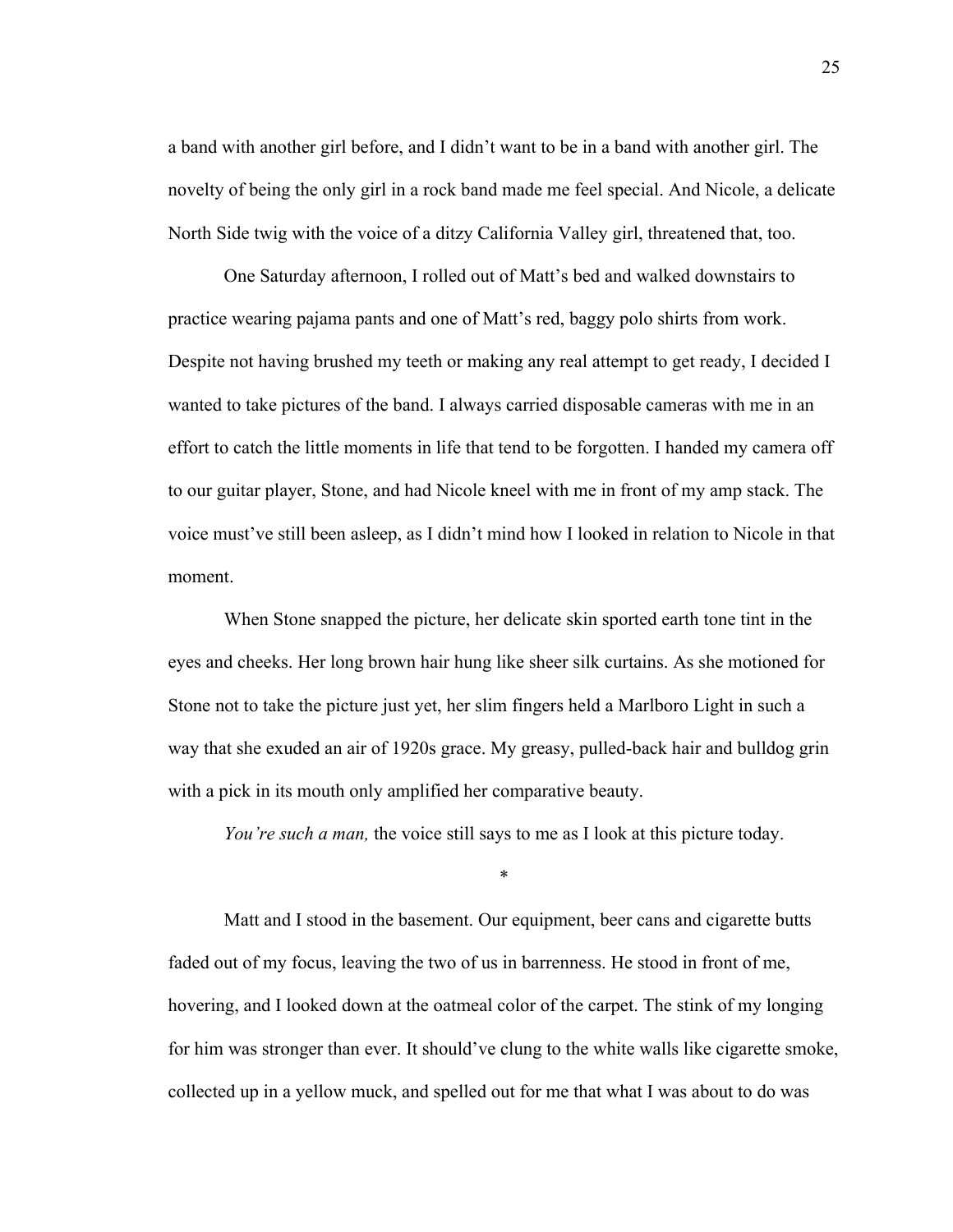a band with another girl before, and I didn't want to be in a band with another girl. The novelty of being the only girl in a rock band made me feel special. And Nicole, a delicate North Side twig with the voice of a ditzy California Valley girl, threatened that, too.

One Saturday afternoon, I rolled out of Matt's bed and walked downstairs to practice wearing pajama pants and one of Matt's red, baggy polo shirts from work. Despite not having brushed my teeth or making any real attempt to get ready, I decided I wanted to take pictures of the band. I always carried disposable cameras with me in an effort to catch the little moments in life that tend to be forgotten. I handed my camera off to our guitar player, Stone, and had Nicole kneel with me in front of my amp stack. The voice must've still been asleep, as I didn't mind how I looked in relation to Nicole in that moment.

When Stone snapped the picture, her delicate skin sported earth tone tint in the eyes and cheeks. Her long brown hair hung like sheer silk curtains. As she motioned for Stone not to take the picture just yet, her slim fingers held a Marlboro Light in such a way that she exuded an air of 1920s grace. My greasy, pulled-back hair and bulldog grin with a pick in its mouth only amplified her comparative beauty.

*You're such a man,* the voice still says to me as I look at this picture today.

*

Matt and I stood in the basement. Our equipment, beer cans and cigarette butts faded out of my focus, leaving the two of us in barrenness. He stood in front of me, hovering, and I looked down at the oatmeal color of the carpet. The stink of my longing for him was stronger than ever. It should've clung to the white walls like cigarette smoke, collected up in a yellow muck, and spelled out for me that what I was about to do was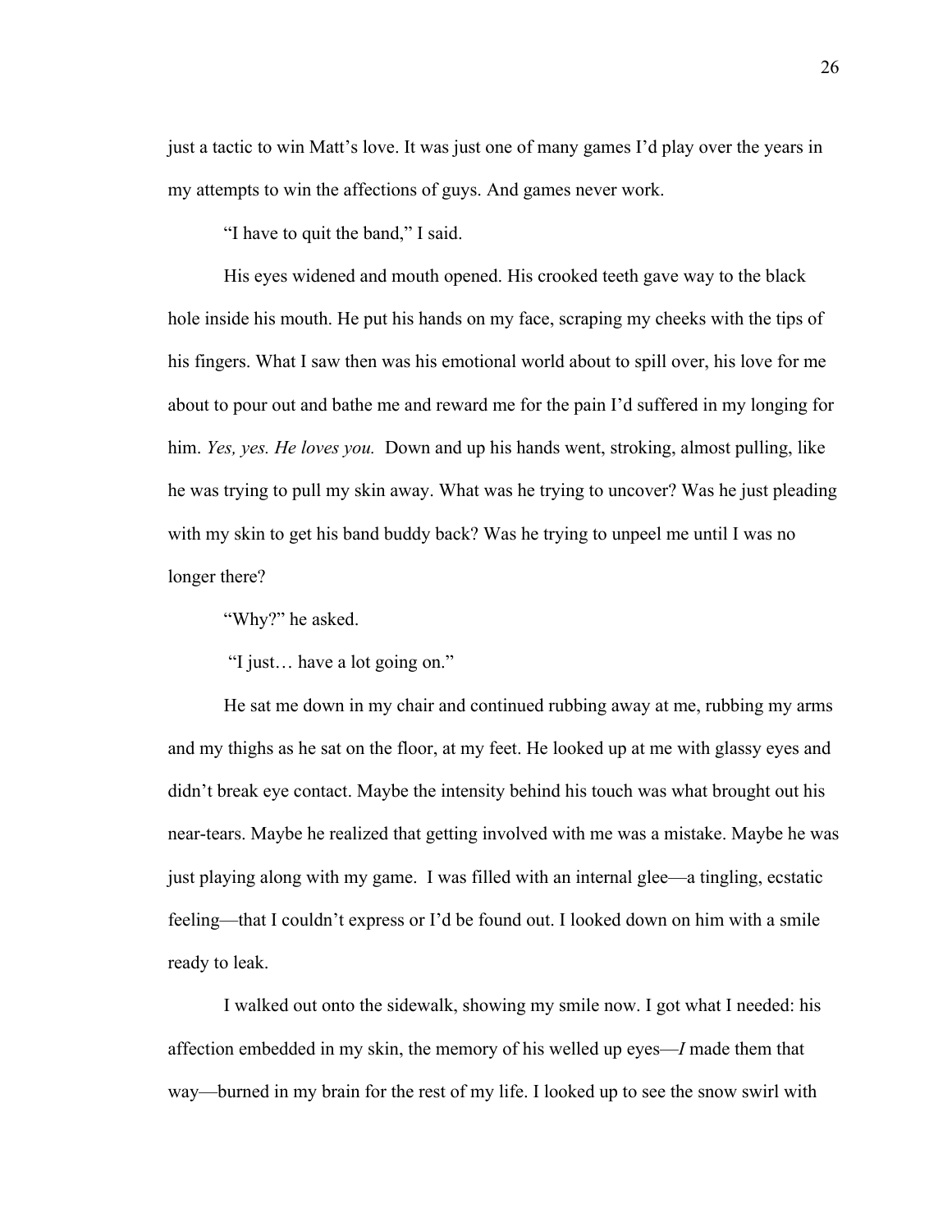just a tactic to win Matt's love. It was just one of many games I'd play over the years in my attempts to win the affections of guys. And games never work.

"I have to quit the band," I said.

His eyes widened and mouth opened. His crooked teeth gave way to the black hole inside his mouth. He put his hands on my face, scraping my cheeks with the tips of his fingers. What I saw then was his emotional world about to spill over, his love for me about to pour out and bathe me and reward me for the pain I'd suffered in my longing for him. *Yes, yes. He loves you.* Down and up his hands went, stroking, almost pulling, like he was trying to pull my skin away. What was he trying to uncover? Was he just pleading with my skin to get his band buddy back? Was he trying to unpeel me until I was no longer there?

"Why?" he asked.

"I just… have a lot going on."

He sat me down in my chair and continued rubbing away at me, rubbing my arms and my thighs as he sat on the floor, at my feet. He looked up at me with glassy eyes and didn't break eye contact. Maybe the intensity behind his touch was what brought out his near-tears. Maybe he realized that getting involved with me was a mistake. Maybe he was just playing along with my game. I was filled with an internal glee—a tingling, ecstatic feeling—that I couldn't express or I'd be found out. I looked down on him with a smile ready to leak.

I walked out onto the sidewalk, showing my smile now. I got what I needed: his affection embedded in my skin, the memory of his welled up eyes—*I* made them that way—burned in my brain for the rest of my life. I looked up to see the snow swirl with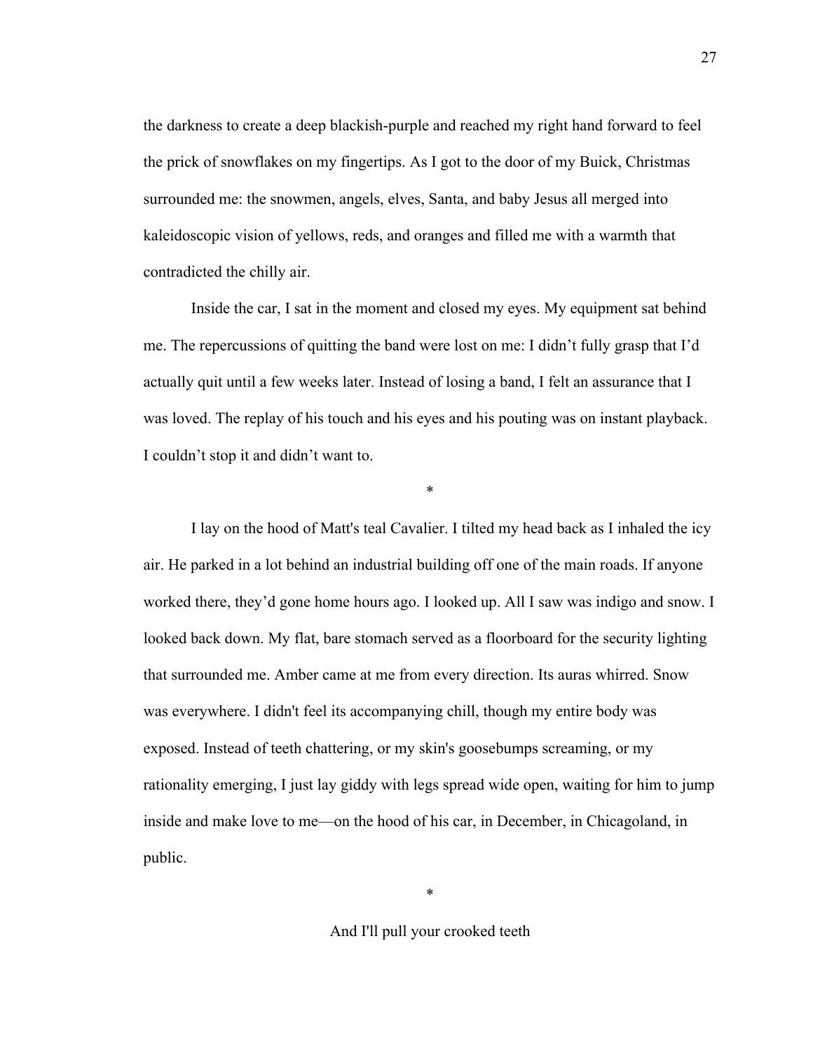the darkness to create a deep blackish-purple and reached my right hand forward to feel the prick of snowflakes on my fingertips. As I got to the door of my Buick, Christmas surrounded me: the snowmen, angels, elves, Santa, and baby Jesus all merged into kaleidoscopic vision of yellows, reds, and oranges and filled me with a warmth that contradicted the chilly air.

Inside the car, I sat in the moment and closed my eyes. My equipment sat behind me. The repercussions of quitting the band were lost on me: I didn't fully grasp that I'd actually quit until a few weeks later. Instead of losing a band, I felt an assurance that I was loved. The replay of his touch and his eyes and his pouting was on instant playback. I couldn't stop it and didn't want to.

*

I lay on the hood of Matt's teal Cavalier. I tilted my head back as I inhaled the icy air. He parked in a lot behind an industrial building off one of the main roads. If anyone worked there, they'd gone home hours ago. I looked up. All I saw was indigo and snow. I looked back down. My flat, bare stomach served as a floorboard for the security lighting that surrounded me. Amber came at me from every direction. Its auras whirred. Snow was everywhere. I didn't feel its accompanying chill, though my entire body was exposed. Instead of teeth chattering, or my skin's goosebumps screaming, or my rationality emerging, I just lay giddy with legs spread wide open, waiting for him to jump inside and make love to me—on the hood of his car, in December, in Chicagoland, in public.

*

And I'll pull your crooked teeth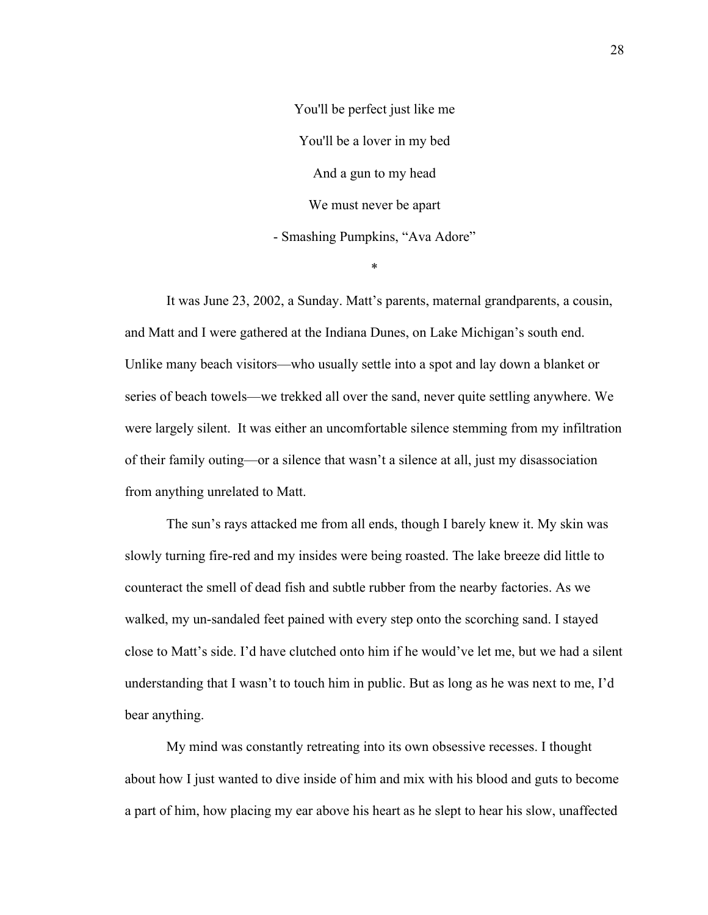You'll be perfect just like me

You'll be a lover in my bed

And a gun to my head

We must never be apart

- Smashing Pumpkins, “Ava Adore”

*

It was June 23, 2002, a Sunday. Matt’s parents, maternal grandparents, a cousin, and Matt and I were gathered at the Indiana Dunes, on Lake Michigan’s south end. Unlike many beach visitors—who usually settle into a spot and lay down a blanket or series of beach towels—we trekked all over the sand, never quite settling anywhere. We were largely silent. It was either an uncomfortable silence stemming from my infiltration of their family outing—or a silence that wasn’t a silence at all, just my disassociation from anything unrelated to Matt.

The sun’s rays attacked me from all ends, though I barely knew it. My skin was slowly turning fire-red and my insides were being roasted. The lake breeze did little to counteract the smell of dead fish and subtle rubber from the nearby factories. As we walked, my un-sandaled feet pained with every step onto the scorching sand. I stayed close to Matt’s side. I’d have clutched onto him if he would’ve let me, but we had a silent understanding that I wasn’t to touch him in public. But as long as he was next to me, I’d bear anything.

My mind was constantly retreating into its own obsessive recesses. I thought about how I just wanted to dive inside of him and mix with his blood and guts to become a part of him, how placing my ear above his heart as he slept to hear his slow, unaffected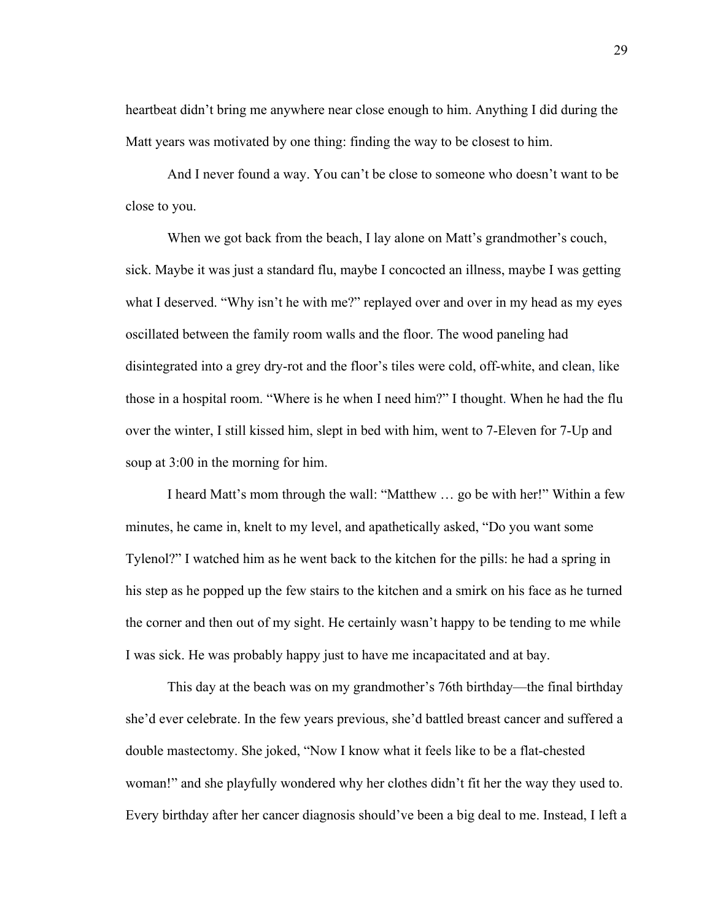heartbeat didn't bring me anywhere near close enough to him. Anything I did during the Matt years was motivated by one thing: finding the way to be closest to him.

And I never found a way. You can't be close to someone who doesn't want to be close to you.

When we got back from the beach, I lay alone on Matt's grandmother's couch, sick. Maybe it was just a standard flu, maybe I concocted an illness, maybe I was getting what I deserved. "Why isn't he with me?" replayed over and over in my head as my eyes oscillated between the family room walls and the floor. The wood paneling had disintegrated into a grey dry-rot and the floor's tiles were cold, off-white, and clean, like those in a hospital room. "Where is he when I need him?" I thought. When he had the flu over the winter, I still kissed him, slept in bed with him, went to 7-Eleven for 7-Up and soup at 3:00 in the morning for him.

I heard Matt's mom through the wall: "Matthew … go be with her!" Within a few minutes, he came in, knelt to my level, and apathetically asked, "Do you want some Tylenol?" I watched him as he went back to the kitchen for the pills: he had a spring in his step as he popped up the few stairs to the kitchen and a smirk on his face as he turned the corner and then out of my sight. He certainly wasn't happy to be tending to me while I was sick. He was probably happy just to have me incapacitated and at bay.

This day at the beach was on my grandmother's 76th birthday—the final birthday she'd ever celebrate. In the few years previous, she'd battled breast cancer and suffered a double mastectomy. She joked, "Now I know what it feels like to be a flat-chested woman!" and she playfully wondered why her clothes didn't fit her the way they used to. Every birthday after her cancer diagnosis should've been a big deal to me. Instead, I left a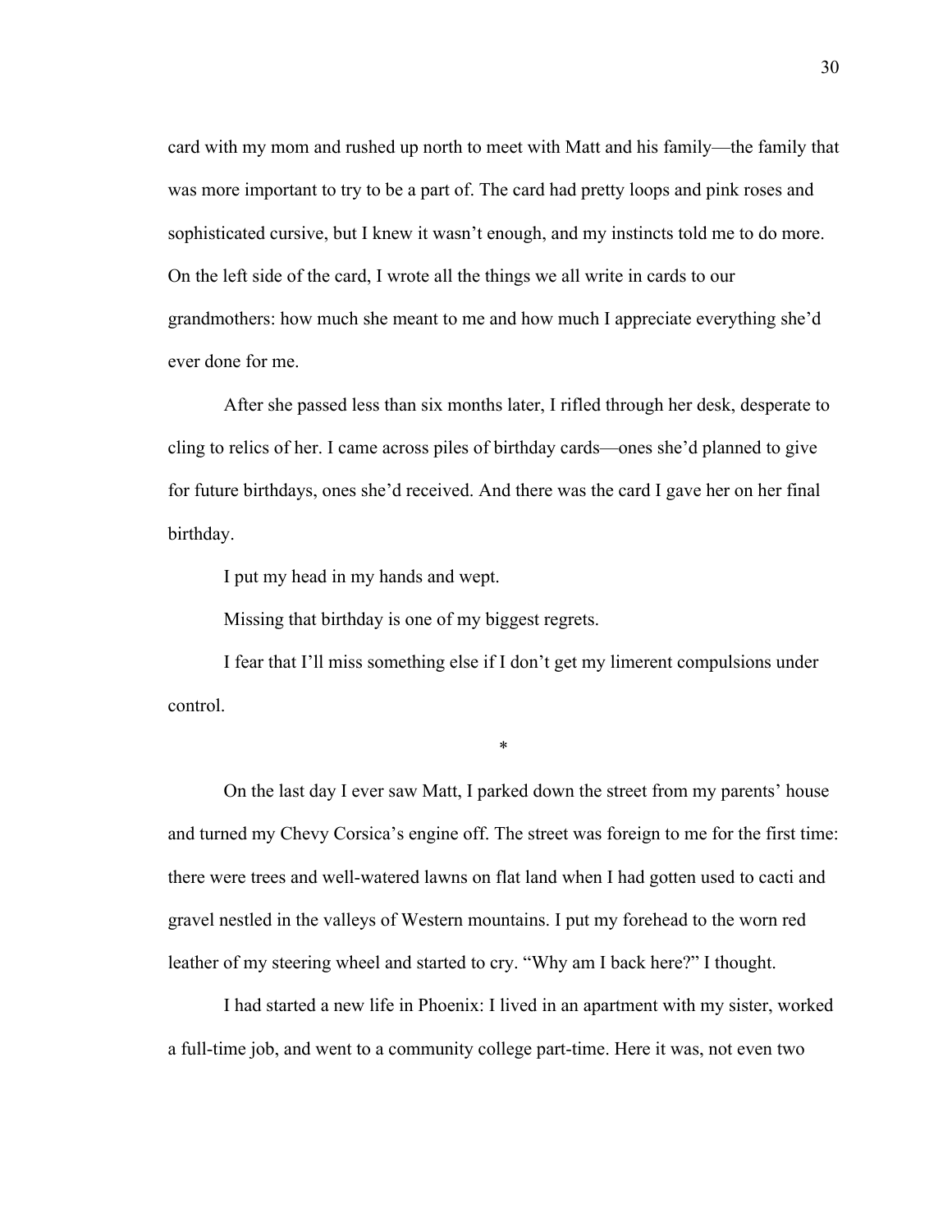card with my mom and rushed up north to meet with Matt and his family—the family that was more important to try to be a part of. The card had pretty loops and pink roses and sophisticated cursive, but I knew it wasn't enough, and my instincts told me to do more. On the left side of the card, I wrote all the things we all write in cards to our grandmothers: how much she meant to me and how much I appreciate everything she'd ever done for me.

After she passed less than six months later, I rifled through her desk, desperate to cling to relics of her. I came across piles of birthday cards—ones she'd planned to give for future birthdays, ones she'd received. And there was the card I gave her on her final birthday.

I put my head in my hands and wept.

Missing that birthday is one of my biggest regrets.

I fear that I'll miss something else if I don't get my limerent compulsions under control.

*

On the last day I ever saw Matt, I parked down the street from my parents' house and turned my Chevy Corsica's engine off. The street was foreign to me for the first time: there were trees and well-watered lawns on flat land when I had gotten used to cacti and gravel nestled in the valleys of Western mountains. I put my forehead to the worn red leather of my steering wheel and started to cry. "Why am I back here?" I thought.

I had started a new life in Phoenix: I lived in an apartment with my sister, worked a full-time job, and went to a community college part-time. Here it was, not even two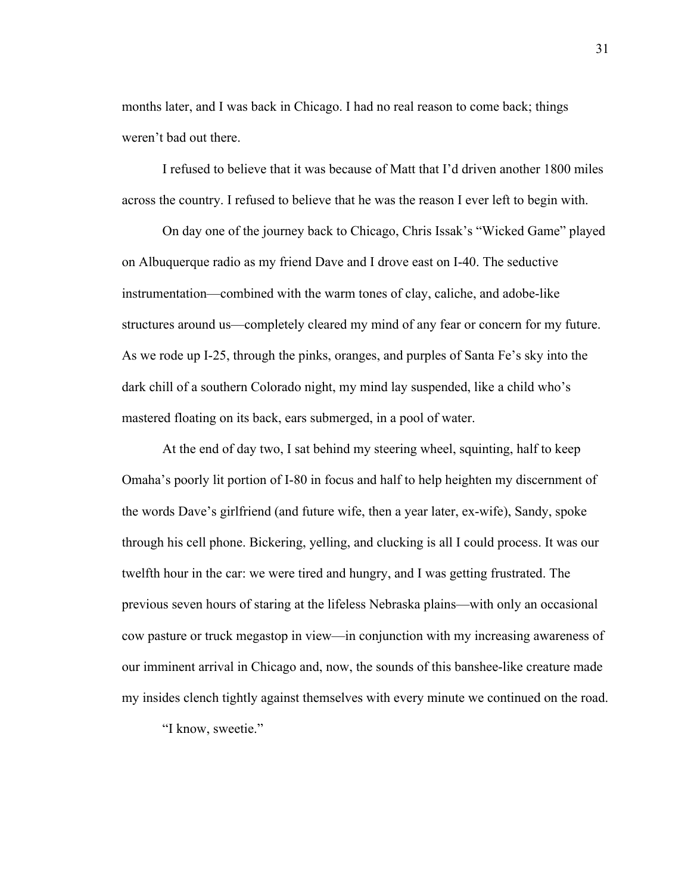months later, and I was back in Chicago. I had no real reason to come back; things weren't bad out there.

I refused to believe that it was because of Matt that I'd driven another 1800 miles across the country. I refused to believe that he was the reason I ever left to begin with.

On day one of the journey back to Chicago, Chris Issak's "Wicked Game" played on Albuquerque radio as my friend Dave and I drove east on I-40. The seductive instrumentation—combined with the warm tones of clay, caliche, and adobe-like structures around us—completely cleared my mind of any fear or concern for my future. As we rode up I-25, through the pinks, oranges, and purples of Santa Fe's sky into the dark chill of a southern Colorado night, my mind lay suspended, like a child who's mastered floating on its back, ears submerged, in a pool of water.

At the end of day two, I sat behind my steering wheel, squinting, half to keep Omaha's poorly lit portion of I-80 in focus and half to help heighten my discernment of the words Dave's girlfriend (and future wife, then a year later, ex-wife), Sandy, spoke through his cell phone. Bickering, yelling, and clucking is all I could process. It was our twelfth hour in the car: we were tired and hungry, and I was getting frustrated. The previous seven hours of staring at the lifeless Nebraska plains—with only an occasional cow pasture or truck megastop in view—in conjunction with my increasing awareness of our imminent arrival in Chicago and, now, the sounds of this banshee-like creature made my insides clench tightly against themselves with every minute we continued on the road.

"I know, sweetie."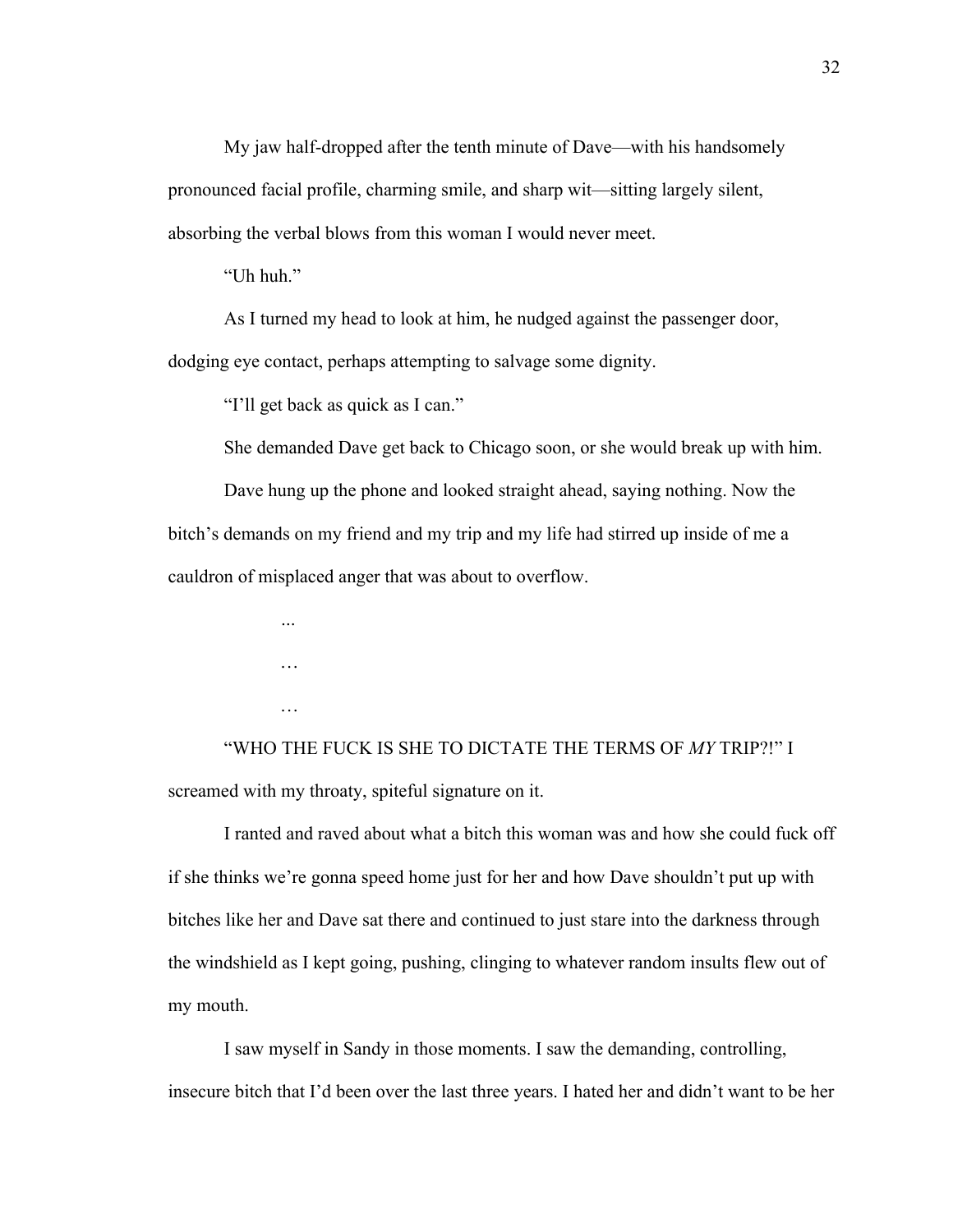My jaw half-dropped after the tenth minute of Dave—with his handsomely pronounced facial profile, charming smile, and sharp wit—sitting largely silent, absorbing the verbal blows from this woman I would never meet.

"Uh huh."

As I turned my head to look at him, he nudged against the passenger door, dodging eye contact, perhaps attempting to salvage some dignity.

"I'll get back as quick as I can."

She demanded Dave get back to Chicago soon, or she would break up with him.

Dave hung up the phone and looked straight ahead, saying nothing. Now the bitch's demands on my friend and my trip and my life had stirred up inside of me a cauldron of misplaced anger that was about to overflow.

...

…

…

"WHO THE FUCK IS SHE TO DICTATE THE TERMS OF *MY* TRIP?!" I screamed with my throaty, spiteful signature on it.

I ranted and raved about what a bitch this woman was and how she could fuck off if she thinks we're gonna speed home just for her and how Dave shouldn't put up with bitches like her and Dave sat there and continued to just stare into the darkness through the windshield as I kept going, pushing, clinging to whatever random insults flew out of my mouth.

I saw myself in Sandy in those moments. I saw the demanding, controlling, insecure bitch that I'd been over the last three years. I hated her and didn't want to be her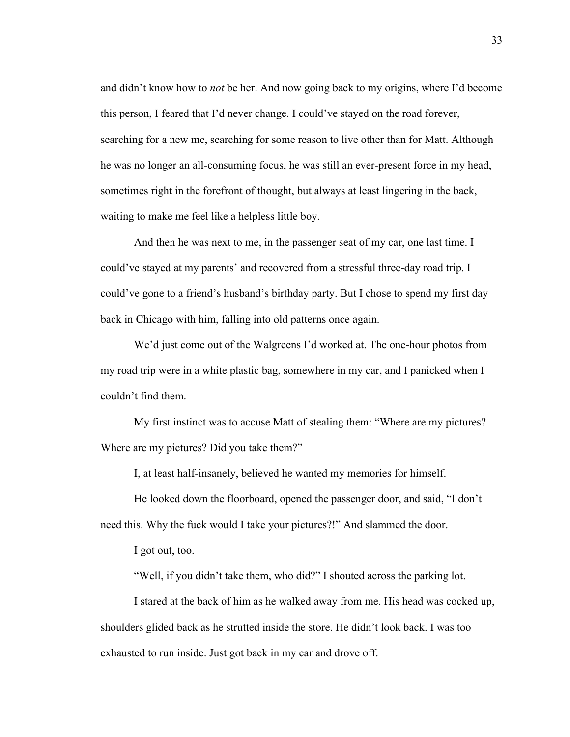and didn’t know how to *not* be her. And now going back to my origins, where I’d become this person, I feared that I’d never change. I could’ve stayed on the road forever, searching for a new me, searching for some reason to live other than for Matt. Although he was no longer an all-consuming focus, he was still an ever-present force in my head, sometimes right in the forefront of thought, but always at least lingering in the back, waiting to make me feel like a helpless little boy.

And then he was next to me, in the passenger seat of my car, one last time. I could’ve stayed at my parents’ and recovered from a stressful three-day road trip. I could’ve gone to a friend’s husband’s birthday party. But I chose to spend my first day back in Chicago with him, falling into old patterns once again.

We’d just come out of the Walgreens I’d worked at. The one-hour photos from my road trip were in a white plastic bag, somewhere in my car, and I panicked when I couldn’t find them.

My first instinct was to accuse Matt of stealing them: “Where are my pictures? Where are my pictures? Did you take them?”

I, at least half-insanely, believed he wanted my memories for himself.

He looked down the floorboard, opened the passenger door, and said, “I don’t need this. Why the fuck would I take your pictures?!” And slammed the door.

I got out, too.

“Well, if you didn’t take them, who did?” I shouted across the parking lot.

I stared at the back of him as he walked away from me. His head was cocked up, shoulders glided back as he strutted inside the store. He didn’t look back. I was too exhausted to run inside. Just got back in my car and drove off.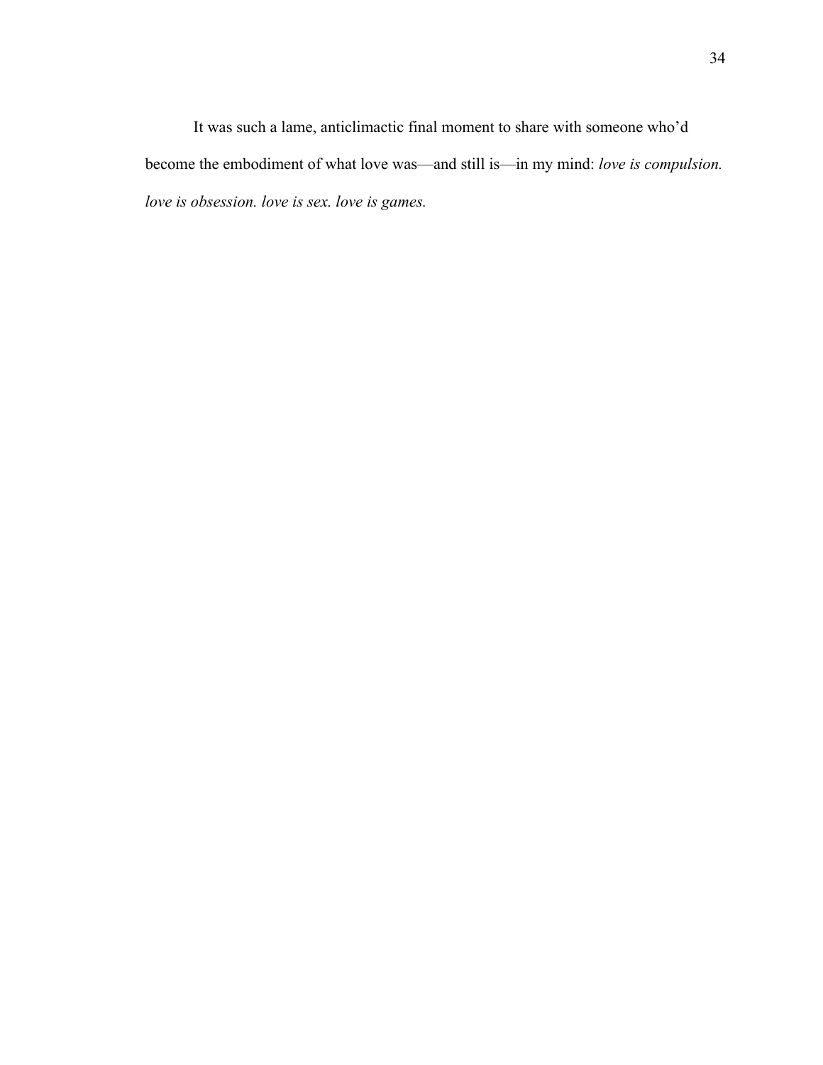It was such a lame, anticlimactic final moment to share with someone who'd become the embodiment of what love was—and still is—in my mind: *love is compulsion. love is obsession. love is sex. love is games.*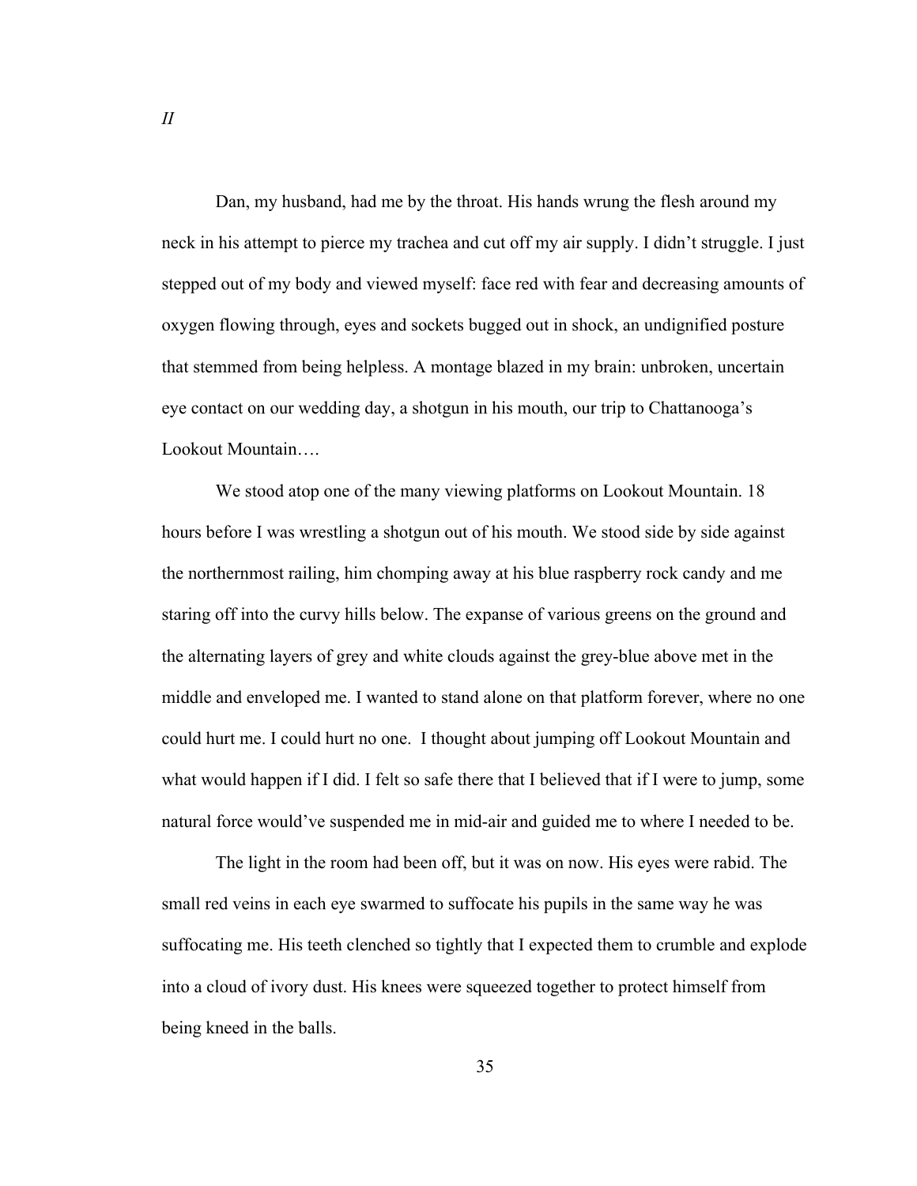*II*

Dan, my husband, had me by the throat. His hands wrung the flesh around my neck in his attempt to pierce my trachea and cut off my air supply. I didn't struggle. I just stepped out of my body and viewed myself: face red with fear and decreasing amounts of oxygen flowing through, eyes and sockets bugged out in shock, an undignified posture that stemmed from being helpless. A montage blazed in my brain: unbroken, uncertain eye contact on our wedding day, a shotgun in his mouth, our trip to Chattanooga's Lookout Mountain….

We stood atop one of the many viewing platforms on Lookout Mountain. 18 hours before I was wrestling a shotgun out of his mouth. We stood side by side against the northernmost railing, him chomping away at his blue raspberry rock candy and me staring off into the curvy hills below. The expanse of various greens on the ground and the alternating layers of grey and white clouds against the grey-blue above met in the middle and enveloped me. I wanted to stand alone on that platform forever, where no one could hurt me. I could hurt no one. I thought about jumping off Lookout Mountain and what would happen if I did. I felt so safe there that I believed that if I were to jump, some natural force would've suspended me in mid-air and guided me to where I needed to be.

The light in the room had been off, but it was on now. His eyes were rabid. The small red veins in each eye swarmed to suffocate his pupils in the same way he was suffocating me. His teeth clenched so tightly that I expected them to crumble and explode into a cloud of ivory dust. His knees were squeezed together to protect himself from being kneed in the balls.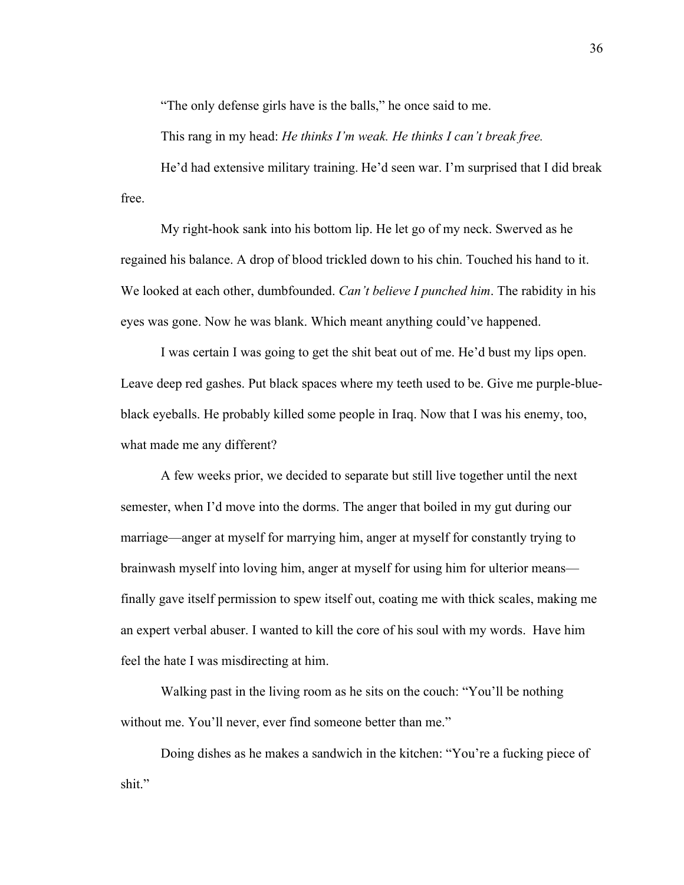"The only defense girls have is the balls," he once said to me.

This rang in my head: *He thinks I'm weak. He thinks I can't break free.*

He'd had extensive military training. He'd seen war. I'm surprised that I did break free.

My right-hook sank into his bottom lip. He let go of my neck. Swerved as he regained his balance. A drop of blood trickled down to his chin. Touched his hand to it. We looked at each other, dumbfounded. *Can't believe I punched him*. The rabidity in his eyes was gone. Now he was blank. Which meant anything could've happened.

I was certain I was going to get the shit beat out of me. He'd bust my lips open. Leave deep red gashes. Put black spaces where my teeth used to be. Give me purple-blue-black eyeballs. He probably killed some people in Iraq. Now that I was his enemy, too, what made me any different?

A few weeks prior, we decided to separate but still live together until the next semester, when I'd move into the dorms. The anger that boiled in my gut during our marriage—anger at myself for marrying him, anger at myself for constantly trying to brainwash myself into loving him, anger at myself for using him for ulterior means—finally gave itself permission to spew itself out, coating me with thick scales, making me an expert verbal abuser. I wanted to kill the core of his soul with my words. Have him feel the hate I was misdirecting at him.

Walking past in the living room as he sits on the couch: "You'll be nothing without me. You'll never, ever find someone better than me."

Doing dishes as he makes a sandwich in the kitchen: "You're a fucking piece of shit."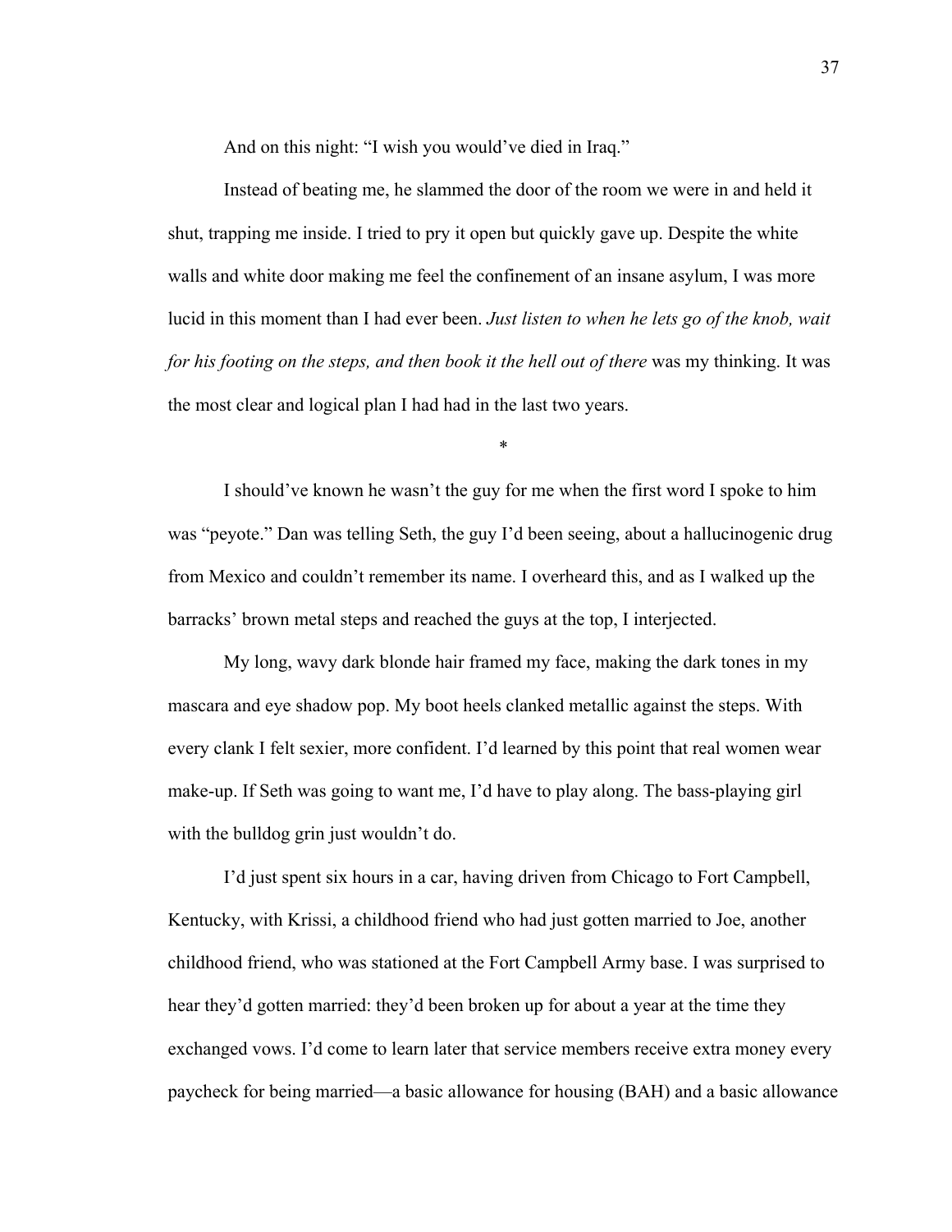And on this night: "I wish you would've died in Iraq."

Instead of beating me, he slammed the door of the room we were in and held it shut, trapping me inside. I tried to pry it open but quickly gave up. Despite the white walls and white door making me feel the confinement of an insane asylum, I was more lucid in this moment than I had ever been. *Just listen to when he lets go of the knob, wait for his footing on the steps, and then book it the hell out of there* was my thinking. It was the most clear and logical plan I had had in the last two years.

*

I should've known he wasn't the guy for me when the first word I spoke to him was "peyote." Dan was telling Seth, the guy I'd been seeing, about a hallucinogenic drug from Mexico and couldn't remember its name. I overheard this, and as I walked up the barracks' brown metal steps and reached the guys at the top, I interjected.

My long, wavy dark blonde hair framed my face, making the dark tones in my mascara and eye shadow pop. My boot heels clanked metallic against the steps. With every clank I felt sexier, more confident. I'd learned by this point that real women wear make-up. If Seth was going to want me, I'd have to play along. The bass-playing girl with the bulldog grin just wouldn't do.

I'd just spent six hours in a car, having driven from Chicago to Fort Campbell, Kentucky, with Krissi, a childhood friend who had just gotten married to Joe, another childhood friend, who was stationed at the Fort Campbell Army base. I was surprised to hear they'd gotten married: they'd been broken up for about a year at the time they exchanged vows. I'd come to learn later that service members receive extra money every paycheck for being married—a basic allowance for housing (BAH) and a basic allowance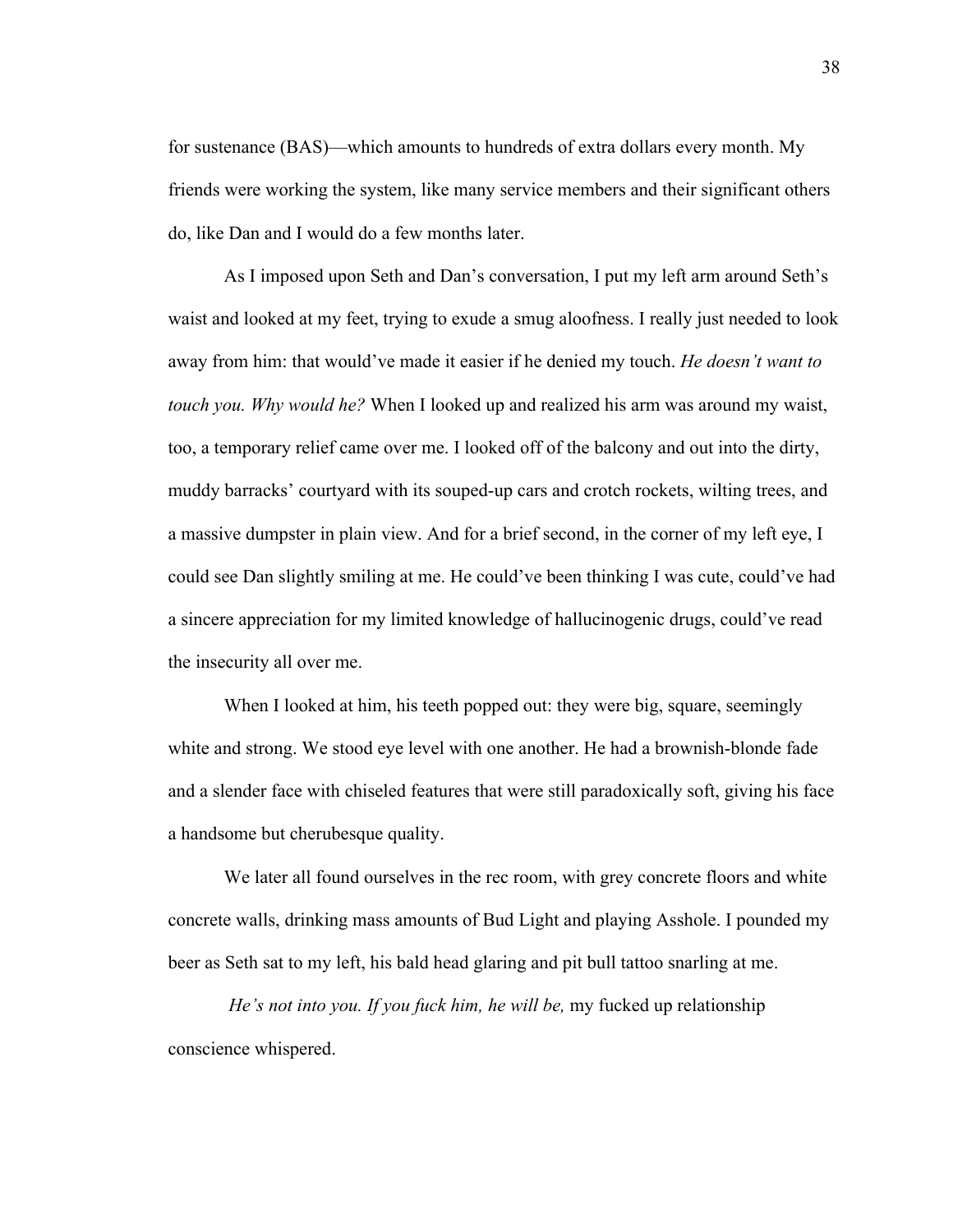for sustenance (BAS)—which amounts to hundreds of extra dollars every month. My friends were working the system, like many service members and their significant others do, like Dan and I would do a few months later.

As I imposed upon Seth and Dan's conversation, I put my left arm around Seth's waist and looked at my feet, trying to exude a smug aloofness. I really just needed to look away from him: that would've made it easier if he denied my touch. *He doesn't want to touch you. Why would he?* When I looked up and realized his arm was around my waist, too, a temporary relief came over me. I looked off of the balcony and out into the dirty, muddy barracks' courtyard with its souped-up cars and crotch rockets, wilting trees, and a massive dumpster in plain view. And for a brief second, in the corner of my left eye, I could see Dan slightly smiling at me. He could've been thinking I was cute, could've had a sincere appreciation for my limited knowledge of hallucinogenic drugs, could've read the insecurity all over me.

When I looked at him, his teeth popped out: they were big, square, seemingly white and strong. We stood eye level with one another. He had a brownish-blonde fade and a slender face with chiseled features that were still paradoxically soft, giving his face a handsome but cherubesque quality.

We later all found ourselves in the rec room, with grey concrete floors and white concrete walls, drinking mass amounts of Bud Light and playing Asshole. I pounded my beer as Seth sat to my left, his bald head glaring and pit bull tattoo snarling at me.

*He's not into you. If you fuck him, he will be,* my fucked up relationship conscience whispered.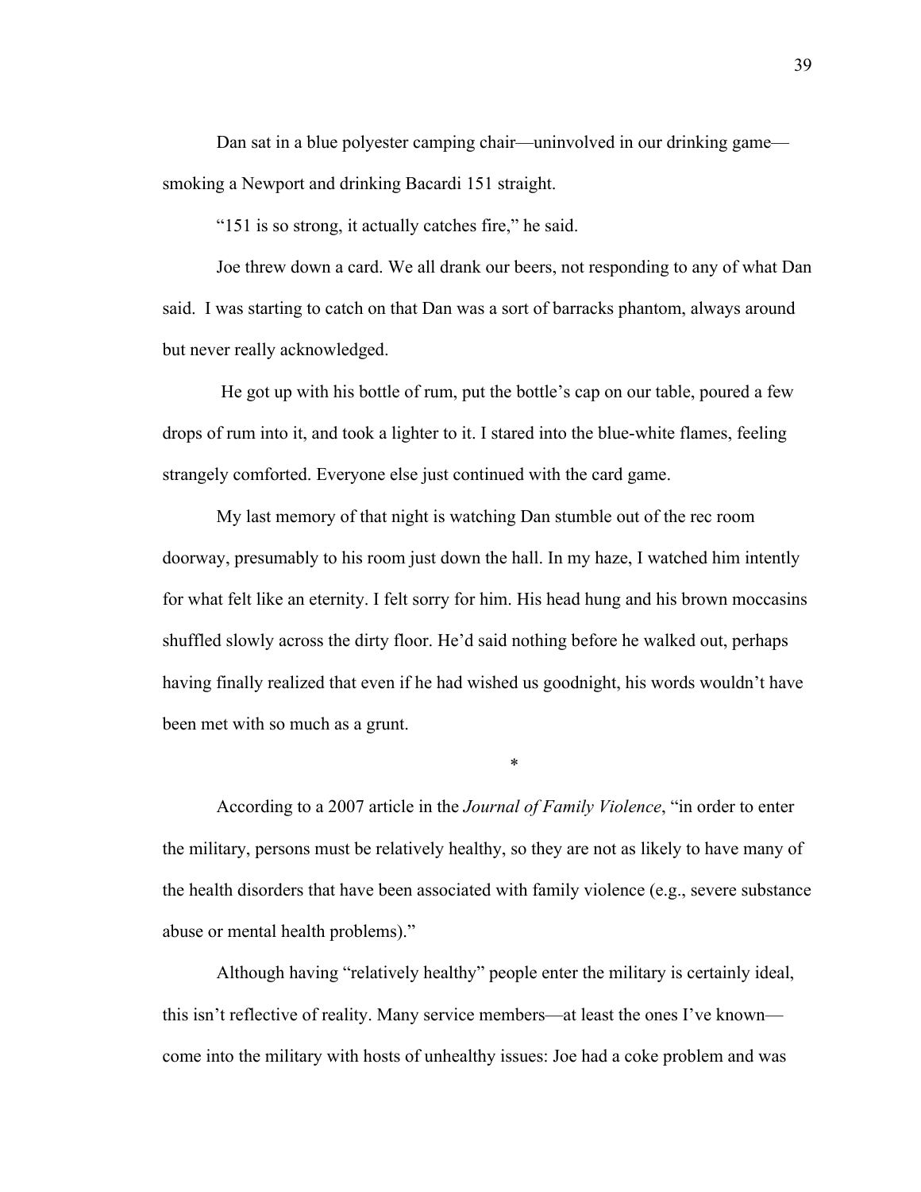Dan sat in a blue polyester camping chair—uninvolved in our drinking game—smoking a Newport and drinking Bacardi 151 straight.

"151 is so strong, it actually catches fire," he said.

Joe threw down a card. We all drank our beers, not responding to any of what Dan said. I was starting to catch on that Dan was a sort of barracks phantom, always around but never really acknowledged.

He got up with his bottle of rum, put the bottle's cap on our table, poured a few drops of rum into it, and took a lighter to it. I stared into the blue-white flames, feeling strangely comforted. Everyone else just continued with the card game.

My last memory of that night is watching Dan stumble out of the rec room doorway, presumably to his room just down the hall. In my haze, I watched him intently for what felt like an eternity. I felt sorry for him. His head hung and his brown moccasins shuffled slowly across the dirty floor. He'd said nothing before he walked out, perhaps having finally realized that even if he had wished us goodnight, his words wouldn't have been met with so much as a grunt.

*

According to a 2007 article in the *Journal of Family Violence*, "in order to enter the military, persons must be relatively healthy, so they are not as likely to have many of the health disorders that have been associated with family violence (e.g., severe substance abuse or mental health problems)."

Although having "relatively healthy" people enter the military is certainly ideal, this isn't reflective of reality. Many service members—at least the ones I've known—come into the military with hosts of unhealthy issues: Joe had a coke problem and was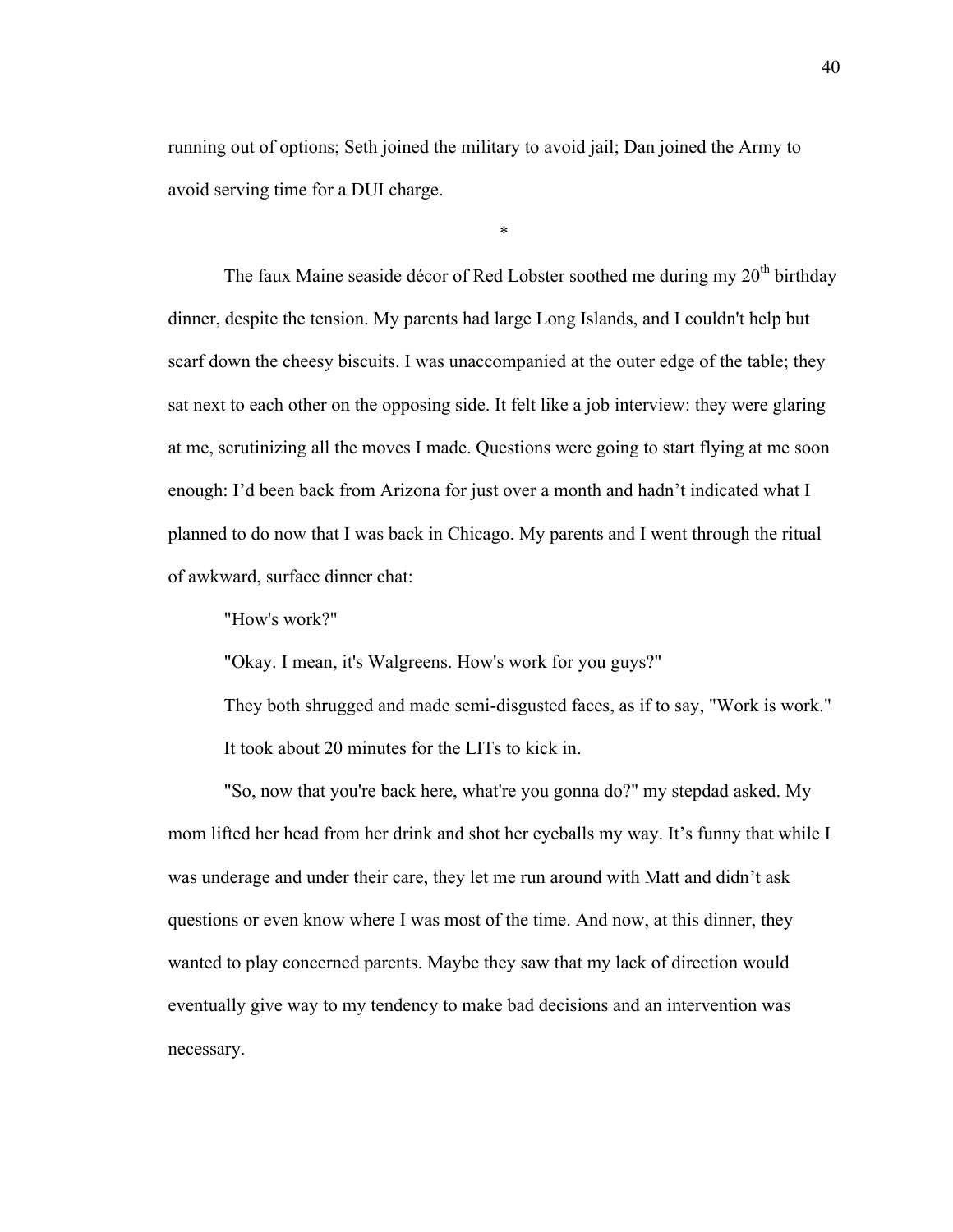running out of options; Seth joined the military to avoid jail; Dan joined the Army to avoid serving time for a DUI charge.

*

The faux Maine seaside décor of Red Lobster soothed me during my 20th birthday dinner, despite the tension. My parents had large Long Islands, and I couldn't help but scarf down the cheesy biscuits. I was unaccompanied at the outer edge of the table; they sat next to each other on the opposing side. It felt like a job interview: they were glaring at me, scrutinizing all the moves I made. Questions were going to start flying at me soon enough: I'd been back from Arizona for just over a month and hadn't indicated what I planned to do now that I was back in Chicago. My parents and I went through the ritual of awkward, surface dinner chat:

"How's work?"

"Okay. I mean, it's Walgreens. How's work for you guys?"

They both shrugged and made semi-disgusted faces, as if to say, "Work is work."

It took about 20 minutes for the LITs to kick in.

"So, now that you're back here, what're you gonna do?" my stepdad asked. My mom lifted her head from her drink and shot her eyeballs my way. It's funny that while I was underage and under their care, they let me run around with Matt and didn't ask questions or even know where I was most of the time. And now, at this dinner, they wanted to play concerned parents. Maybe they saw that my lack of direction would eventually give way to my tendency to make bad decisions and an intervention was necessary.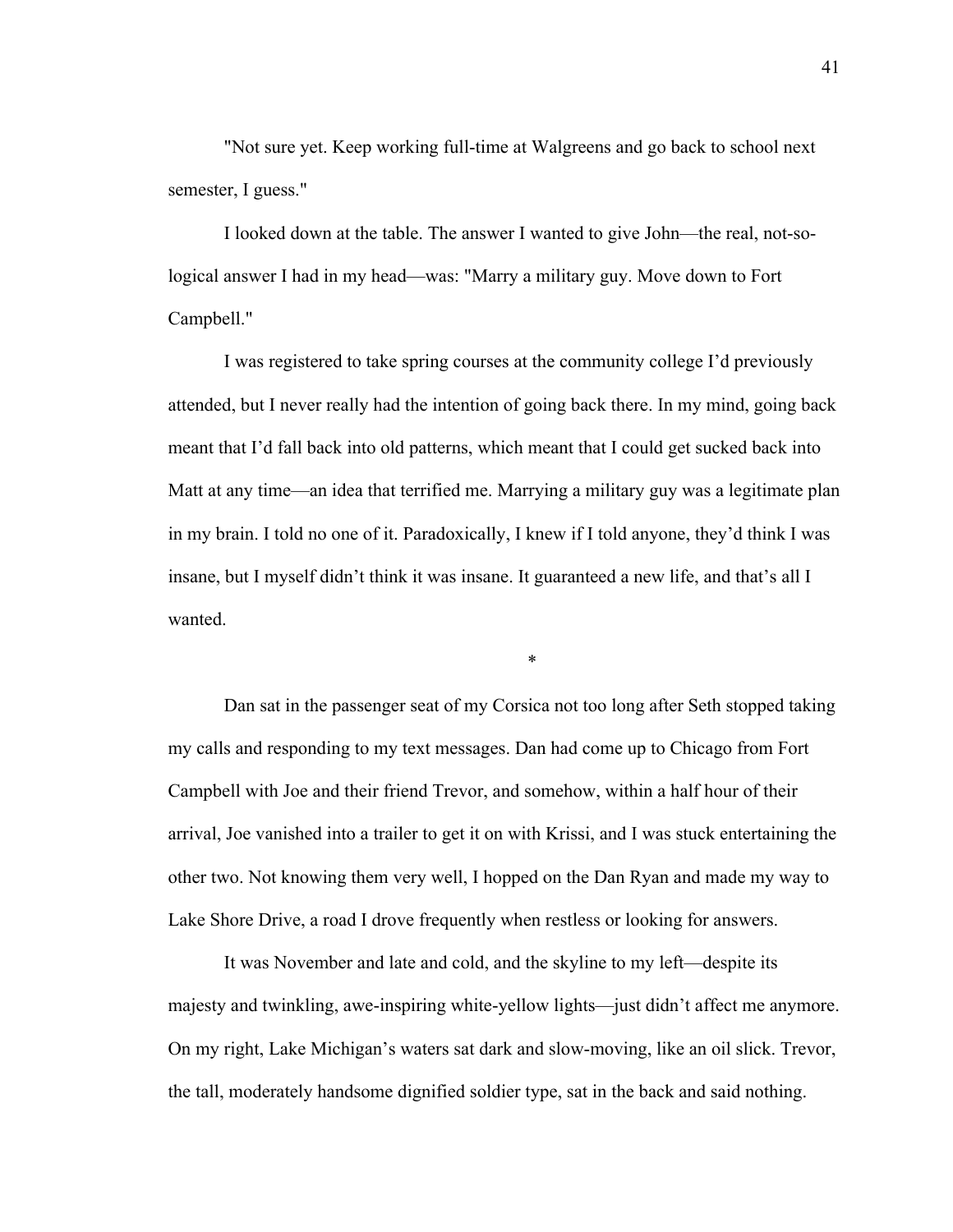"Not sure yet. Keep working full-time at Walgreens and go back to school next semester, I guess."

I looked down at the table. The answer I wanted to give John—the real, not-so-logical answer I had in my head—was: "Marry a military guy. Move down to Fort Campbell."

I was registered to take spring courses at the community college I'd previously attended, but I never really had the intention of going back there. In my mind, going back meant that I'd fall back into old patterns, which meant that I could get sucked back into Matt at any time—an idea that terrified me. Marrying a military guy was a legitimate plan in my brain. I told no one of it. Paradoxically, I knew if I told anyone, they'd think I was insane, but I myself didn't think it was insane. It guaranteed a new life, and that's all I wanted.

*

Dan sat in the passenger seat of my Corsica not too long after Seth stopped taking my calls and responding to my text messages. Dan had come up to Chicago from Fort Campbell with Joe and their friend Trevor, and somehow, within a half hour of their arrival, Joe vanished into a trailer to get it on with Krissi, and I was stuck entertaining the other two. Not knowing them very well, I hopped on the Dan Ryan and made my way to Lake Shore Drive, a road I drove frequently when restless or looking for answers.

It was November and late and cold, and the skyline to my left—despite its majesty and twinkling, awe-inspiring white-yellow lights—just didn't affect me anymore. On my right, Lake Michigan's waters sat dark and slow-moving, like an oil slick. Trevor, the tall, moderately handsome dignified soldier type, sat in the back and said nothing.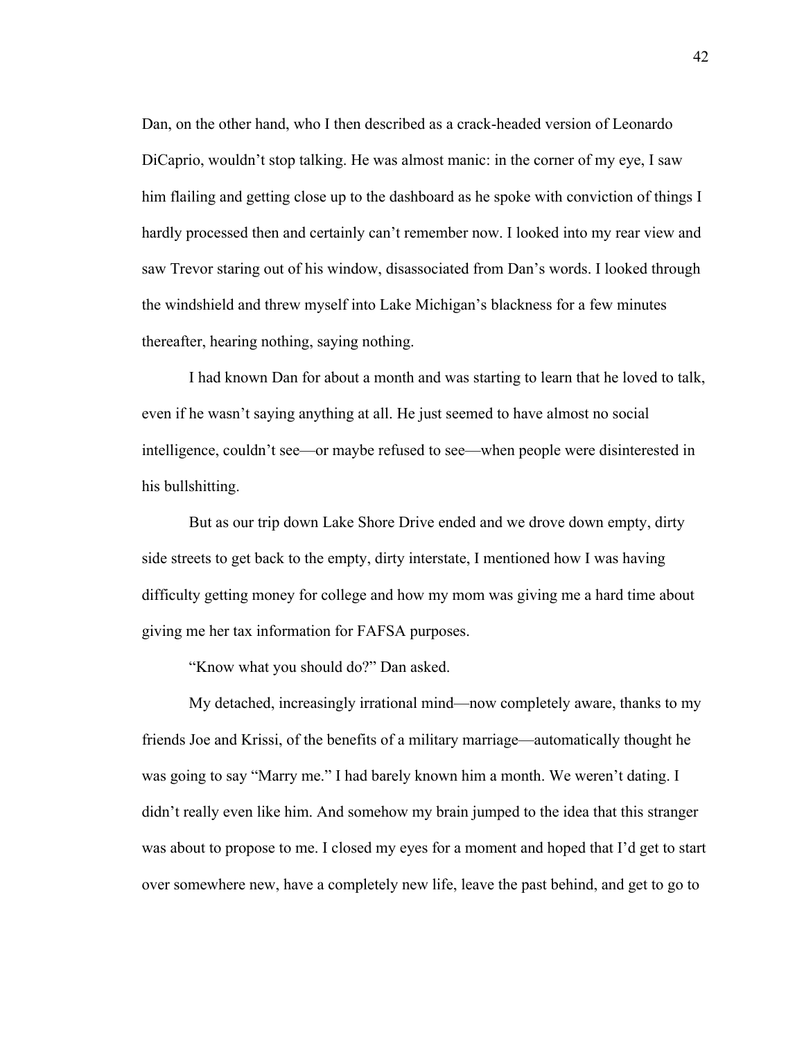Dan, on the other hand, who I then described as a crack-headed version of Leonardo DiCaprio, wouldn't stop talking. He was almost manic: in the corner of my eye, I saw him flailing and getting close up to the dashboard as he spoke with conviction of things I hardly processed then and certainly can't remember now. I looked into my rear view and saw Trevor staring out of his window, disassociated from Dan's words. I looked through the windshield and threw myself into Lake Michigan's blackness for a few minutes thereafter, hearing nothing, saying nothing.

I had known Dan for about a month and was starting to learn that he loved to talk, even if he wasn't saying anything at all. He just seemed to have almost no social intelligence, couldn't see—or maybe refused to see—when people were disinterested in his bullshitting.

But as our trip down Lake Shore Drive ended and we drove down empty, dirty side streets to get back to the empty, dirty interstate, I mentioned how I was having difficulty getting money for college and how my mom was giving me a hard time about giving me her tax information for FAFSA purposes.

"Know what you should do?" Dan asked.

My detached, increasingly irrational mind—now completely aware, thanks to my friends Joe and Krissi, of the benefits of a military marriage—automatically thought he was going to say "Marry me." I had barely known him a month. We weren't dating. I didn't really even like him. And somehow my brain jumped to the idea that this stranger was about to propose to me. I closed my eyes for a moment and hoped that I'd get to start over somewhere new, have a completely new life, leave the past behind, and get to go to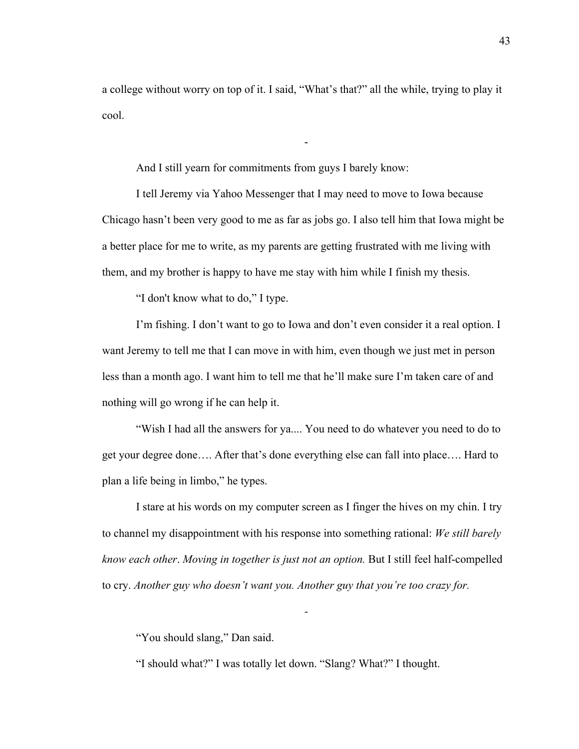a college without worry on top of it. I said, "What's that?" all the while, trying to play it cool.

-

And I still yearn for commitments from guys I barely know:

I tell Jeremy via Yahoo Messenger that I may need to move to Iowa because Chicago hasn't been very good to me as far as jobs go. I also tell him that Iowa might be a better place for me to write, as my parents are getting frustrated with me living with them, and my brother is happy to have me stay with him while I finish my thesis.

"I don't know what to do," I type.

I'm fishing. I don't want to go to Iowa and don't even consider it a real option. I want Jeremy to tell me that I can move in with him, even though we just met in person less than a month ago. I want him to tell me that he'll make sure I'm taken care of and nothing will go wrong if he can help it.

"Wish I had all the answers for ya.... You need to do whatever you need to do to get your degree done…. After that's done everything else can fall into place…. Hard to plan a life being in limbo," he types.

I stare at his words on my computer screen as I finger the hives on my chin. I try to channel my disappointment with his response into something rational: *We still barely know each other*. *Moving in together is just not an option.* But I still feel half-compelled to cry. *Another guy who doesn't want you. Another guy that you're too crazy for.*

-

"You should slang," Dan said.

"I should what?" I was totally let down. "Slang? What?" I thought.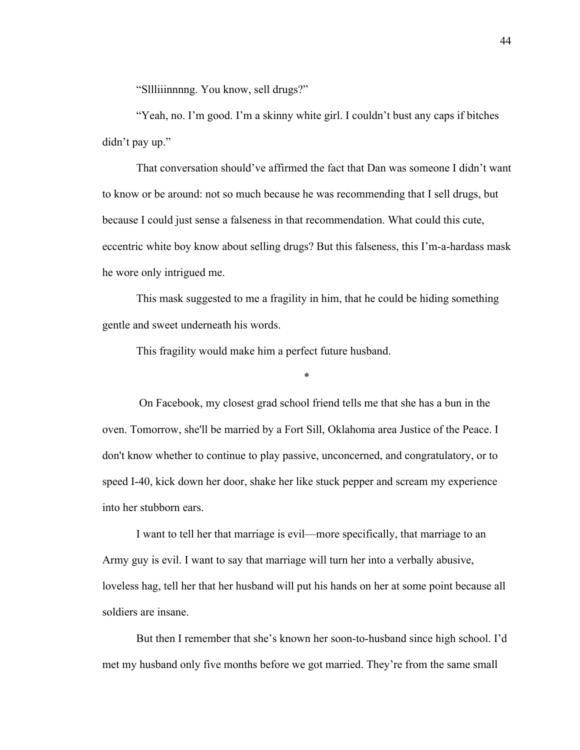"Sllliiinnnng. You know, sell drugs?"

"Yeah, no. I'm good. I'm a skinny white girl. I couldn't bust any caps if bitches didn't pay up."

That conversation should've affirmed the fact that Dan was someone I didn't want to know or be around: not so much because he was recommending that I sell drugs, but because I could just sense a falseness in that recommendation. What could this cute, eccentric white boy know about selling drugs? But this falseness, this I'm-a-hardass mask he wore only intrigued me.

This mask suggested to me a fragility in him, that he could be hiding something gentle and sweet underneath his words.

This fragility would make him a perfect future husband.

*

On Facebook, my closest grad school friend tells me that she has a bun in the oven. Tomorrow, she'll be married by a Fort Sill, Oklahoma area Justice of the Peace. I don't know whether to continue to play passive, unconcerned, and congratulatory, or to speed I-40, kick down her door, shake her like stuck pepper and scream my experience into her stubborn ears.

I want to tell her that marriage is evil—more specifically, that marriage to an Army guy is evil. I want to say that marriage will turn her into a verbally abusive, loveless hag, tell her that her husband will put his hands on her at some point because all soldiers are insane.

But then I remember that she's known her soon-to-husband since high school. I'd met my husband only five months before we got married. They're from the same small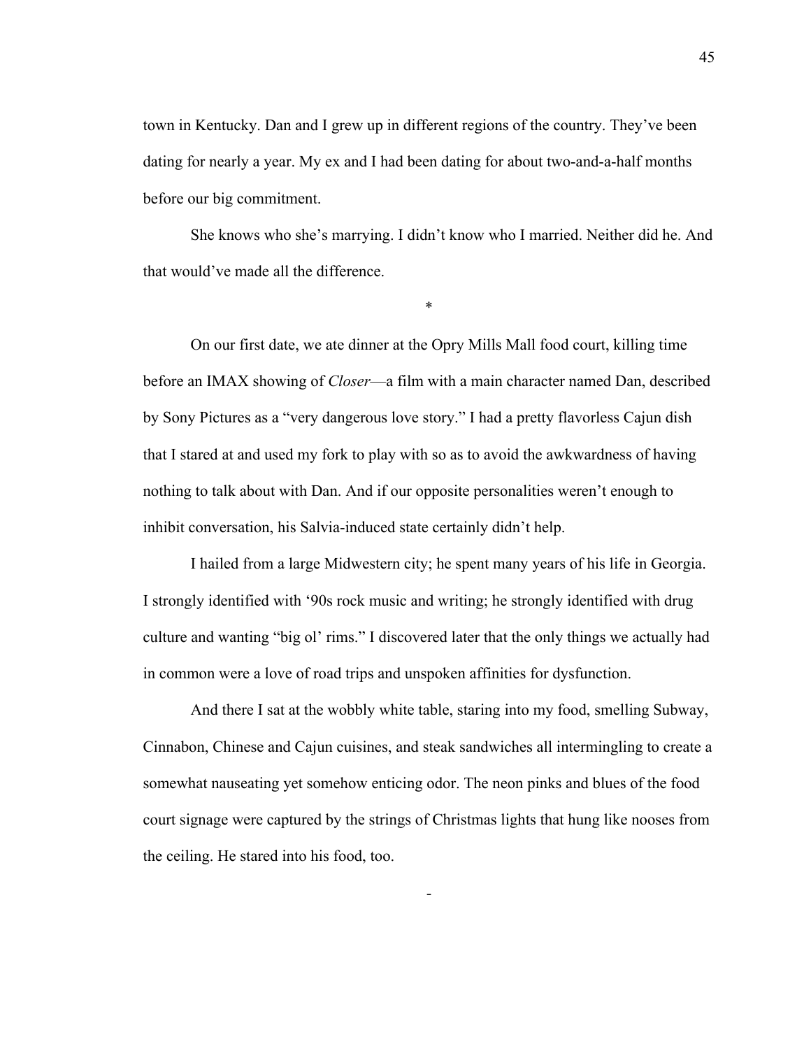town in Kentucky. Dan and I grew up in different regions of the country. They've been dating for nearly a year. My ex and I had been dating for about two-and-a-half months before our big commitment.

She knows who she's marrying. I didn't know who I married. Neither did he. And that would've made all the difference.

*

On our first date, we ate dinner at the Opry Mills Mall food court, killing time before an IMAX showing of *Closer*—a film with a main character named Dan, described by Sony Pictures as a "very dangerous love story." I had a pretty flavorless Cajun dish that I stared at and used my fork to play with so as to avoid the awkwardness of having nothing to talk about with Dan. And if our opposite personalities weren't enough to inhibit conversation, his Salvia-induced state certainly didn't help.

I hailed from a large Midwestern city; he spent many years of his life in Georgia. I strongly identified with '90s rock music and writing; he strongly identified with drug culture and wanting "big ol' rims." I discovered later that the only things we actually had in common were a love of road trips and unspoken affinities for dysfunction.

And there I sat at the wobbly white table, staring into my food, smelling Subway, Cinnabon, Chinese and Cajun cuisines, and steak sandwiches all intermingling to create a somewhat nauseating yet somehow enticing odor. The neon pinks and blues of the food court signage were captured by the strings of Christmas lights that hung like nooses from the ceiling. He stared into his food, too.

-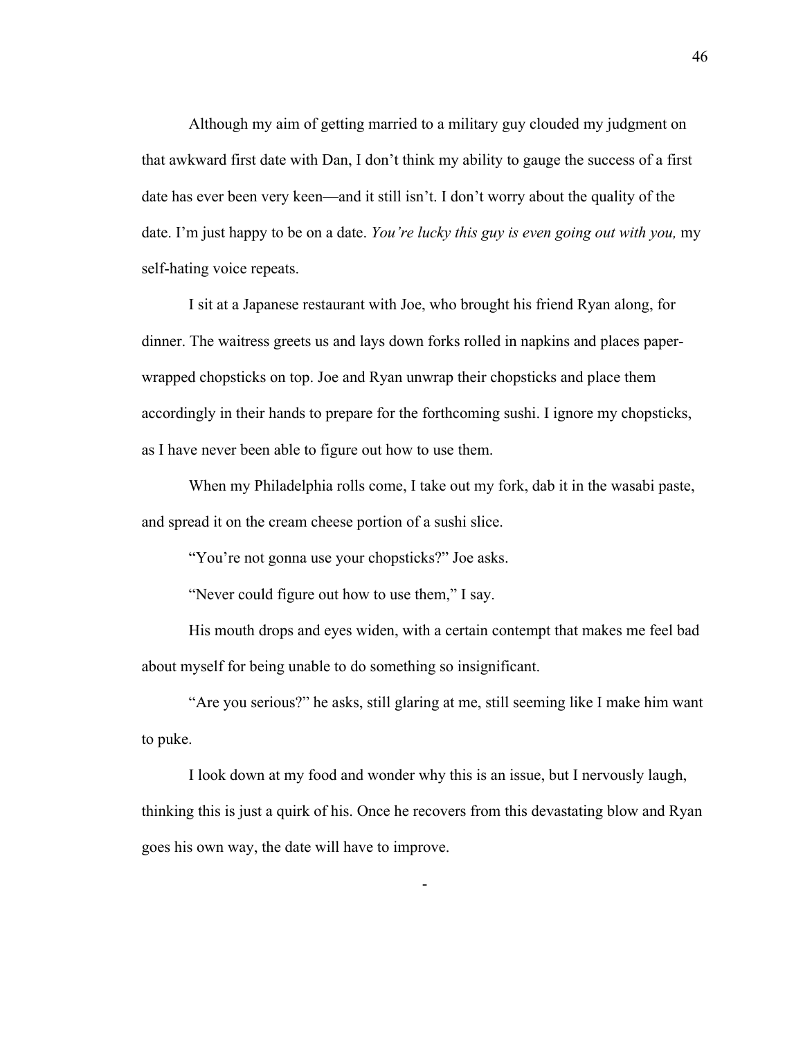Although my aim of getting married to a military guy clouded my judgment on that awkward first date with Dan, I don't think my ability to gauge the success of a first date has ever been very keen—and it still isn't. I don't worry about the quality of the date. I'm just happy to be on a date. *You're lucky this guy is even going out with you,* my self-hating voice repeats.

I sit at a Japanese restaurant with Joe, who brought his friend Ryan along, for dinner. The waitress greets us and lays down forks rolled in napkins and places paper-wrapped chopsticks on top. Joe and Ryan unwrap their chopsticks and place them accordingly in their hands to prepare for the forthcoming sushi. I ignore my chopsticks, as I have never been able to figure out how to use them.

When my Philadelphia rolls come, I take out my fork, dab it in the wasabi paste, and spread it on the cream cheese portion of a sushi slice.

"You're not gonna use your chopsticks?" Joe asks.

"Never could figure out how to use them," I say.

His mouth drops and eyes widen, with a certain contempt that makes me feel bad about myself for being unable to do something so insignificant.

"Are you serious?" he asks, still glaring at me, still seeming like I make him want to puke.

I look down at my food and wonder why this is an issue, but I nervously laugh, thinking this is just a quirk of his. Once he recovers from this devastating blow and Ryan goes his own way, the date will have to improve.

-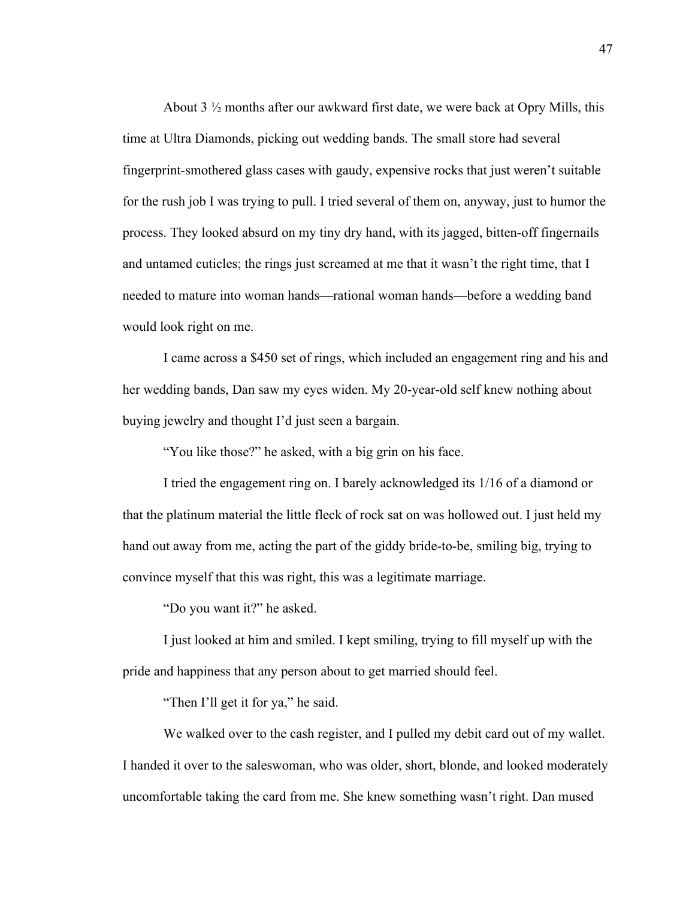About 3 ½ months after our awkward first date, we were back at Opry Mills, this time at Ultra Diamonds, picking out wedding bands. The small store had several fingerprint-smothered glass cases with gaudy, expensive rocks that just weren't suitable for the rush job I was trying to pull. I tried several of them on, anyway, just to humor the process. They looked absurd on my tiny dry hand, with its jagged, bitten-off fingernails and untamed cuticles; the rings just screamed at me that it wasn't the right time, that I needed to mature into woman hands—rational woman hands—before a wedding band would look right on me.

I came across a $450 set of rings, which included an engagement ring and his and her wedding bands, Dan saw my eyes widen. My 20-year-old self knew nothing about buying jewelry and thought I'd just seen a bargain.

"You like those?" he asked, with a big grin on his face.

I tried the engagement ring on. I barely acknowledged its 1/16 of a diamond or that the platinum material the little fleck of rock sat on was hollowed out. I just held my hand out away from me, acting the part of the giddy bride-to-be, smiling big, trying to convince myself that this was right, this was a legitimate marriage.

"Do you want it?" he asked.

I just looked at him and smiled. I kept smiling, trying to fill myself up with the pride and happiness that any person about to get married should feel.

"Then I'll get it for ya," he said.

We walked over to the cash register, and I pulled my debit card out of my wallet. I handed it over to the saleswoman, who was older, short, blonde, and looked moderately uncomfortable taking the card from me. She knew something wasn't right. Dan mused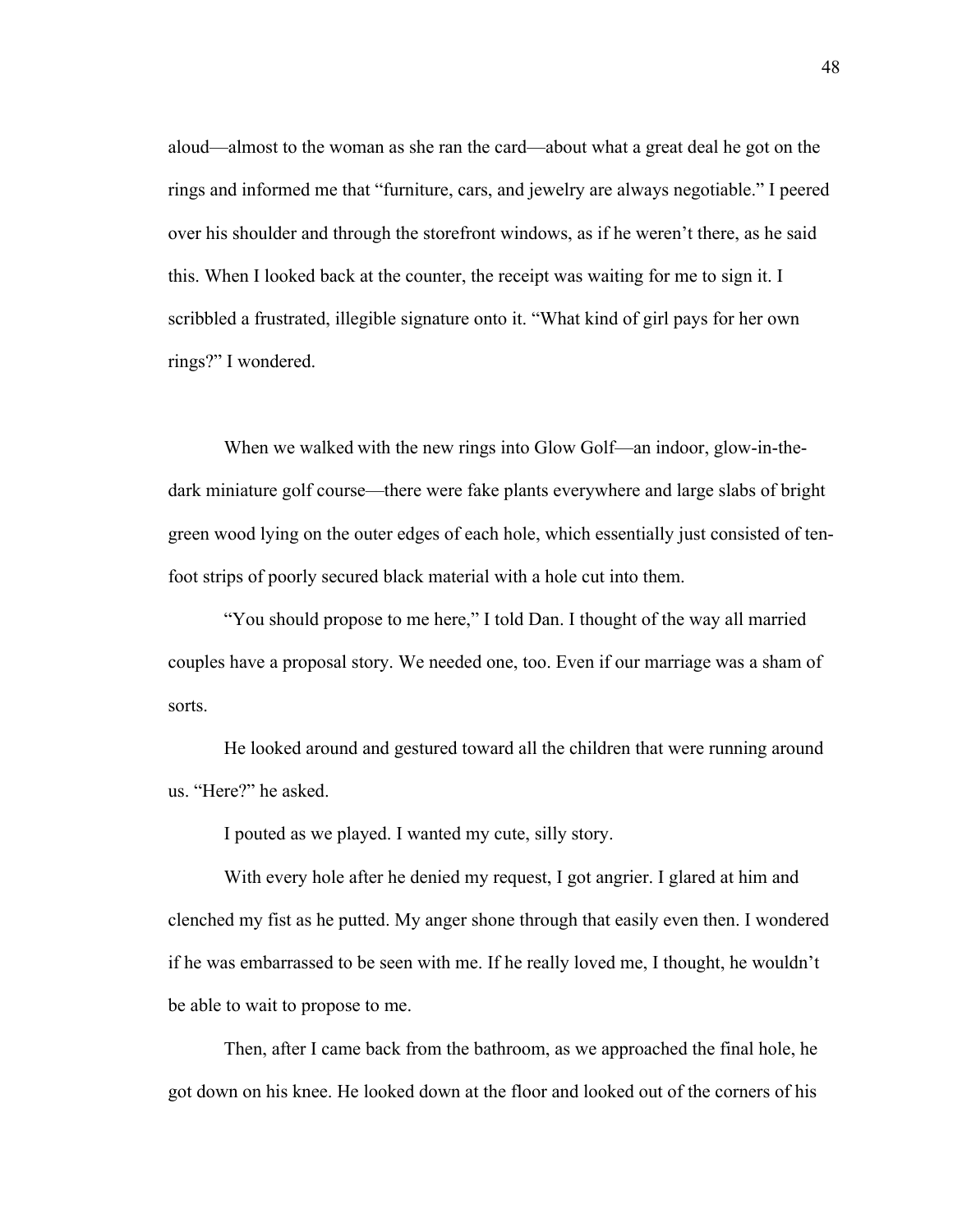aloud—almost to the woman as she ran the card—about what a great deal he got on the rings and informed me that "furniture, cars, and jewelry are always negotiable." I peered over his shoulder and through the storefront windows, as if he weren't there, as he said this. When I looked back at the counter, the receipt was waiting for me to sign it. I scribbled a frustrated, illegible signature onto it. "What kind of girl pays for her own rings?" I wondered.

When we walked with the new rings into Glow Golf—an indoor, glow-in-the-dark miniature golf course—there were fake plants everywhere and large slabs of bright green wood lying on the outer edges of each hole, which essentially just consisted of ten-foot strips of poorly secured black material with a hole cut into them.

"You should propose to me here," I told Dan. I thought of the way all married couples have a proposal story. We needed one, too. Even if our marriage was a sham of sorts.

He looked around and gestured toward all the children that were running around us. "Here?" he asked.

I pouted as we played. I wanted my cute, silly story.

With every hole after he denied my request, I got angrier. I glared at him and clenched my fist as he putted. My anger shone through that easily even then. I wondered if he was embarrassed to be seen with me. If he really loved me, I thought, he wouldn't be able to wait to propose to me.

Then, after I came back from the bathroom, as we approached the final hole, he got down on his knee. He looked down at the floor and looked out of the corners of his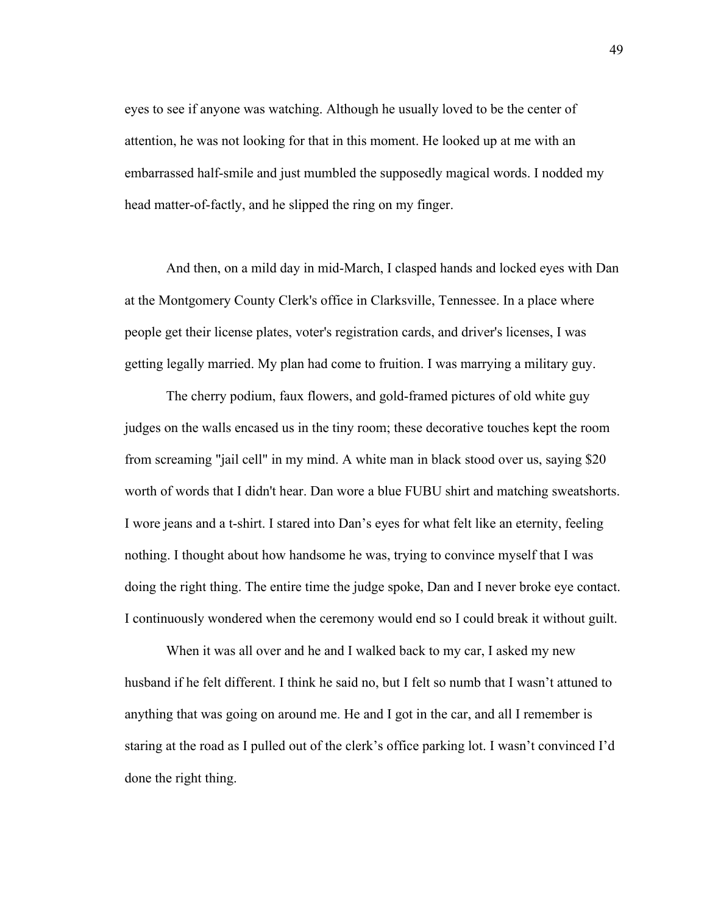eyes to see if anyone was watching. Although he usually loved to be the center of attention, he was not looking for that in this moment. He looked up at me with an embarrassed half-smile and just mumbled the supposedly magical words. I nodded my head matter-of-factly, and he slipped the ring on my finger.

And then, on a mild day in mid-March, I clasped hands and locked eyes with Dan at the Montgomery County Clerk's office in Clarksville, Tennessee. In a place where people get their license plates, voter's registration cards, and driver's licenses, I was getting legally married. My plan had come to fruition. I was marrying a military guy.

The cherry podium, faux flowers, and gold-framed pictures of old white guy judges on the walls encased us in the tiny room; these decorative touches kept the room from screaming "jail cell" in my mind. A white man in black stood over us, saying $20 worth of words that I didn't hear. Dan wore a blue FUBU shirt and matching sweatshorts. I wore jeans and a t-shirt. I stared into Dan's eyes for what felt like an eternity, feeling nothing. I thought about how handsome he was, trying to convince myself that I was doing the right thing. The entire time the judge spoke, Dan and I never broke eye contact. I continuously wondered when the ceremony would end so I could break it without guilt.

When it was all over and he and I walked back to my car, I asked my new husband if he felt different. I think he said no, but I felt so numb that I wasn't attuned to anything that was going on around me. He and I got in the car, and all I remember is staring at the road as I pulled out of the clerk's office parking lot. I wasn't convinced I'd done the right thing.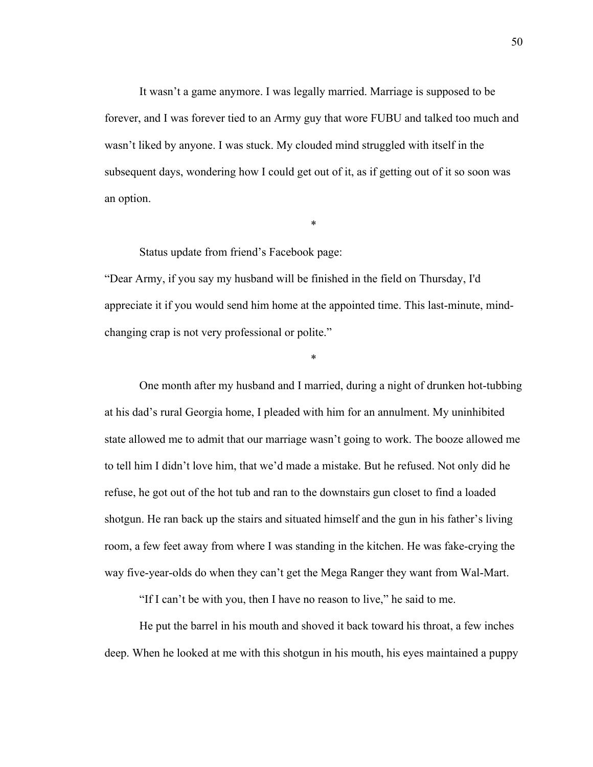It wasn't a game anymore. I was legally married. Marriage is supposed to be forever, and I was forever tied to an Army guy that wore FUBU and talked too much and wasn't liked by anyone. I was stuck. My clouded mind struggled with itself in the subsequent days, wondering how I could get out of it, as if getting out of it so soon was an option.

*

Status update from friend's Facebook page:

"Dear Army, if you say my husband will be finished in the field on Thursday, I'd appreciate it if you would send him home at the appointed time. This last-minute, mind-changing crap is not very professional or polite."

*

One month after my husband and I married, during a night of drunken hot-tubbing at his dad's rural Georgia home, I pleaded with him for an annulment. My uninhibited state allowed me to admit that our marriage wasn't going to work. The booze allowed me to tell him I didn't love him, that we'd made a mistake. But he refused. Not only did he refuse, he got out of the hot tub and ran to the downstairs gun closet to find a loaded shotgun. He ran back up the stairs and situated himself and the gun in his father's living room, a few feet away from where I was standing in the kitchen. He was fake-crying the way five-year-olds do when they can't get the Mega Ranger they want from Wal-Mart.

"If I can't be with you, then I have no reason to live," he said to me.

He put the barrel in his mouth and shoved it back toward his throat, a few inches deep. When he looked at me with this shotgun in his mouth, his eyes maintained a puppy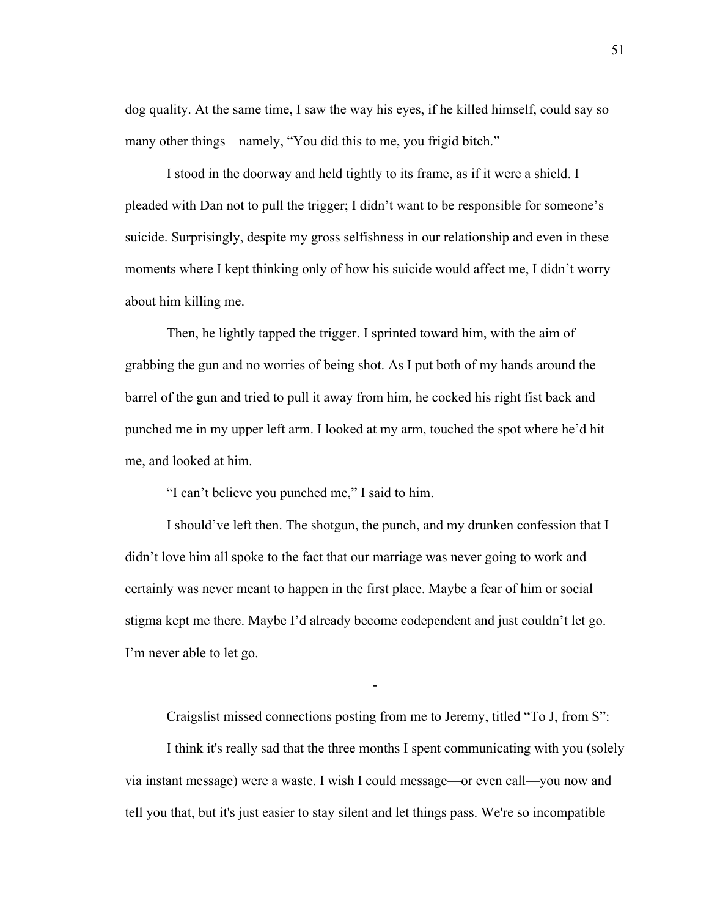dog quality. At the same time, I saw the way his eyes, if he killed himself, could say so many other things—namely, "You did this to me, you frigid bitch."

I stood in the doorway and held tightly to its frame, as if it were a shield. I pleaded with Dan not to pull the trigger; I didn't want to be responsible for someone's suicide. Surprisingly, despite my gross selfishness in our relationship and even in these moments where I kept thinking only of how his suicide would affect me, I didn't worry about him killing me.

Then, he lightly tapped the trigger. I sprinted toward him, with the aim of grabbing the gun and no worries of being shot. As I put both of my hands around the barrel of the gun and tried to pull it away from him, he cocked his right fist back and punched me in my upper left arm. I looked at my arm, touched the spot where he'd hit me, and looked at him.

"I can't believe you punched me," I said to him.

I should've left then. The shotgun, the punch, and my drunken confession that I didn't love him all spoke to the fact that our marriage was never going to work and certainly was never meant to happen in the first place. Maybe a fear of him or social stigma kept me there. Maybe I'd already become codependent and just couldn't let go. I'm never able to let go.

-

Craigslist missed connections posting from me to Jeremy, titled "To J, from S":

I think it's really sad that the three months I spent communicating with you (solely via instant message) were a waste. I wish I could message—or even call—you now and tell you that, but it's just easier to stay silent and let things pass. We're so incompatible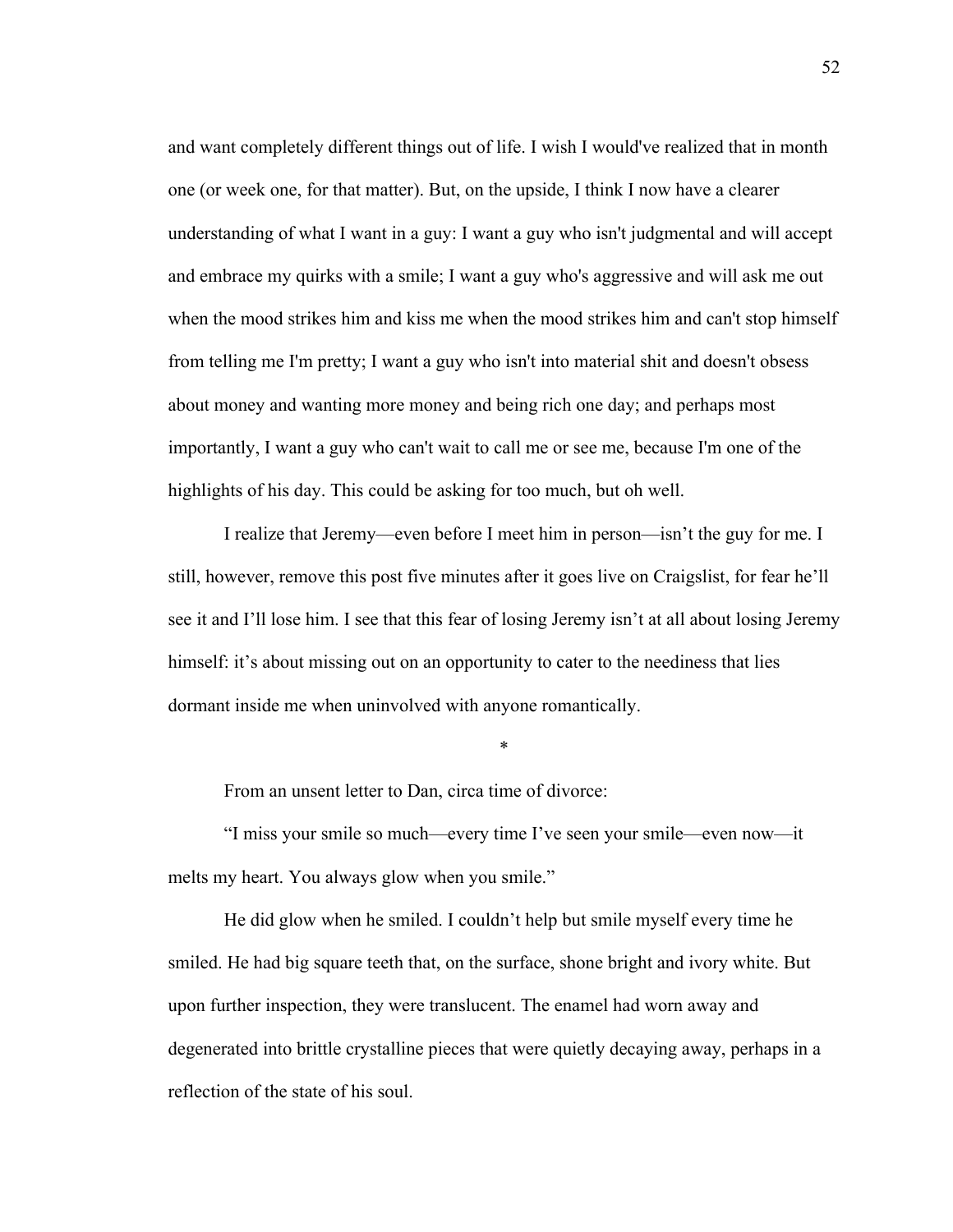and want completely different things out of life. I wish I would've realized that in month one (or week one, for that matter). But, on the upside, I think I now have a clearer understanding of what I want in a guy: I want a guy who isn't judgmental and will accept and embrace my quirks with a smile; I want a guy who's aggressive and will ask me out when the mood strikes him and kiss me when the mood strikes him and can't stop himself from telling me I'm pretty; I want a guy who isn't into material shit and doesn't obsess about money and wanting more money and being rich one day; and perhaps most importantly, I want a guy who can't wait to call me or see me, because I'm one of the highlights of his day. This could be asking for too much, but oh well.

I realize that Jeremy—even before I meet him in person—isn't the guy for me. I still, however, remove this post five minutes after it goes live on Craigslist, for fear he'll see it and I'll lose him. I see that this fear of losing Jeremy isn't at all about losing Jeremy himself: it's about missing out on an opportunity to cater to the neediness that lies dormant inside me when uninvolved with anyone romantically.

*

From an unsent letter to Dan, circa time of divorce:

"I miss your smile so much—every time I've seen your smile—even now—it melts my heart. You always glow when you smile."

He did glow when he smiled. I couldn't help but smile myself every time he smiled. He had big square teeth that, on the surface, shone bright and ivory white. But upon further inspection, they were translucent. The enamel had worn away and degenerated into brittle crystalline pieces that were quietly decaying away, perhaps in a reflection of the state of his soul.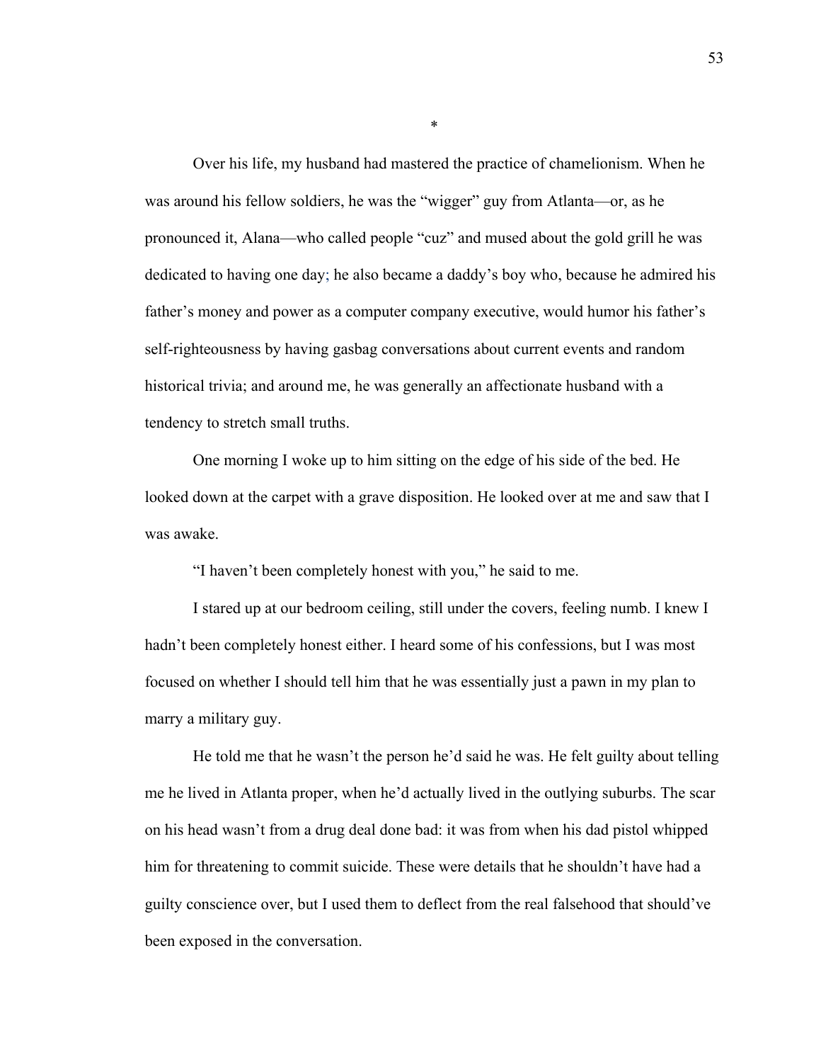*

Over his life, my husband had mastered the practice of chamelionism. When he was around his fellow soldiers, he was the "wigger" guy from Atlanta—or, as he pronounced it, Alana—who called people "cuz" and mused about the gold grill he was dedicated to having one day; he also became a daddy's boy who, because he admired his father's money and power as a computer company executive, would humor his father's self-righteousness by having gasbag conversations about current events and random historical trivia; and around me, he was generally an affectionate husband with a tendency to stretch small truths.

One morning I woke up to him sitting on the edge of his side of the bed. He looked down at the carpet with a grave disposition. He looked over at me and saw that I was awake.

"I haven't been completely honest with you," he said to me.

I stared up at our bedroom ceiling, still under the covers, feeling numb. I knew I hadn't been completely honest either. I heard some of his confessions, but I was most focused on whether I should tell him that he was essentially just a pawn in my plan to marry a military guy.

He told me that he wasn't the person he'd said he was. He felt guilty about telling me he lived in Atlanta proper, when he'd actually lived in the outlying suburbs. The scar on his head wasn't from a drug deal done bad: it was from when his dad pistol whipped him for threatening to commit suicide. These were details that he shouldn't have had a guilty conscience over, but I used them to deflect from the real falsehood that should've been exposed in the conversation.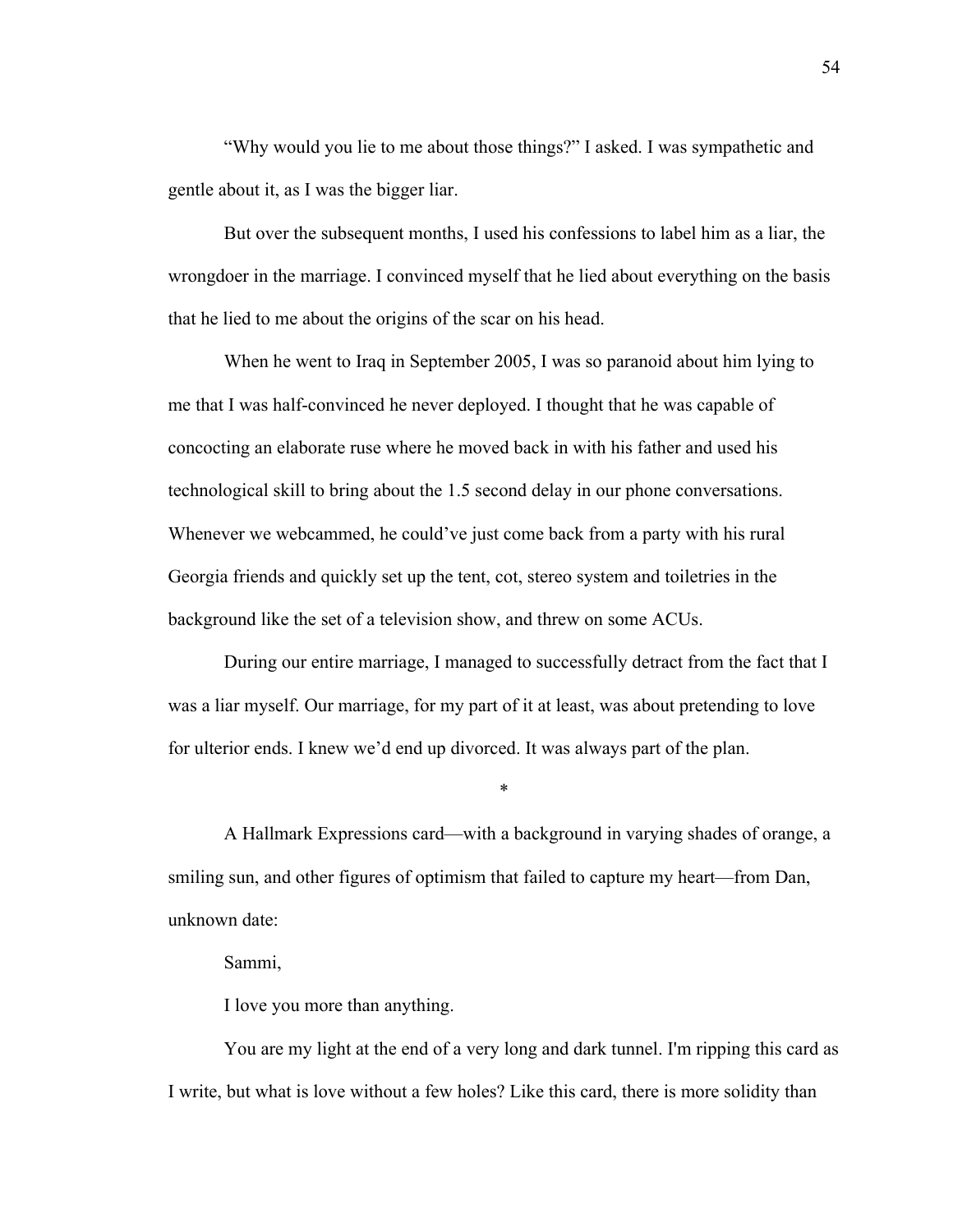"Why would you lie to me about those things?" I asked. I was sympathetic and gentle about it, as I was the bigger liar.

But over the subsequent months, I used his confessions to label him as a liar, the wrongdoer in the marriage. I convinced myself that he lied about everything on the basis that he lied to me about the origins of the scar on his head.

When he went to Iraq in September 2005, I was so paranoid about him lying to me that I was half-convinced he never deployed. I thought that he was capable of concocting an elaborate ruse where he moved back in with his father and used his technological skill to bring about the 1.5 second delay in our phone conversations. Whenever we webcammed, he could've just come back from a party with his rural Georgia friends and quickly set up the tent, cot, stereo system and toiletries in the background like the set of a television show, and threw on some ACUs.

During our entire marriage, I managed to successfully detract from the fact that I was a liar myself. Our marriage, for my part of it at least, was about pretending to love for ulterior ends. I knew we'd end up divorced. It was always part of the plan.

*

A Hallmark Expressions card—with a background in varying shades of orange, a smiling sun, and other figures of optimism that failed to capture my heart—from Dan, unknown date:

Sammi,

I love you more than anything.

You are my light at the end of a very long and dark tunnel. I'm ripping this card as I write, but what is love without a few holes? Like this card, there is more solidity than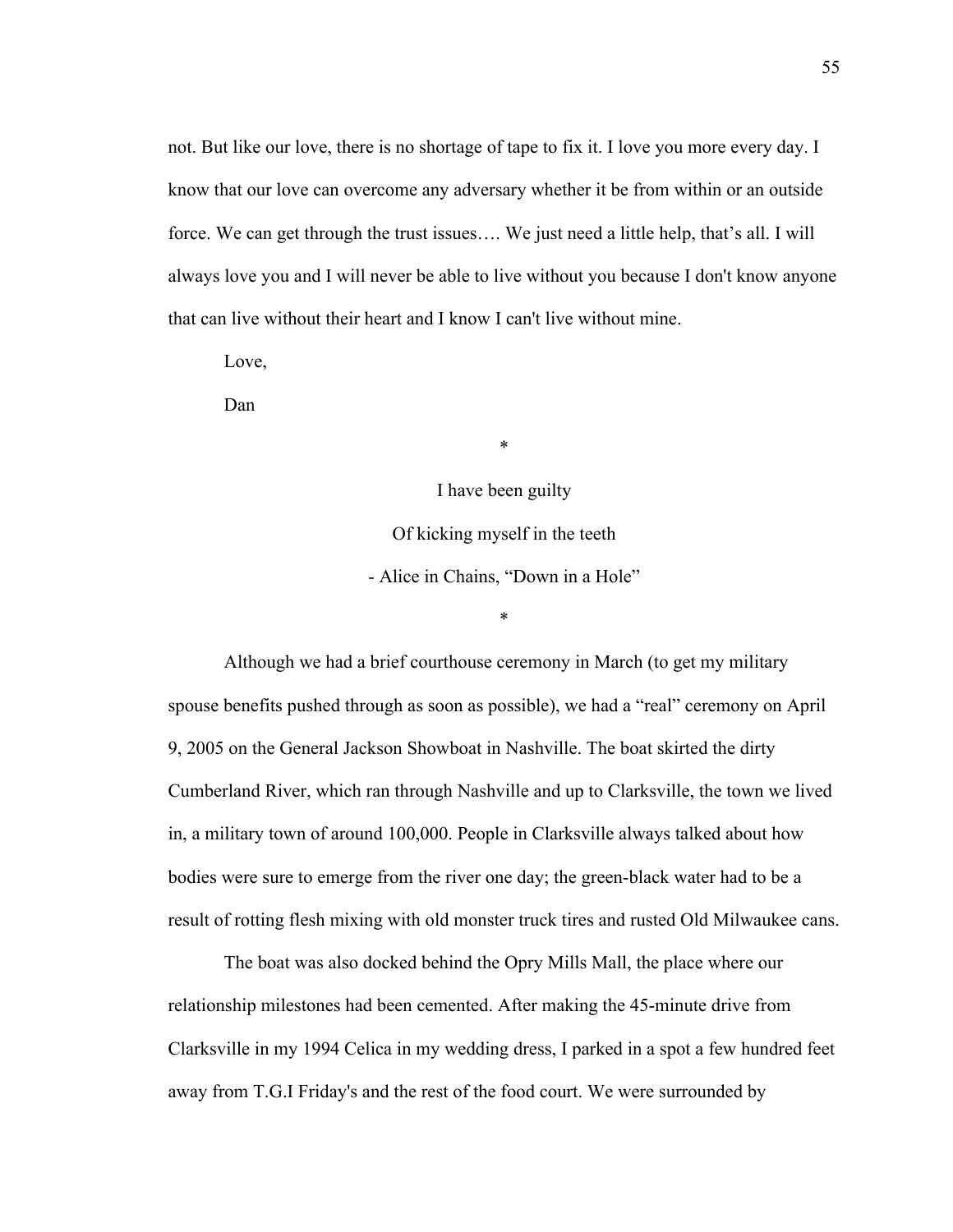not. But like our love, there is no shortage of tape to fix it. I love you more every day. I know that our love can overcome any adversary whether it be from within or an outside force. We can get through the trust issues…. We just need a little help, that's all. I will always love you and I will never be able to live without you because I don't know anyone that can live without their heart and I know I can't live without mine.

Love,

Dan

*

I have been guilty

Of kicking myself in the teeth

- Alice in Chains, "Down in a Hole"

*

Although we had a brief courthouse ceremony in March (to get my military spouse benefits pushed through as soon as possible), we had a "real" ceremony on April 9, 2005 on the General Jackson Showboat in Nashville. The boat skirted the dirty Cumberland River, which ran through Nashville and up to Clarksville, the town we lived in, a military town of around 100,000. People in Clarksville always talked about how bodies were sure to emerge from the river one day; the green-black water had to be a result of rotting flesh mixing with old monster truck tires and rusted Old Milwaukee cans.

The boat was also docked behind the Opry Mills Mall, the place where our relationship milestones had been cemented. After making the 45-minute drive from Clarksville in my 1994 Celica in my wedding dress, I parked in a spot a few hundred feet away from T.G.I Friday's and the rest of the food court. We were surrounded by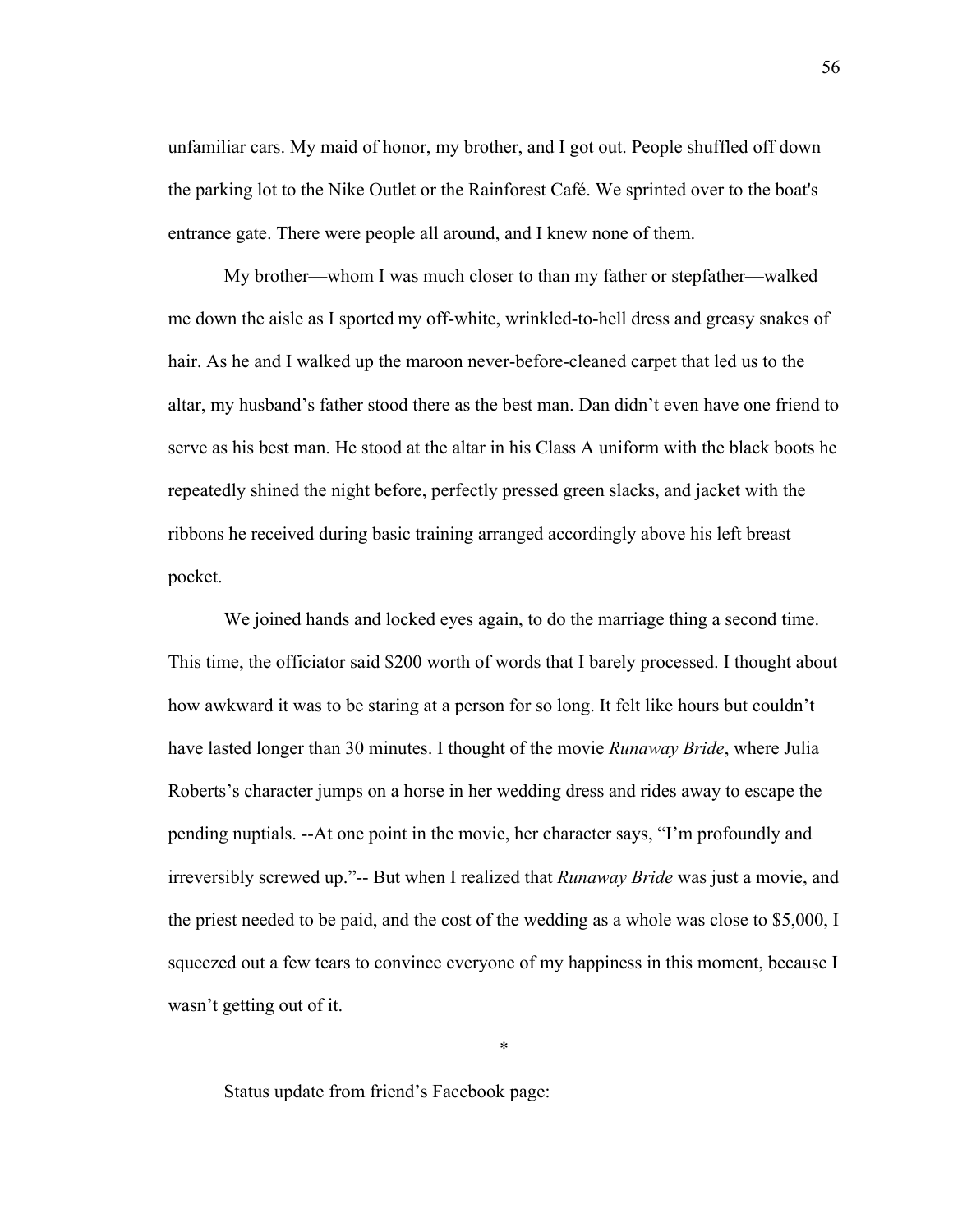unfamiliar cars. My maid of honor, my brother, and I got out. People shuffled off down the parking lot to the Nike Outlet or the Rainforest Café. We sprinted over to the boat's entrance gate. There were people all around, and I knew none of them.

My brother—whom I was much closer to than my father or stepfather—walked me down the aisle as I sported my off-white, wrinkled-to-hell dress and greasy snakes of hair. As he and I walked up the maroon never-before-cleaned carpet that led us to the altar, my husband's father stood there as the best man. Dan didn't even have one friend to serve as his best man. He stood at the altar in his Class A uniform with the black boots he repeatedly shined the night before, perfectly pressed green slacks, and jacket with the ribbons he received during basic training arranged accordingly above his left breast pocket.

We joined hands and locked eyes again, to do the marriage thing a second time. This time, the officiator said $200 worth of words that I barely processed. I thought about how awkward it was to be staring at a person for so long. It felt like hours but couldn't have lasted longer than 30 minutes. I thought of the movie *Runaway Bride*, where Julia Roberts's character jumps on a horse in her wedding dress and rides away to escape the pending nuptials. --At one point in the movie, her character says, "I'm profoundly and irreversibly screwed up."-- But when I realized that *Runaway Bride* was just a movie, and the priest needed to be paid, and the cost of the wedding as a whole was close to $5,000, I squeezed out a few tears to convince everyone of my happiness in this moment, because I wasn't getting out of it.

*

Status update from friend's Facebook page: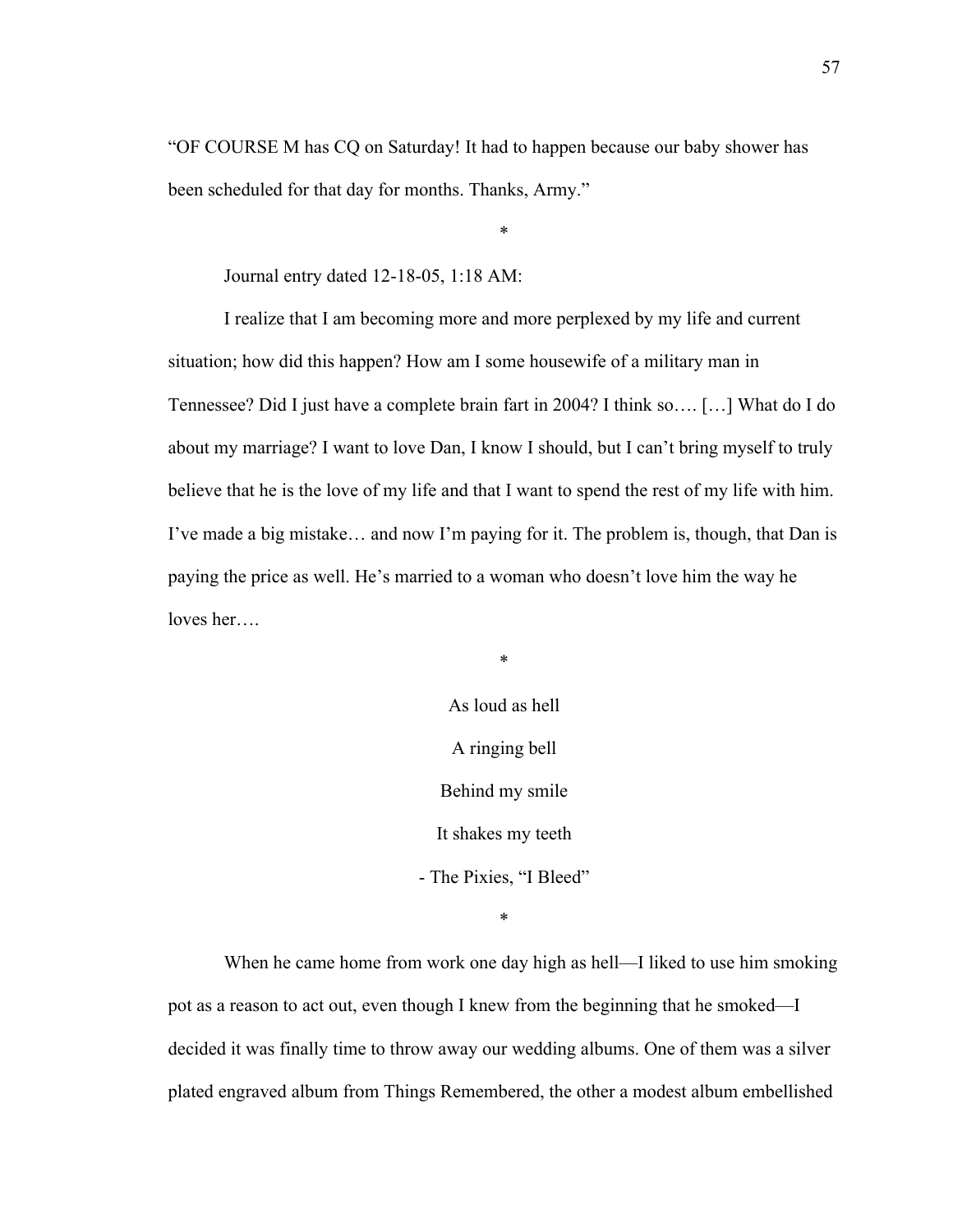"OF COURSE M has CQ on Saturday! It had to happen because our baby shower has been scheduled for that day for months. Thanks, Army."

*

Journal entry dated 12-18-05, 1:18 AM:

I realize that I am becoming more and more perplexed by my life and current situation; how did this happen? How am I some housewife of a military man in Tennessee? Did I just have a complete brain fart in 2004? I think so…. […] What do I do about my marriage? I want to love Dan, I know I should, but I can't bring myself to truly believe that he is the love of my life and that I want to spend the rest of my life with him. I've made a big mistake… and now I'm paying for it. The problem is, though, that Dan is paying the price as well. He's married to a woman who doesn't love him the way he loves her….

*

As loud as hell

A ringing bell

Behind my smile

It shakes my teeth

- The Pixies, "I Bleed"

*

When he came home from work one day high as hell—I liked to use him smoking pot as a reason to act out, even though I knew from the beginning that he smoked—I decided it was finally time to throw away our wedding albums. One of them was a silver plated engraved album from Things Remembered, the other a modest album embellished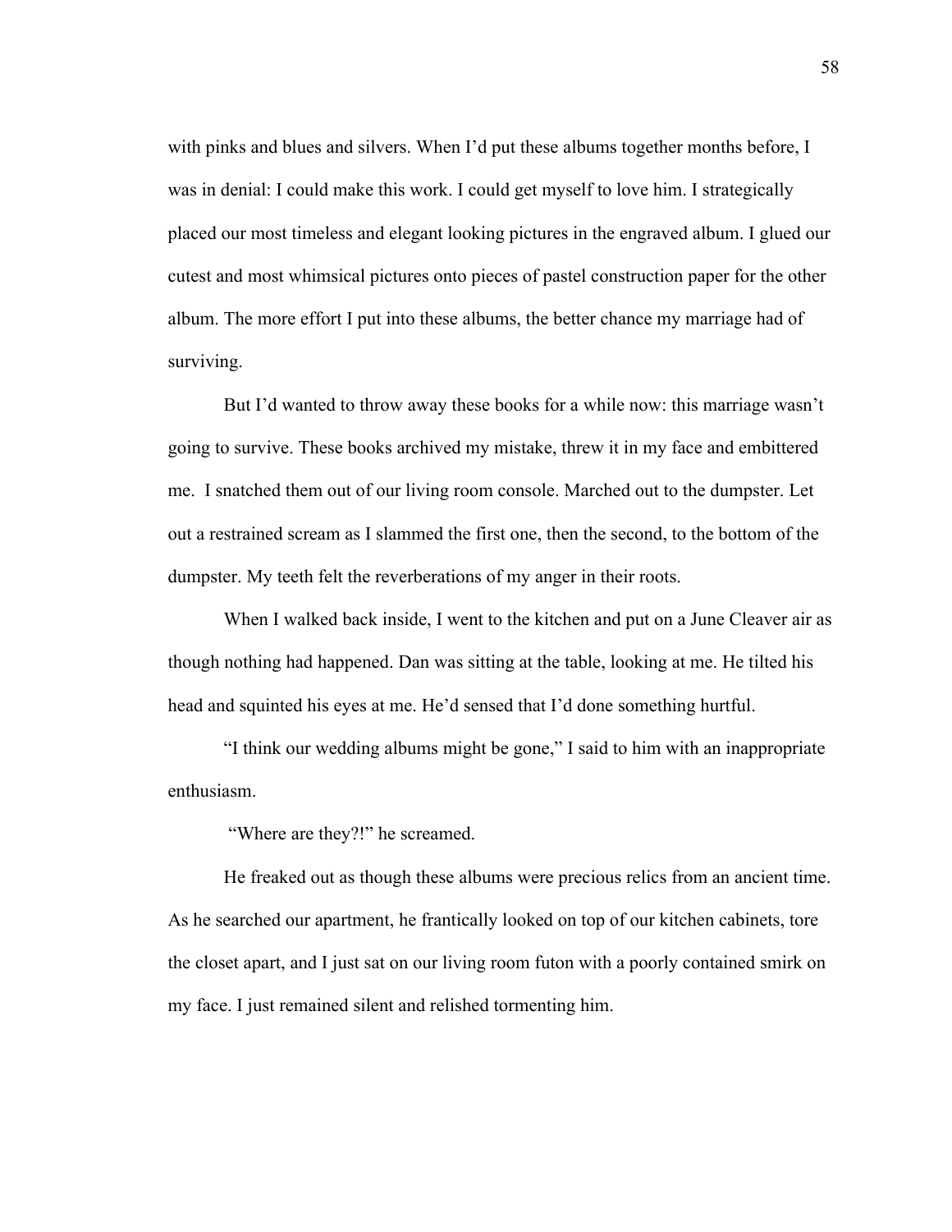with pinks and blues and silvers. When I'd put these albums together months before, I was in denial: I could make this work. I could get myself to love him. I strategically placed our most timeless and elegant looking pictures in the engraved album. I glued our cutest and most whimsical pictures onto pieces of pastel construction paper for the other album. The more effort I put into these albums, the better chance my marriage had of surviving.

But I'd wanted to throw away these books for a while now: this marriage wasn't going to survive. These books archived my mistake, threw it in my face and embittered me. I snatched them out of our living room console. Marched out to the dumpster. Let out a restrained scream as I slammed the first one, then the second, to the bottom of the dumpster. My teeth felt the reverberations of my anger in their roots.

When I walked back inside, I went to the kitchen and put on a June Cleaver air as though nothing had happened. Dan was sitting at the table, looking at me. He tilted his head and squinted his eyes at me. He'd sensed that I'd done something hurtful.

"I think our wedding albums might be gone," I said to him with an inappropriate enthusiasm.

"Where are they?!" he screamed.

He freaked out as though these albums were precious relics from an ancient time. As he searched our apartment, he frantically looked on top of our kitchen cabinets, tore the closet apart, and I just sat on our living room futon with a poorly contained smirk on my face. I just remained silent and relished tormenting him.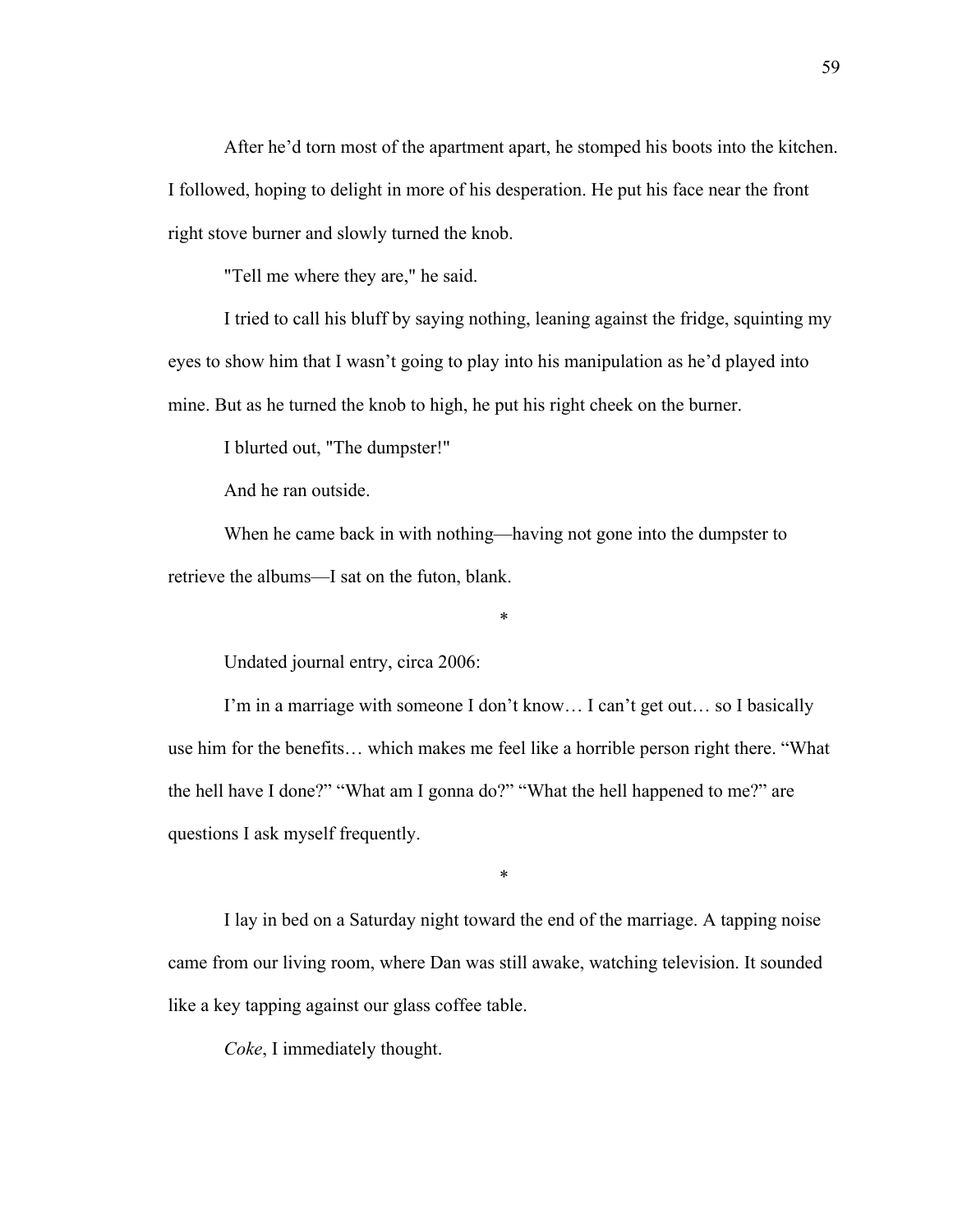After he'd torn most of the apartment apart, he stomped his boots into the kitchen. I followed, hoping to delight in more of his desperation. He put his face near the front right stove burner and slowly turned the knob.

"Tell me where they are," he said.

I tried to call his bluff by saying nothing, leaning against the fridge, squinting my eyes to show him that I wasn't going to play into his manipulation as he'd played into mine. But as he turned the knob to high, he put his right cheek on the burner.

I blurted out, "The dumpster!"

And he ran outside.

When he came back in with nothing—having not gone into the dumpster to retrieve the albums—I sat on the futon, blank.

*

Undated journal entry, circa 2006:

I'm in a marriage with someone I don't know… I can't get out… so I basically use him for the benefits… which makes me feel like a horrible person right there. "What the hell have I done?" "What am I gonna do?" "What the hell happened to me?" are questions I ask myself frequently.

*

I lay in bed on a Saturday night toward the end of the marriage. A tapping noise came from our living room, where Dan was still awake, watching television. It sounded like a key tapping against our glass coffee table.

*Coke*, I immediately thought.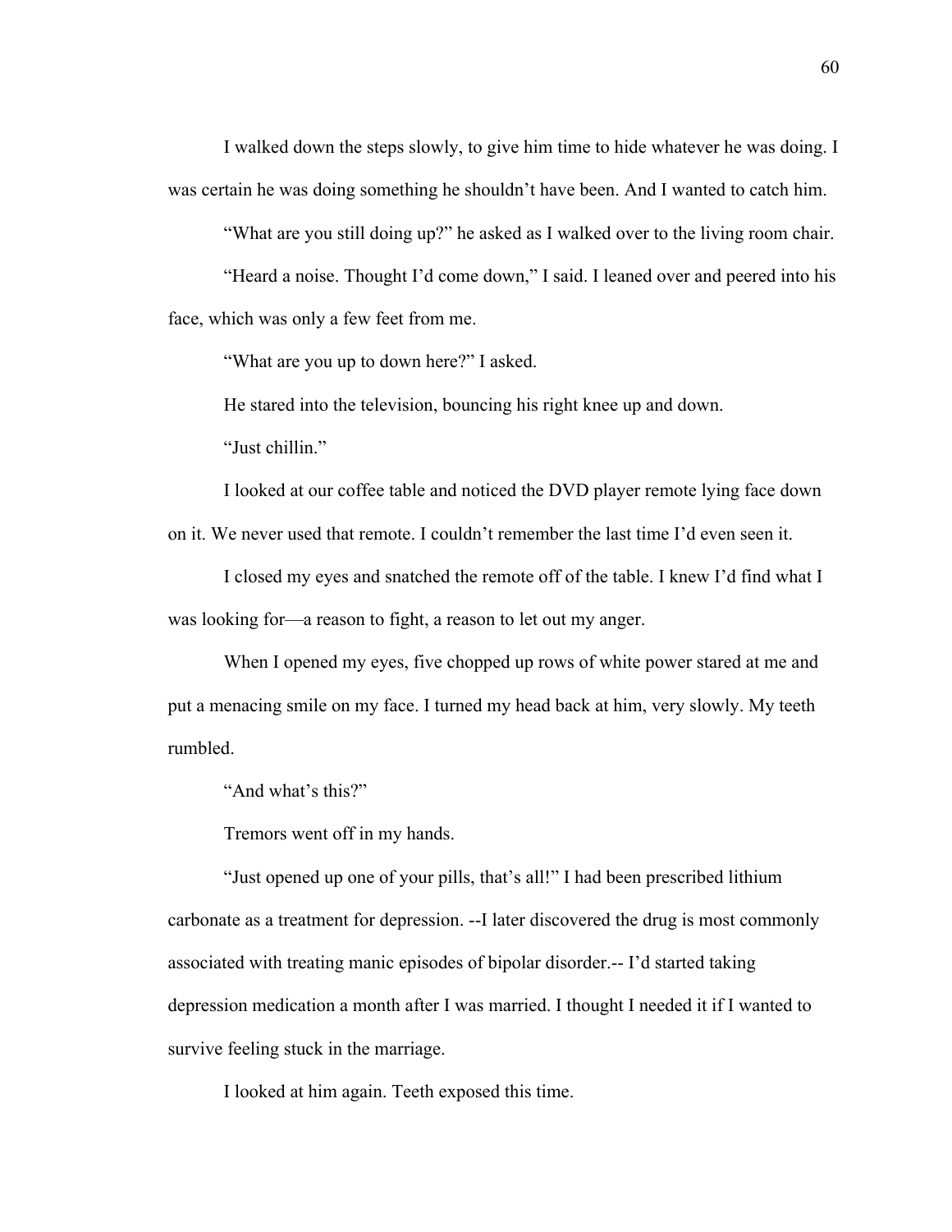I walked down the steps slowly, to give him time to hide whatever he was doing. I was certain he was doing something he shouldn't have been. And I wanted to catch him.

"What are you still doing up?" he asked as I walked over to the living room chair.

"Heard a noise. Thought I'd come down," I said. I leaned over and peered into his face, which was only a few feet from me.

"What are you up to down here?" I asked.

He stared into the television, bouncing his right knee up and down.

"Just chillin."

I looked at our coffee table and noticed the DVD player remote lying face down on it. We never used that remote. I couldn't remember the last time I'd even seen it.

I closed my eyes and snatched the remote off of the table. I knew I'd find what I was looking for—a reason to fight, a reason to let out my anger.

When I opened my eyes, five chopped up rows of white power stared at me and put a menacing smile on my face. I turned my head back at him, very slowly. My teeth rumbled.

"And what's this?"

Tremors went off in my hands.

"Just opened up one of your pills, that's all!" I had been prescribed lithium carbonate as a treatment for depression. --I later discovered the drug is most commonly associated with treating manic episodes of bipolar disorder.-- I'd started taking depression medication a month after I was married. I thought I needed it if I wanted to survive feeling stuck in the marriage.

I looked at him again. Teeth exposed this time.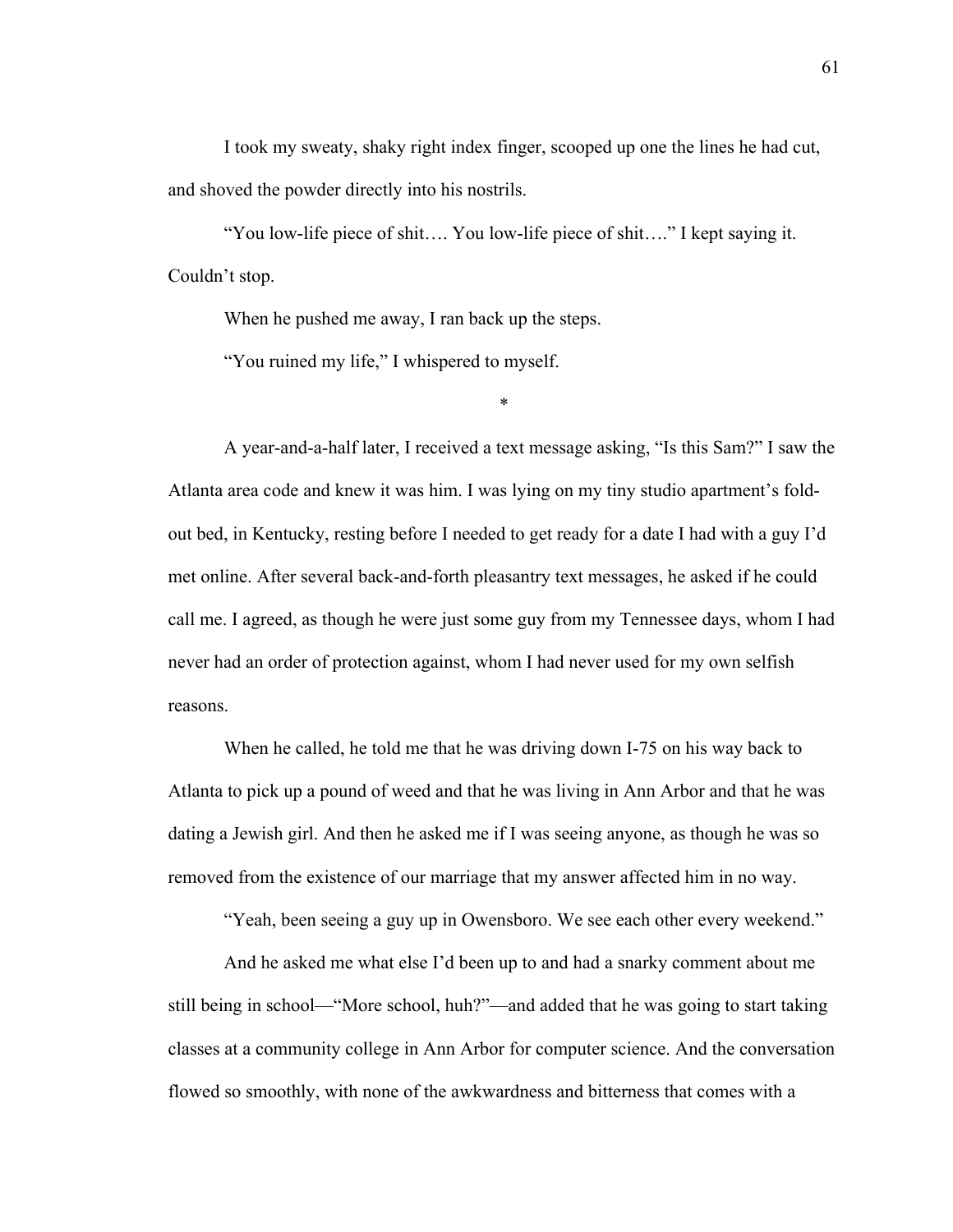I took my sweaty, shaky right index finger, scooped up one the lines he had cut, and shoved the powder directly into his nostrils.

"You low-life piece of shit…. You low-life piece of shit…." I kept saying it. Couldn't stop.

When he pushed me away, I ran back up the steps.

"You ruined my life," I whispered to myself.

*

A year-and-a-half later, I received a text message asking, "Is this Sam?" I saw the Atlanta area code and knew it was him. I was lying on my tiny studio apartment's fold-out bed, in Kentucky, resting before I needed to get ready for a date I had with a guy I'd met online. After several back-and-forth pleasantry text messages, he asked if he could call me. I agreed, as though he were just some guy from my Tennessee days, whom I had never had an order of protection against, whom I had never used for my own selfish reasons.

When he called, he told me that he was driving down I-75 on his way back to Atlanta to pick up a pound of weed and that he was living in Ann Arbor and that he was dating a Jewish girl. And then he asked me if I was seeing anyone, as though he was so removed from the existence of our marriage that my answer affected him in no way.

"Yeah, been seeing a guy up in Owensboro. We see each other every weekend."

And he asked me what else I'd been up to and had a snarky comment about me still being in school—"More school, huh?"—and added that he was going to start taking classes at a community college in Ann Arbor for computer science. And the conversation flowed so smoothly, with none of the awkwardness and bitterness that comes with a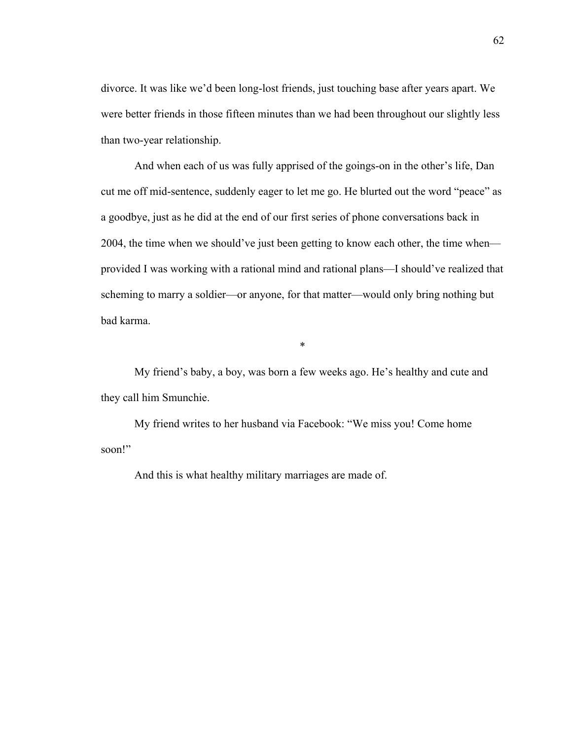divorce. It was like we'd been long-lost friends, just touching base after years apart. We were better friends in those fifteen minutes than we had been throughout our slightly less than two-year relationship.

And when each of us was fully apprised of the goings-on in the other's life, Dan cut me off mid-sentence, suddenly eager to let me go. He blurted out the word "peace" as a goodbye, just as he did at the end of our first series of phone conversations back in 2004, the time when we should've just been getting to know each other, the time when—provided I was working with a rational mind and rational plans—I should've realized that scheming to marry a soldier—or anyone, for that matter—would only bring nothing but bad karma.

*

My friend's baby, a boy, was born a few weeks ago. He's healthy and cute and they call him Smunchie.

My friend writes to her husband via Facebook: "We miss you! Come home soon!"

And this is what healthy military marriages are made of.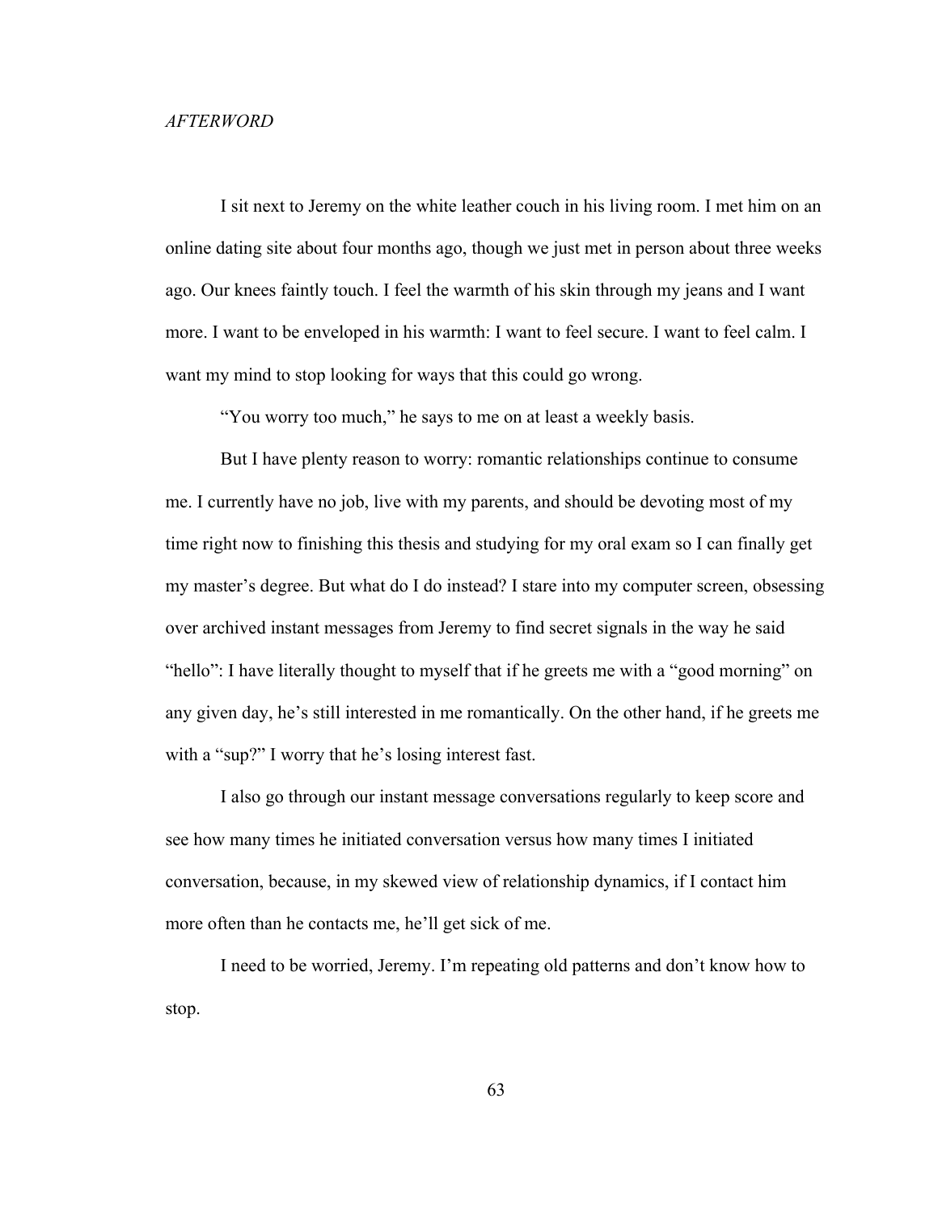*AFTERWORD*

I sit next to Jeremy on the white leather couch in his living room. I met him on an online dating site about four months ago, though we just met in person about three weeks ago. Our knees faintly touch. I feel the warmth of his skin through my jeans and I want more. I want to be enveloped in his warmth: I want to feel secure. I want to feel calm. I want my mind to stop looking for ways that this could go wrong.

"You worry too much," he says to me on at least a weekly basis.

But I have plenty reason to worry: romantic relationships continue to consume me. I currently have no job, live with my parents, and should be devoting most of my time right now to finishing this thesis and studying for my oral exam so I can finally get my master's degree. But what do I do instead? I stare into my computer screen, obsessing over archived instant messages from Jeremy to find secret signals in the way he said "hello": I have literally thought to myself that if he greets me with a "good morning" on any given day, he's still interested in me romantically. On the other hand, if he greets me with a "sup?" I worry that he's losing interest fast.

I also go through our instant message conversations regularly to keep score and see how many times he initiated conversation versus how many times I initiated conversation, because, in my skewed view of relationship dynamics, if I contact him more often than he contacts me, he'll get sick of me.

I need to be worried, Jeremy. I'm repeating old patterns and don't know how to stop.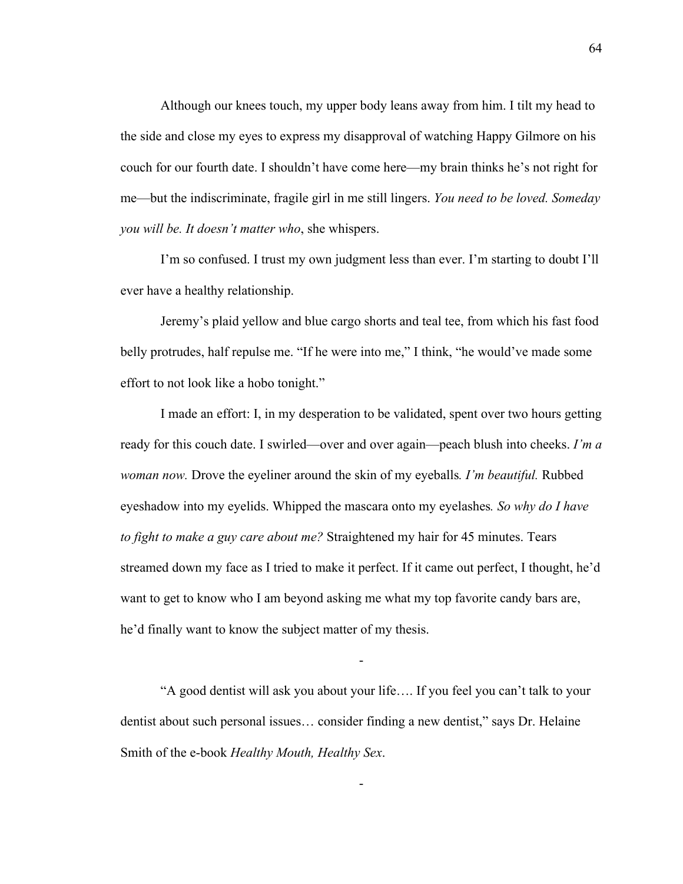Although our knees touch, my upper body leans away from him. I tilt my head to the side and close my eyes to express my disapproval of watching Happy Gilmore on his couch for our fourth date. I shouldn't have come here—my brain thinks he's not right for me—but the indiscriminate, fragile girl in me still lingers. *You need to be loved. Someday you will be. It doesn't matter who*, she whispers.

I'm so confused. I trust my own judgment less than ever. I'm starting to doubt I'll ever have a healthy relationship.

Jeremy's plaid yellow and blue cargo shorts and teal tee, from which his fast food belly protrudes, half repulse me. "If he were into me," I think, "he would've made some effort to not look like a hobo tonight."

I made an effort: I, in my desperation to be validated, spent over two hours getting ready for this couch date. I swirled—over and over again—peach blush into cheeks. *I'm a woman now.* Drove the eyeliner around the skin of my eyeballs*. I'm beautiful.* Rubbed eyeshadow into my eyelids. Whipped the mascara onto my eyelashes*. So why do I have to fight to make a guy care about me?* Straightened my hair for 45 minutes. Tears streamed down my face as I tried to make it perfect. If it came out perfect, I thought, he'd want to get to know who I am beyond asking me what my top favorite candy bars are, he'd finally want to know the subject matter of my thesis.

-

"A good dentist will ask you about your life…. If you feel you can't talk to your dentist about such personal issues… consider finding a new dentist," says Dr. Helaine Smith of the e-book *Healthy Mouth, Healthy Sex*.

-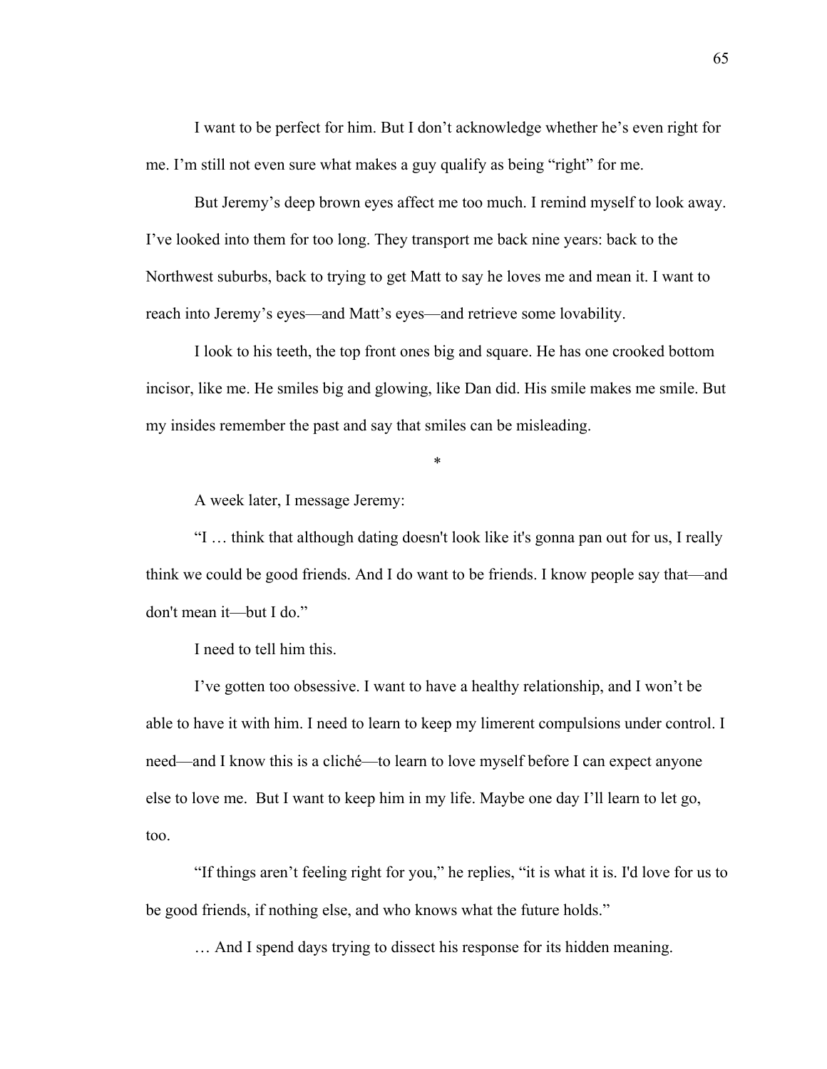I want to be perfect for him. But I don't acknowledge whether he's even right for me. I'm still not even sure what makes a guy qualify as being "right" for me.

But Jeremy's deep brown eyes affect me too much. I remind myself to look away. I've looked into them for too long. They transport me back nine years: back to the Northwest suburbs, back to trying to get Matt to say he loves me and mean it. I want to reach into Jeremy's eyes—and Matt's eyes—and retrieve some lovability.

I look to his teeth, the top front ones big and square. He has one crooked bottom incisor, like me. He smiles big and glowing, like Dan did. His smile makes me smile. But my insides remember the past and say that smiles can be misleading.

*

A week later, I message Jeremy:

"I … think that although dating doesn't look like it's gonna pan out for us, I really think we could be good friends. And I do want to be friends. I know people say that—and don't mean it—but I do."

I need to tell him this.

I've gotten too obsessive. I want to have a healthy relationship, and I won't be able to have it with him. I need to learn to keep my limerent compulsions under control. I need—and I know this is a cliché—to learn to love myself before I can expect anyone else to love me. But I want to keep him in my life. Maybe one day I'll learn to let go, too.

"If things aren't feeling right for you," he replies, "it is what it is. I'd love for us to be good friends, if nothing else, and who knows what the future holds."

… And I spend days trying to dissect his response for its hidden meaning.